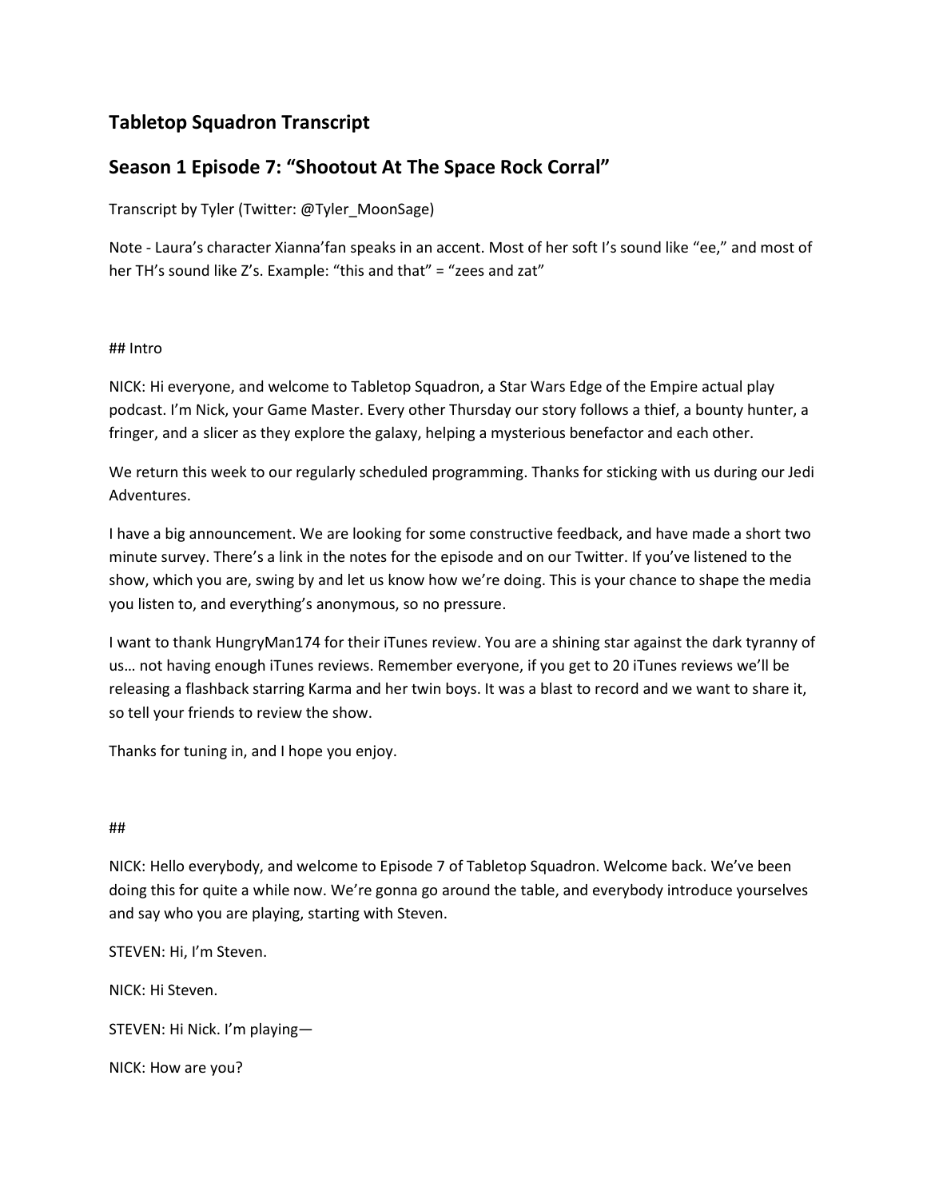## Tabletop Squadron Transcript

## Season 1 Episode 7: "Shootout At The Space Rock Corral"

Transcript by Tyler (Twitter: @Tyler_MoonSage)

Note - Laura's character Xianna'fan speaks in an accent. Most of her soft I's sound like "ee," and most of her TH's sound like Z's. Example: "this and that" = "zees and zat"

## Intro

NICK: Hi everyone, and welcome to Tabletop Squadron, a Star Wars Edge of the Empire actual play podcast. I'm Nick, your Game Master. Every other Thursday our story follows a thief, a bounty hunter, a fringer, and a slicer as they explore the galaxy, helping a mysterious benefactor and each other.

We return this week to our regularly scheduled programming. Thanks for sticking with us during our Jedi Adventures.

I have a big announcement. We are looking for some constructive feedback, and have made a short two minute survey. There's a link in the notes for the episode and on our Twitter. If you've listened to the show, which you are, swing by and let us know how we're doing. This is your chance to shape the media you listen to, and everything's anonymous, so no pressure.

I want to thank HungryMan174 for their iTunes review. You are a shining star against the dark tyranny of us… not having enough iTunes reviews. Remember everyone, if you get to 20 iTunes reviews we'll be releasing a flashback starring Karma and her twin boys. It was a blast to record and we want to share it, so tell your friends to review the show.

Thanks for tuning in, and I hope you enjoy.

##

NICK: Hello everybody, and welcome to Episode 7 of Tabletop Squadron. Welcome back. We've been doing this for quite a while now. We're gonna go around the table, and everybody introduce yourselves and say who you are playing, starting with Steven.

STEVEN: Hi, I'm Steven.

NICK: Hi Steven.

STEVEN: Hi Nick. I'm playing—

NICK: How are you?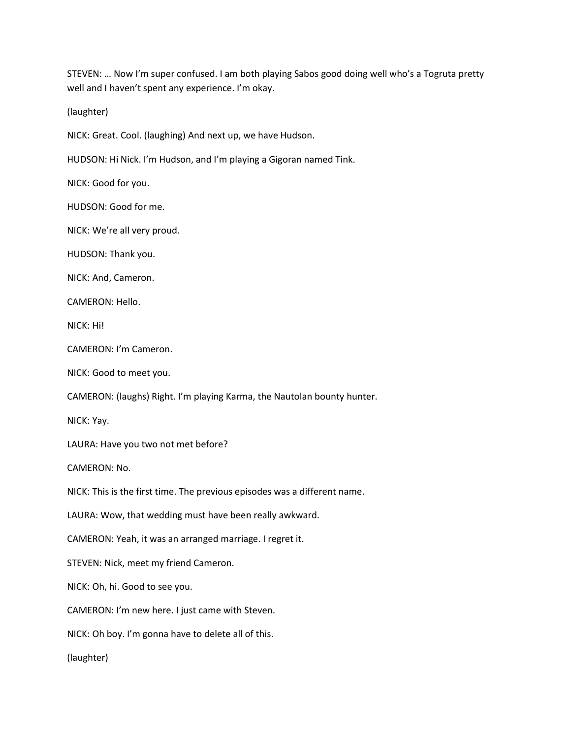STEVEN: … Now I'm super confused. I am both playing Sabos good doing well who's a Togruta pretty well and I haven't spent any experience. I'm okay.

(laughter)

NICK: Great. Cool. (laughing) And next up, we have Hudson.

HUDSON: Hi Nick. I'm Hudson, and I'm playing a Gigoran named Tink.

NICK: Good for you.

HUDSON: Good for me.

NICK: We're all very proud.

HUDSON: Thank you.

NICK: And, Cameron.

CAMERON: Hello.

NICK: Hi!

CAMERON: I'm Cameron.

NICK: Good to meet you.

CAMERON: (laughs) Right. I'm playing Karma, the Nautolan bounty hunter.

NICK: Yay.

LAURA: Have you two not met before?

CAMERON: No.

NICK: This is the first time. The previous episodes was a different name.

LAURA: Wow, that wedding must have been really awkward.

CAMERON: Yeah, it was an arranged marriage. I regret it.

STEVEN: Nick, meet my friend Cameron.

NICK: Oh, hi. Good to see you.

CAMERON: I'm new here. I just came with Steven.

NICK: Oh boy. I'm gonna have to delete all of this.

(laughter)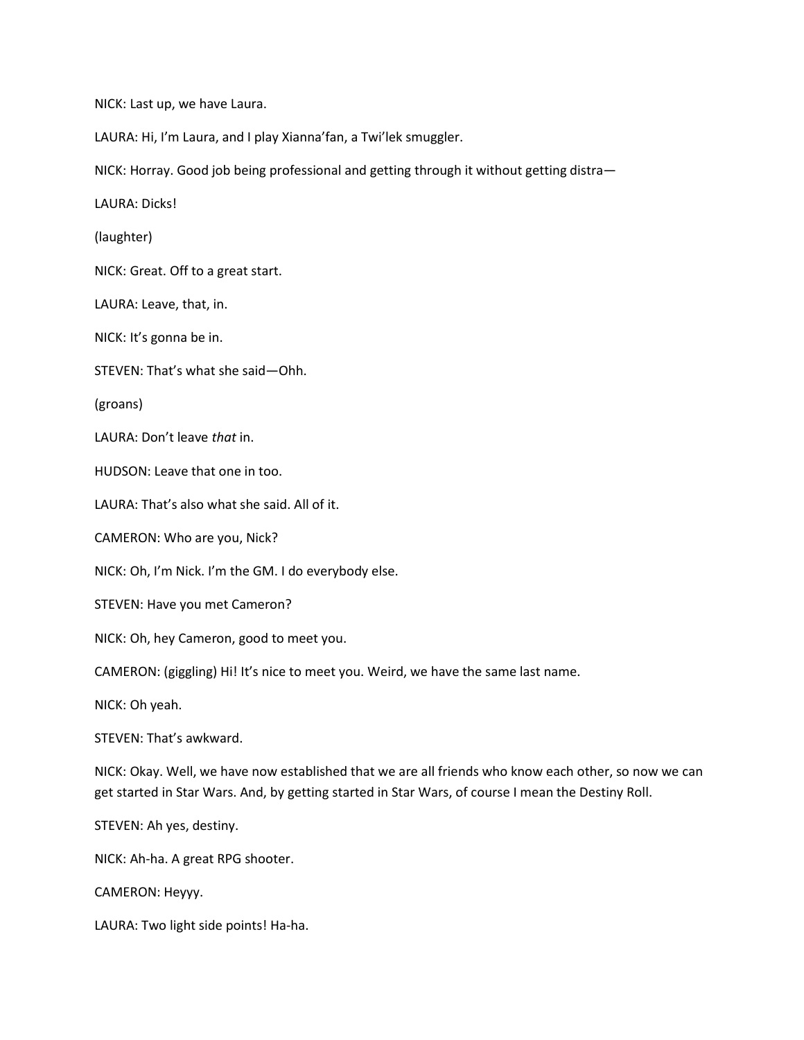NICK: Last up, we have Laura.

LAURA: Hi, I'm Laura, and I play Xianna'fan, a Twi'lek smuggler.

NICK: Horray. Good job being professional and getting through it without getting distra—

LAURA: Dicks!

(laughter)

NICK: Great. Off to a great start.

LAURA: Leave, that, in.

NICK: It's gonna be in.

STEVEN: That's what she said—Ohh.

(groans)

LAURA: Don't leave *that* in.

HUDSON: Leave that one in too.

LAURA: That's also what she said. All of it.

CAMERON: Who are you, Nick?

NICK: Oh, I'm Nick. I'm the GM. I do everybody else.

STEVEN: Have you met Cameron?

NICK: Oh, hey Cameron, good to meet you.

CAMERON: (giggling) Hi! It's nice to meet you. Weird, we have the same last name.

NICK: Oh yeah.

STEVEN: That's awkward.

NICK: Okay. Well, we have now established that we are all friends who know each other, so now we can get started in Star Wars. And, by getting started in Star Wars, of course I mean the Destiny Roll.

STEVEN: Ah yes, destiny.

NICK: Ah-ha. A great RPG shooter.

CAMERON: Heyyy.

LAURA: Two light side points! Ha-ha.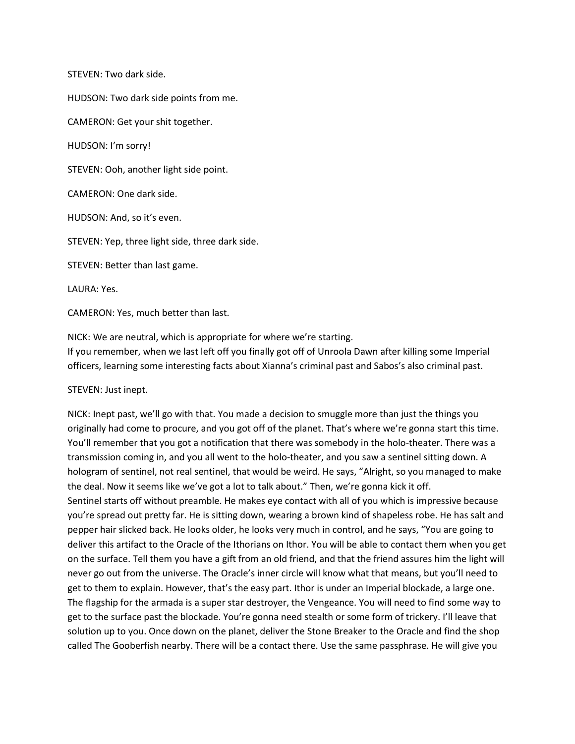STEVEN: Two dark side.

HUDSON: Two dark side points from me.

CAMERON: Get your shit together.

HUDSON: I'm sorry!

STEVEN: Ooh, another light side point.

CAMERON: One dark side.

HUDSON: And, so it's even.

STEVEN: Yep, three light side, three dark side.

STEVEN: Better than last game.

LAURA: Yes.

CAMERON: Yes, much better than last.

NICK: We are neutral, which is appropriate for where we're starting.
If you remember, when we last left off you finally got off of Unroola Dawn after killing some Imperial officers, learning some interesting facts about Xianna's criminal past and Sabos's also criminal past.

STEVEN: Just inept.

NICK: Inept past, we'll go with that. You made a decision to smuggle more than just the things you originally had come to procure, and you got off of the planet. That's where we're gonna start this time. You'll remember that you got a notification that there was somebody in the holo-theater. There was a transmission coming in, and you all went to the holo-theater, and you saw a sentinel sitting down. A hologram of sentinel, not real sentinel, that would be weird. He says, "Alright, so you managed to make the deal. Now it seems like we've got a lot to talk about." Then, we're gonna kick it off.
Sentinel starts off without preamble. He makes eye contact with all of you which is impressive because you're spread out pretty far. He is sitting down, wearing a brown kind of shapeless robe. He has salt and pepper hair slicked back. He looks older, he looks very much in control, and he says, "You are going to deliver this artifact to the Oracle of the Ithorians on Ithor. You will be able to contact them when you get on the surface. Tell them you have a gift from an old friend, and that the friend assures him the light will never go out from the universe. The Oracle's inner circle will know what that means, but you'll need to get to them to explain. However, that's the easy part. Ithor is under an Imperial blockade, a large one. The flagship for the armada is a super star destroyer, the Vengeance. You will need to find some way to get to the surface past the blockade. You're gonna need stealth or some form of trickery. I'll leave that solution up to you. Once down on the planet, deliver the Stone Breaker to the Oracle and find the shop called The Gooberfish nearby. There will be a contact there. Use the same passphrase. He will give you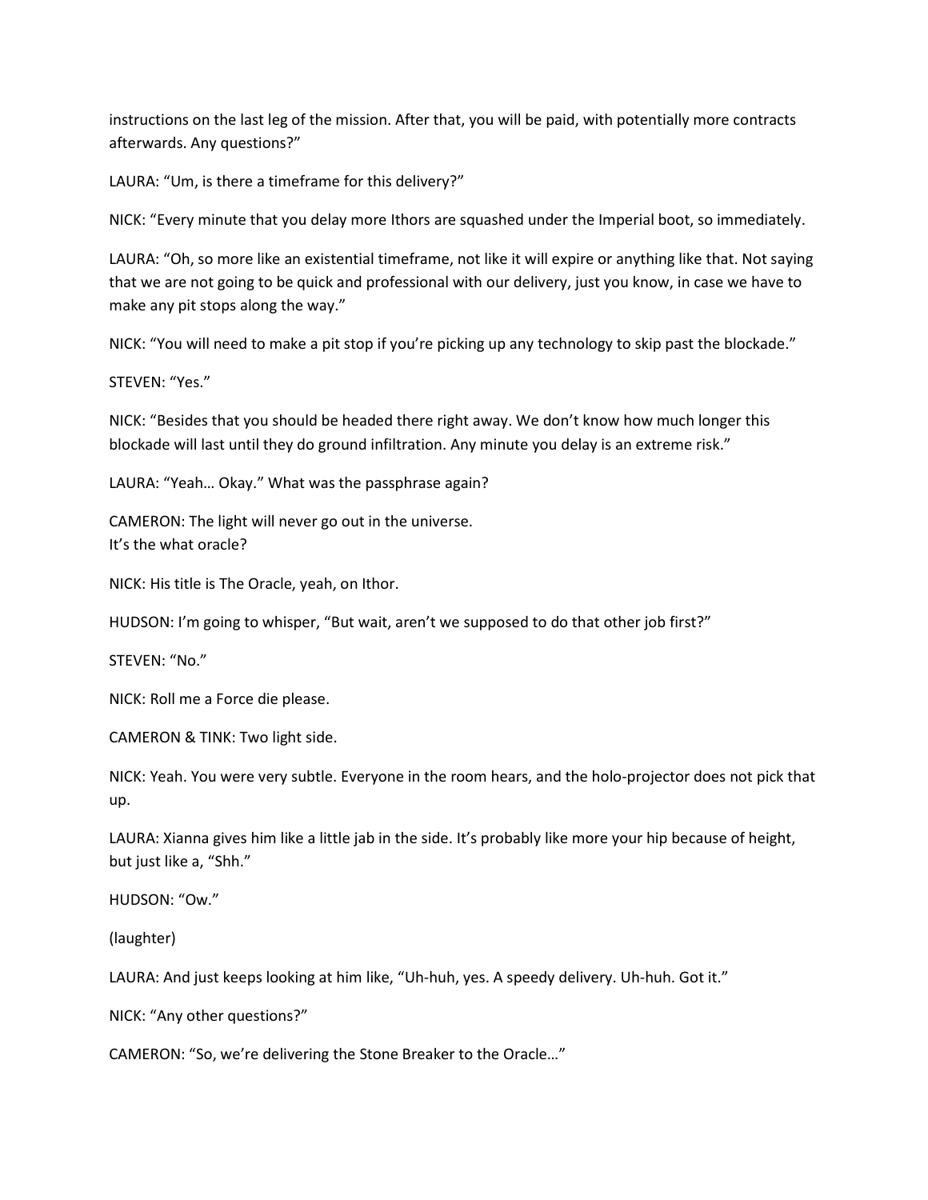instructions on the last leg of the mission. After that, you will be paid, with potentially more contracts afterwards. Any questions?"

LAURA: "Um, is there a timeframe for this delivery?"

NICK: "Every minute that you delay more Ithors are squashed under the Imperial boot, so immediately.

LAURA: "Oh, so more like an existential timeframe, not like it will expire or anything like that. Not saying that we are not going to be quick and professional with our delivery, just you know, in case we have to make any pit stops along the way."

NICK: "You will need to make a pit stop if you're picking up any technology to skip past the blockade."

STEVEN: "Yes."

NICK: "Besides that you should be headed there right away. We don't know how much longer this blockade will last until they do ground infiltration. Any minute you delay is an extreme risk."

LAURA: "Yeah… Okay." What was the passphrase again?

CAMERON: The light will never go out in the universe.
It's the what oracle?

NICK: His title is The Oracle, yeah, on Ithor.

HUDSON: I'm going to whisper, "But wait, aren't we supposed to do that other job first?"

STEVEN: "No."

NICK: Roll me a Force die please.

CAMERON & TINK: Two light side.

NICK: Yeah. You were very subtle. Everyone in the room hears, and the holo-projector does not pick that up.

LAURA: Xianna gives him like a little jab in the side. It's probably like more your hip because of height, but just like a, "Shh."

HUDSON: "Ow."

(laughter)

LAURA: And just keeps looking at him like, "Uh-huh, yes. A speedy delivery. Uh-huh. Got it."

NICK: "Any other questions?"

CAMERON: "So, we're delivering the Stone Breaker to the Oracle…"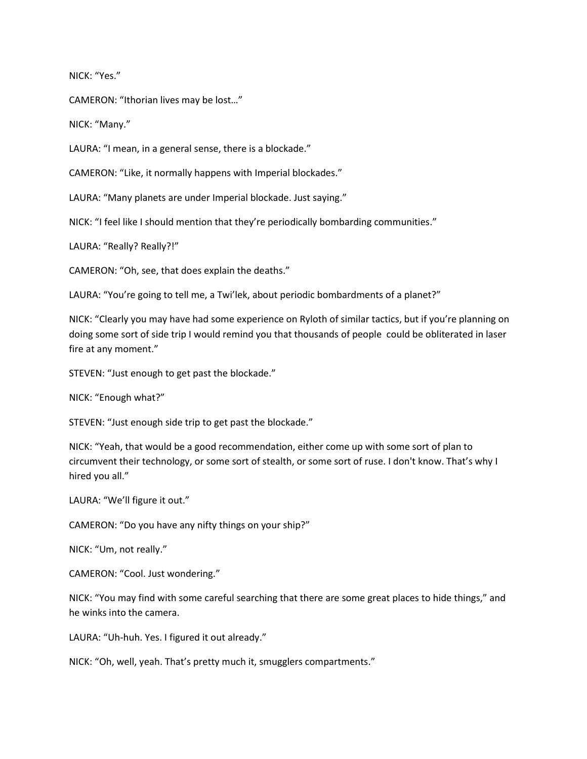NICK: “Yes.”

CAMERON: “Ithorian lives may be lost…”

NICK: “Many.”

LAURA: “I mean, in a general sense, there is a blockade.”

CAMERON: “Like, it normally happens with Imperial blockades.”

LAURA: “Many planets are under Imperial blockade. Just saying.”

NICK: “I feel like I should mention that they’re periodically bombarding communities.”

LAURA: “Really? Really?!”

CAMERON: “Oh, see, that does explain the deaths.”

LAURA: “You’re going to tell me, a Twi’lek, about periodic bombardments of a planet?”

NICK: “Clearly you may have had some experience on Ryloth of similar tactics, but if you’re planning on doing some sort of side trip I would remind you that thousands of people could be obliterated in laser fire at any moment.”

STEVEN: “Just enough to get past the blockade.”

NICK: “Enough what?”

STEVEN: “Just enough side trip to get past the blockade.”

NICK: “Yeah, that would be a good recommendation, either come up with some sort of plan to circumvent their technology, or some sort of stealth, or some sort of ruse. I don't know. That’s why I hired you all.”

LAURA: “We’ll figure it out.”

CAMERON: “Do you have any nifty things on your ship?”

NICK: “Um, not really.”

CAMERON: “Cool. Just wondering.”

NICK: “You may find with some careful searching that there are some great places to hide things,” and he winks into the camera.

LAURA: “Uh-huh. Yes. I figured it out already.”

NICK: “Oh, well, yeah. That’s pretty much it, smugglers compartments.”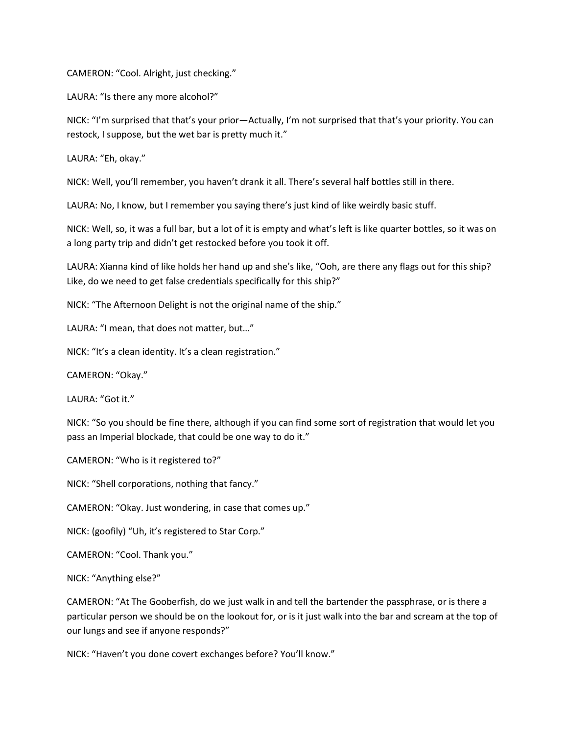CAMERON: “Cool. Alright, just checking.”

LAURA: “Is there any more alcohol?”

NICK: “I’m surprised that that’s your prior—Actually, I’m not surprised that that’s your priority. You can restock, I suppose, but the wet bar is pretty much it.”

LAURA: “Eh, okay.”

NICK: Well, you’ll remember, you haven’t drank it all. There’s several half bottles still in there.

LAURA: No, I know, but I remember you saying there’s just kind of like weirdly basic stuff.

NICK: Well, so, it was a full bar, but a lot of it is empty and what’s left is like quarter bottles, so it was on a long party trip and didn’t get restocked before you took it off.

LAURA: Xianna kind of like holds her hand up and she’s like, “Ooh, are there any flags out for this ship? Like, do we need to get false credentials specifically for this ship?”

NICK: “The Afternoon Delight is not the original name of the ship.”

LAURA: “I mean, that does not matter, but…”

NICK: “It’s a clean identity. It’s a clean registration.”

CAMERON: “Okay.”

LAURA: “Got it.”

NICK: “So you should be fine there, although if you can find some sort of registration that would let you pass an Imperial blockade, that could be one way to do it.”

CAMERON: “Who is it registered to?”

NICK: “Shell corporations, nothing that fancy.”

CAMERON: “Okay. Just wondering, in case that comes up.”

NICK: (goofily) “Uh, it’s registered to Star Corp.”

CAMERON: “Cool. Thank you.”

NICK: “Anything else?”

CAMERON: “At The Gooberfish, do we just walk in and tell the bartender the passphrase, or is there a particular person we should be on the lookout for, or is it just walk into the bar and scream at the top of our lungs and see if anyone responds?”

NICK: “Haven’t you done covert exchanges before? You’ll know.”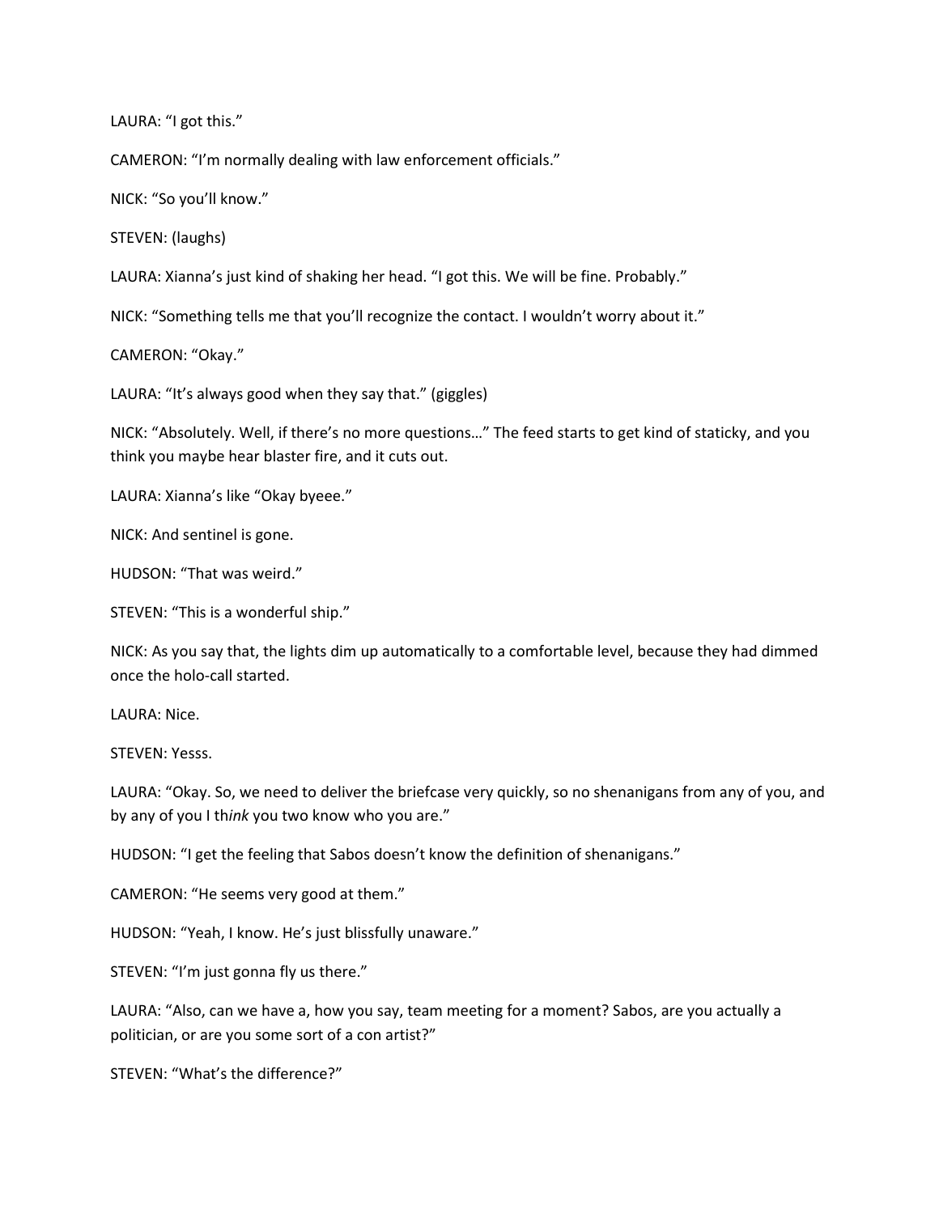LAURA: “I got this.”

CAMERON: “I’m normally dealing with law enforcement officials.”

NICK: “So you’ll know.”

STEVEN: (laughs)

LAURA: Xianna’s just kind of shaking her head. “I got this. We will be fine. Probably.”

NICK: “Something tells me that you’ll recognize the contact. I wouldn’t worry about it.”

CAMERON: “Okay.”

LAURA: “It’s always good when they say that.” (giggles)

NICK: “Absolutely. Well, if there’s no more questions…” The feed starts to get kind of staticky, and you think you maybe hear blaster fire, and it cuts out.

LAURA: Xianna’s like “Okay byeee.”

NICK: And sentinel is gone.

HUDSON: “That was weird.”

STEVEN: “This is a wonderful ship.”

NICK: As you say that, the lights dim up automatically to a comfortable level, because they had dimmed once the holo-call started.

LAURA: Nice.

STEVEN: Yesss.

LAURA: “Okay. So, we need to deliver the briefcase very quickly, so no shenanigans from any of you, and by any of you I th*ink* you two know who you are.”

HUDSON: “I get the feeling that Sabos doesn’t know the definition of shenanigans.”

CAMERON: “He seems very good at them.”

HUDSON: “Yeah, I know. He’s just blissfully unaware.”

STEVEN: “I’m just gonna fly us there.”

LAURA: “Also, can we have a, how you say, team meeting for a moment? Sabos, are you actually a politician, or are you some sort of a con artist?”

STEVEN: “What’s the difference?”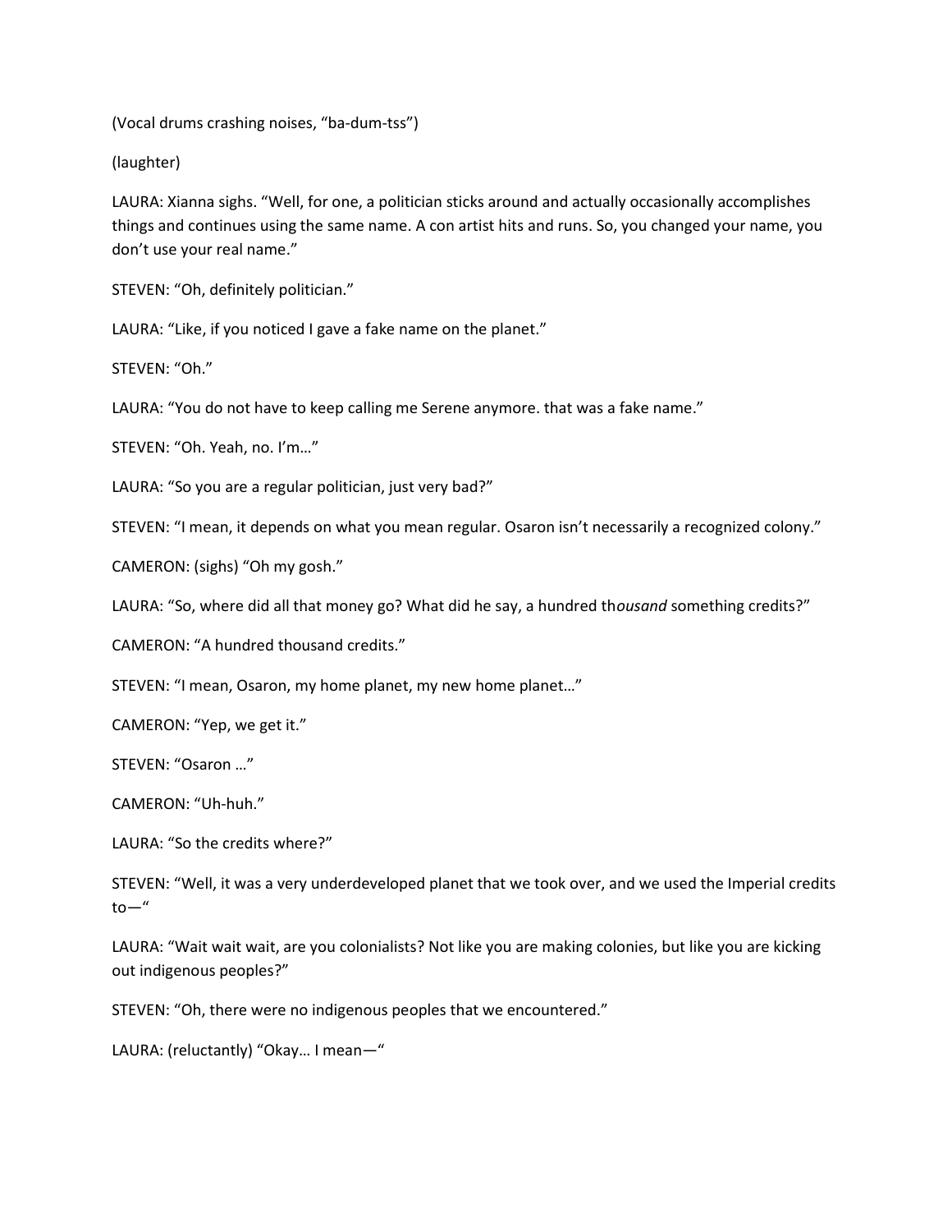(Vocal drums crashing noises, “ba-dum-tss”)

(laughter)

LAURA: Xianna sighs. “Well, for one, a politician sticks around and actually occasionally accomplishes things and continues using the same name. A con artist hits and runs. So, you changed your name, you don’t use your real name.”

STEVEN: “Oh, definitely politician.”

LAURA: “Like, if you noticed I gave a fake name on the planet.”

STEVEN: “Oh.”

LAURA: “You do not have to keep calling me Serene anymore. that was a fake name.”

STEVEN: “Oh. Yeah, no. I’m…”

LAURA: “So you are a regular politician, just very bad?”

STEVEN: “I mean, it depends on what you mean regular. Osaron isn’t necessarily a recognized colony.”

CAMERON: (sighs) “Oh my gosh.”

LAURA: “So, where did all that money go? What did he say, a hundred th*ousand* something credits?”

CAMERON: “A hundred thousand credits.”

STEVEN: “I mean, Osaron, my home planet, my new home planet…”

CAMERON: “Yep, we get it.”

STEVEN: “Osaron …”

CAMERON: “Uh-huh.”

LAURA: “So the credits where?”

STEVEN: “Well, it was a very underdeveloped planet that we took over, and we used the Imperial credits to—“

LAURA: “Wait wait wait, are you colonialists? Not like you are making colonies, but like you are kicking out indigenous peoples?”

STEVEN: “Oh, there were no indigenous peoples that we encountered.”

LAURA: (reluctantly) “Okay… I mean—“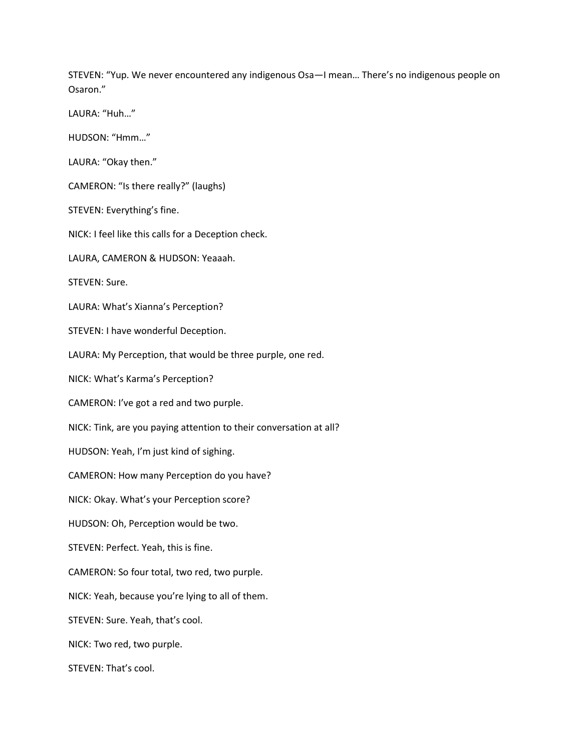STEVEN: "Yup. We never encountered any indigenous Osa—I mean… There's no indigenous people on Osaron."

LAURA: "Huh…"

HUDSON: "Hmm…"

LAURA: "Okay then."

CAMERON: "Is there really?" (laughs)

STEVEN: Everything's fine.

NICK: I feel like this calls for a Deception check.

LAURA, CAMERON & HUDSON: Yeaaah.

STEVEN: Sure.

LAURA: What's Xianna's Perception?

STEVEN: I have wonderful Deception.

LAURA: My Perception, that would be three purple, one red.

NICK: What's Karma's Perception?

CAMERON: I've got a red and two purple.

NICK: Tink, are you paying attention to their conversation at all?

HUDSON: Yeah, I'm just kind of sighing.

CAMERON: How many Perception do you have?

NICK: Okay. What's your Perception score?

HUDSON: Oh, Perception would be two.

STEVEN: Perfect. Yeah, this is fine.

CAMERON: So four total, two red, two purple.

NICK: Yeah, because you're lying to all of them.

STEVEN: Sure. Yeah, that's cool.

NICK: Two red, two purple.

STEVEN: That's cool.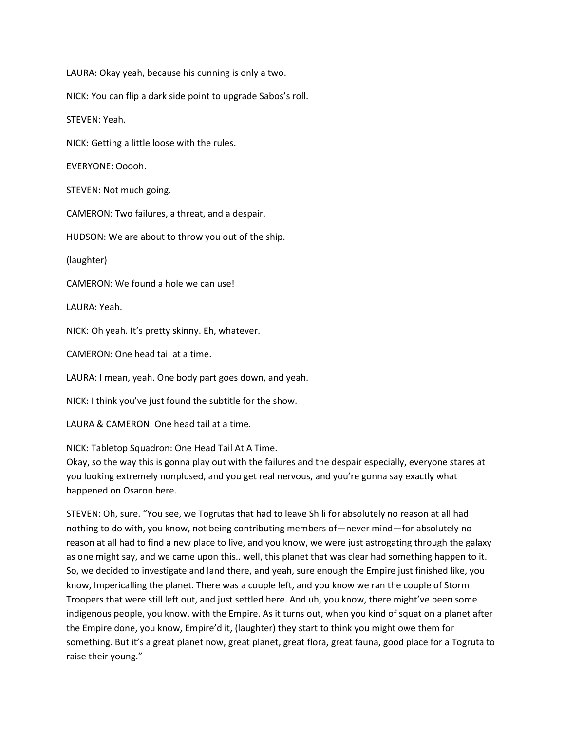LAURA: Okay yeah, because his cunning is only a two.

NICK: You can flip a dark side point to upgrade Sabos's roll.

STEVEN: Yeah.

NICK: Getting a little loose with the rules.

EVERYONE: Ooooh.

STEVEN: Not much going.

CAMERON: Two failures, a threat, and a despair.

HUDSON: We are about to throw you out of the ship.

(laughter)

CAMERON: We found a hole we can use!

LAURA: Yeah.

NICK: Oh yeah. It's pretty skinny. Eh, whatever.

CAMERON: One head tail at a time.

LAURA: I mean, yeah. One body part goes down, and yeah.

NICK: I think you've just found the subtitle for the show.

LAURA & CAMERON: One head tail at a time.

NICK: Tabletop Squadron: One Head Tail At A Time.
Okay, so the way this is gonna play out with the failures and the despair especially, everyone stares at you looking extremely nonplused, and you get real nervous, and you're gonna say exactly what happened on Osaron here.

STEVEN: Oh, sure. "You see, we Togrutas that had to leave Shili for absolutely no reason at all had nothing to do with, you know, not being contributing members of—never mind—for absolutely no reason at all had to find a new place to live, and you know, we were just astrogating through the galaxy as one might say, and we came upon this.. well, this planet that was clear had something happen to it. So, we decided to investigate and land there, and yeah, sure enough the Empire just finished like, you know, Impericalling the planet. There was a couple left, and you know we ran the couple of Storm Troopers that were still left out, and just settled here. And uh, you know, there might've been some indigenous people, you know, with the Empire. As it turns out, when you kind of squat on a planet after the Empire done, you know, Empire'd it, (laughter) they start to think you might owe them for something. But it's a great planet now, great planet, great flora, great fauna, good place for a Togruta to raise their young."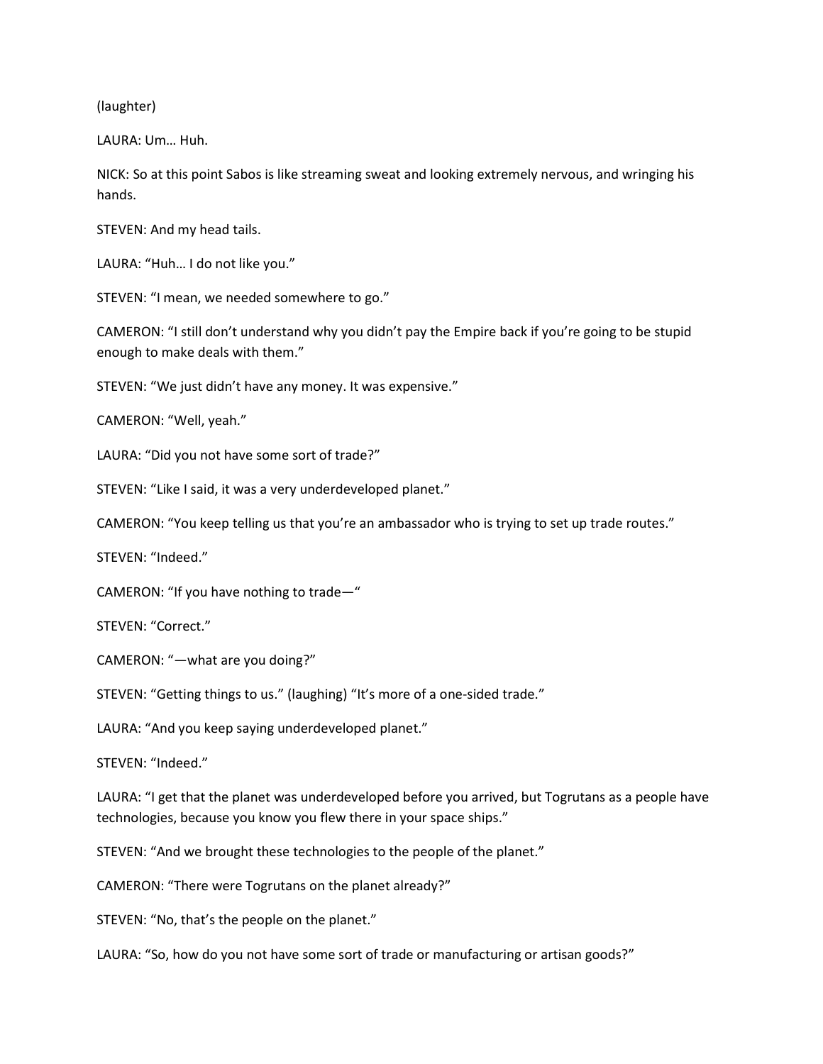(laughter)

LAURA: Um… Huh.

NICK: So at this point Sabos is like streaming sweat and looking extremely nervous, and wringing his hands.

STEVEN: And my head tails.

LAURA: "Huh… I do not like you."

STEVEN: "I mean, we needed somewhere to go."

CAMERON: "I still don't understand why you didn't pay the Empire back if you're going to be stupid enough to make deals with them."

STEVEN: "We just didn't have any money. It was expensive."

CAMERON: "Well, yeah."

LAURA: "Did you not have some sort of trade?"

STEVEN: "Like I said, it was a very underdeveloped planet."

CAMERON: "You keep telling us that you're an ambassador who is trying to set up trade routes."

STEVEN: "Indeed."

CAMERON: "If you have nothing to trade—"

STEVEN: "Correct."

CAMERON: "—what are you doing?"

STEVEN: "Getting things to us." (laughing) "It's more of a one-sided trade."

LAURA: "And you keep saying underdeveloped planet."

STEVEN: "Indeed."

LAURA: "I get that the planet was underdeveloped before you arrived, but Togrutans as a people have technologies, because you know you flew there in your space ships."

STEVEN: "And we brought these technologies to the people of the planet."

CAMERON: "There were Togrutans on the planet already?"

STEVEN: "No, that's the people on the planet."

LAURA: "So, how do you not have some sort of trade or manufacturing or artisan goods?"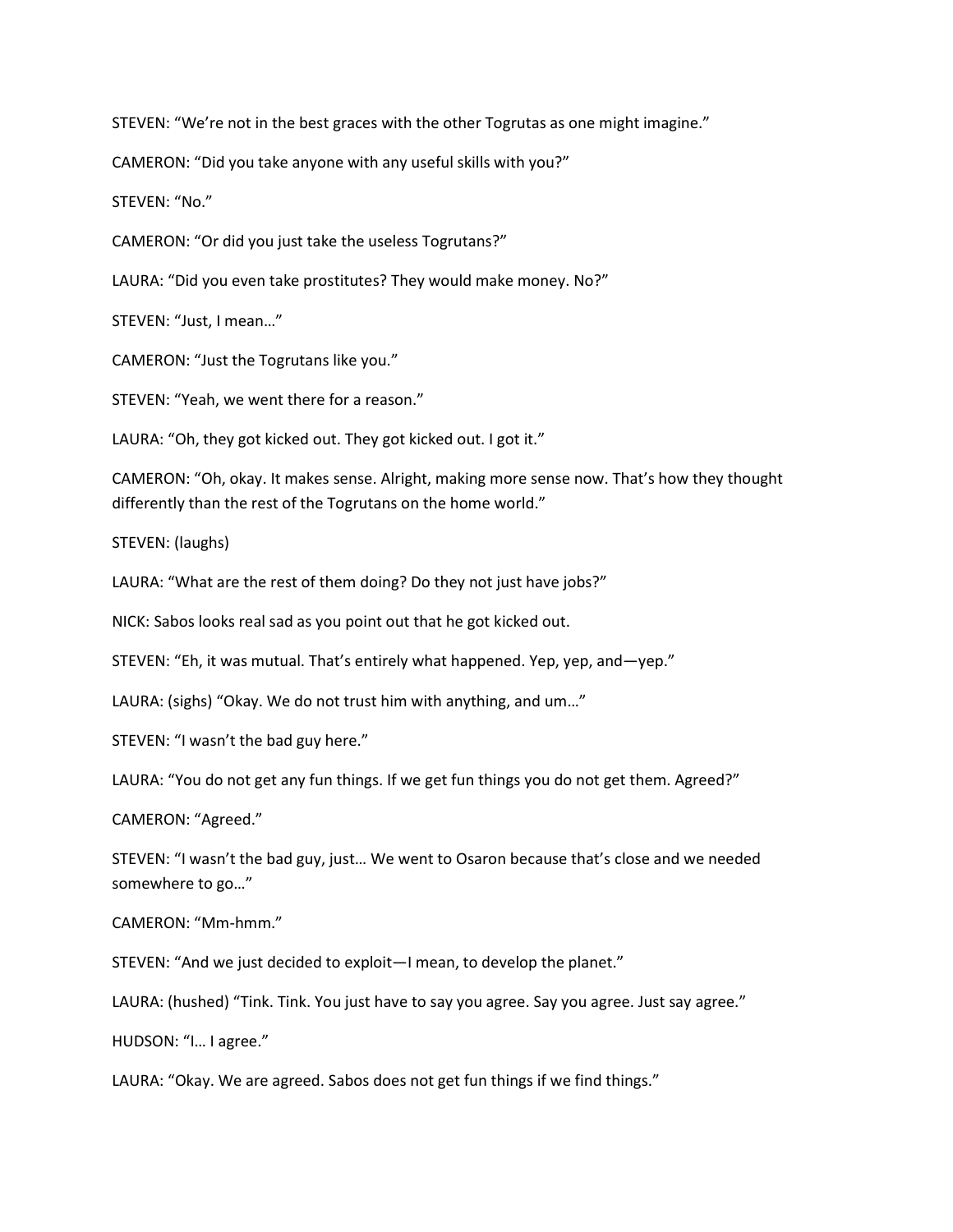STEVEN: “We’re not in the best graces with the other Togrutas as one might imagine.”

CAMERON: “Did you take anyone with any useful skills with you?”

STEVEN: “No.”

CAMERON: “Or did you just take the useless Togrutans?”

LAURA: “Did you even take prostitutes? They would make money. No?”

STEVEN: “Just, I mean…”

CAMERON: “Just the Togrutans like you.”

STEVEN: “Yeah, we went there for a reason.”

LAURA: “Oh, they got kicked out. They got kicked out. I got it.”

CAMERON: “Oh, okay. It makes sense. Alright, making more sense now. That’s how they thought differently than the rest of the Togrutans on the home world.”

STEVEN: (laughs)

LAURA: “What are the rest of them doing? Do they not just have jobs?”

NICK: Sabos looks real sad as you point out that he got kicked out.

STEVEN: “Eh, it was mutual. That’s entirely what happened. Yep, yep, and—yep.”

LAURA: (sighs) “Okay. We do not trust him with anything, and um…”

STEVEN: “I wasn’t the bad guy here.”

LAURA: “You do not get any fun things. If we get fun things you do not get them. Agreed?”

CAMERON: “Agreed.”

STEVEN: “I wasn’t the bad guy, just… We went to Osaron because that’s close and we needed somewhere to go…”

CAMERON: “Mm-hmm.”

STEVEN: “And we just decided to exploit—I mean, to develop the planet.”

LAURA: (hushed) “Tink. Tink. You just have to say you agree. Say you agree. Just say agree.”

HUDSON: “I… I agree.”

LAURA: “Okay. We are agreed. Sabos does not get fun things if we find things.”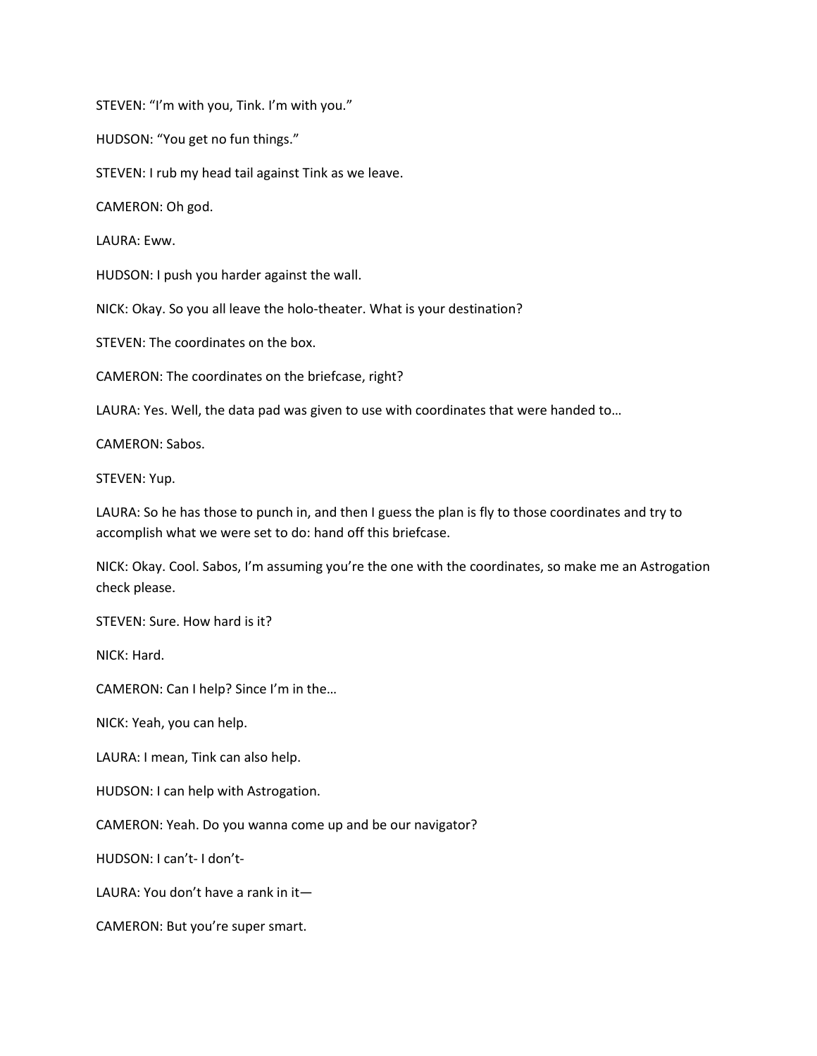STEVEN: “I’m with you, Tink. I’m with you.”

HUDSON: “You get no fun things.”

STEVEN: I rub my head tail against Tink as we leave.

CAMERON: Oh god.

LAURA: Eww.

HUDSON: I push you harder against the wall.

NICK: Okay. So you all leave the holo-theater. What is your destination?

STEVEN: The coordinates on the box.

CAMERON: The coordinates on the briefcase, right?

LAURA: Yes. Well, the data pad was given to use with coordinates that were handed to…

CAMERON: Sabos.

STEVEN: Yup.

LAURA: So he has those to punch in, and then I guess the plan is fly to those coordinates and try to accomplish what we were set to do: hand off this briefcase.

NICK: Okay. Cool. Sabos, I’m assuming you’re the one with the coordinates, so make me an Astrogation check please.

STEVEN: Sure. How hard is it?

NICK: Hard.

CAMERON: Can I help? Since I’m in the…

NICK: Yeah, you can help.

LAURA: I mean, Tink can also help.

HUDSON: I can help with Astrogation.

CAMERON: Yeah. Do you wanna come up and be our navigator?

HUDSON: I can’t- I don’t-

LAURA: You don’t have a rank in it—

CAMERON: But you’re super smart.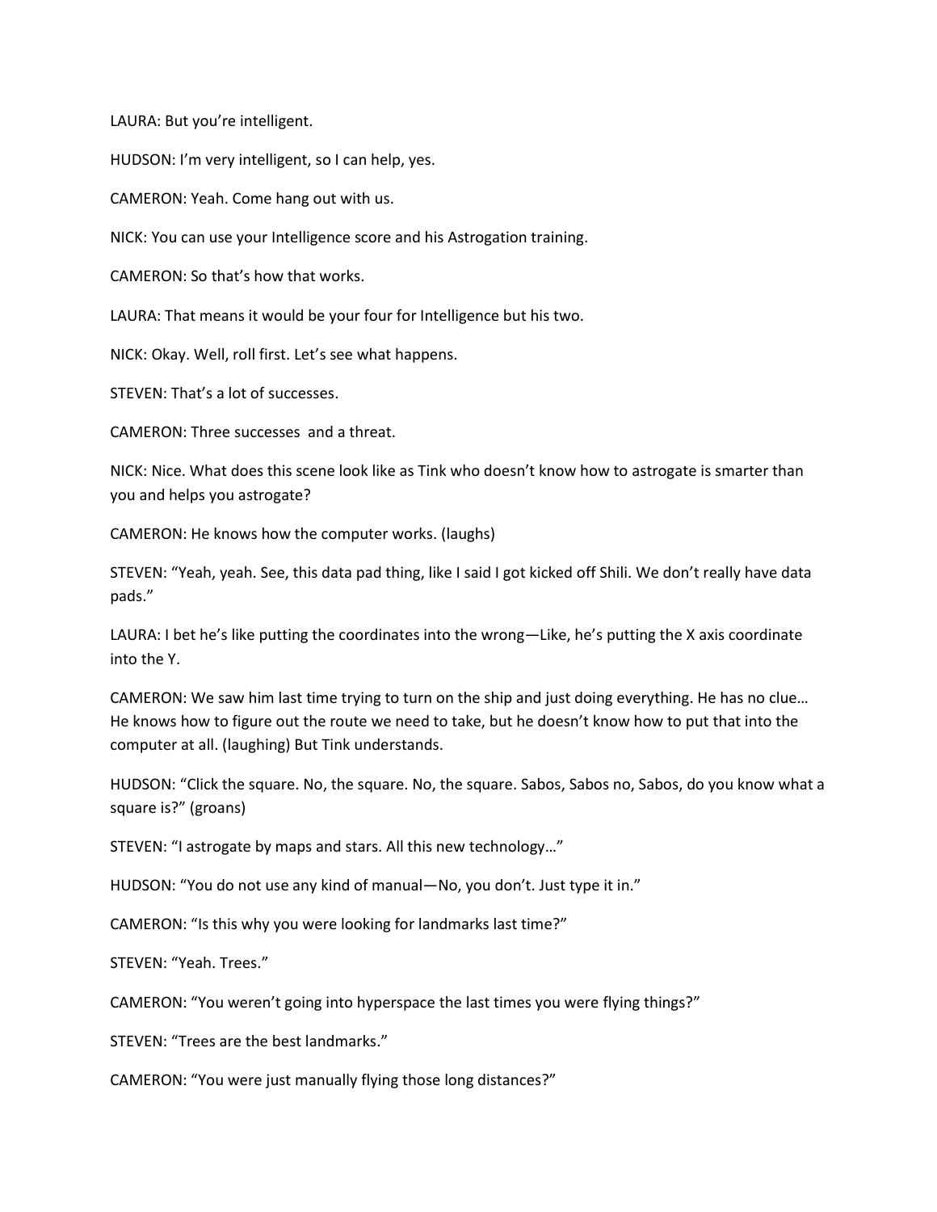LAURA: But you're intelligent.

HUDSON: I'm very intelligent, so I can help, yes.

CAMERON: Yeah. Come hang out with us.

NICK: You can use your Intelligence score and his Astrogation training.

CAMERON: So that's how that works.

LAURA: That means it would be your four for Intelligence but his two.

NICK: Okay. Well, roll first. Let's see what happens.

STEVEN: That's a lot of successes.

CAMERON: Three successes and a threat.

NICK: Nice. What does this scene look like as Tink who doesn't know how to astrogate is smarter than you and helps you astrogate?

CAMERON: He knows how the computer works. (laughs)

STEVEN: "Yeah, yeah. See, this data pad thing, like I said I got kicked off Shili. We don't really have data pads."

LAURA: I bet he's like putting the coordinates into the wrong—Like, he's putting the X axis coordinate into the Y.

CAMERON: We saw him last time trying to turn on the ship and just doing everything. He has no clue… He knows how to figure out the route we need to take, but he doesn't know how to put that into the computer at all. (laughing) But Tink understands.

HUDSON: "Click the square. No, the square. No, the square. Sabos, Sabos no, Sabos, do you know what a square is?" (groans)

STEVEN: "I astrogate by maps and stars. All this new technology…"

HUDSON: "You do not use any kind of manual—No, you don't. Just type it in."

CAMERON: "Is this why you were looking for landmarks last time?"

STEVEN: "Yeah. Trees."

CAMERON: "You weren't going into hyperspace the last times you were flying things?"

STEVEN: "Trees are the best landmarks."

CAMERON: "You were just manually flying those long distances?"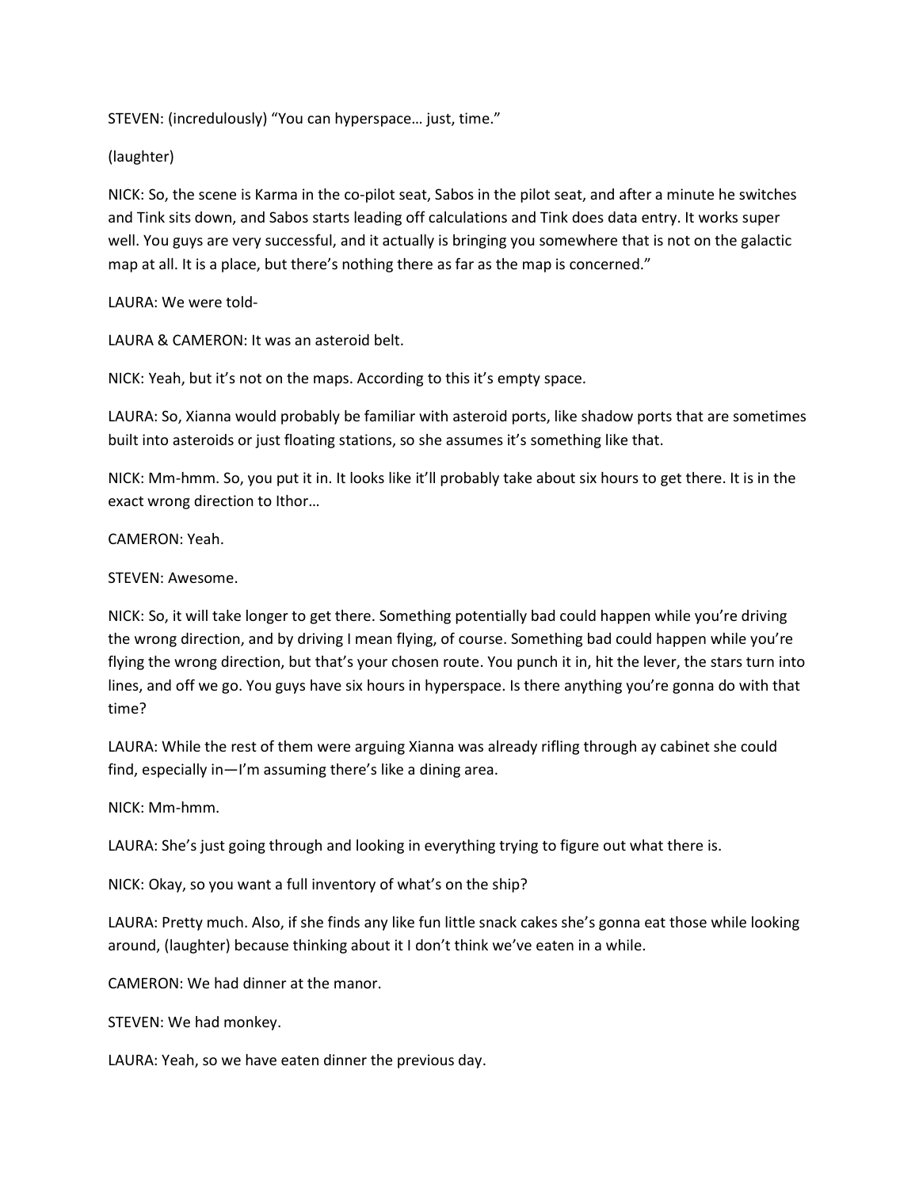STEVEN: (incredulously) “You can hyperspace… just, time.”

(laughter)

NICK: So, the scene is Karma in the co-pilot seat, Sabos in the pilot seat, and after a minute he switches and Tink sits down, and Sabos starts leading off calculations and Tink does data entry. It works super well. You guys are very successful, and it actually is bringing you somewhere that is not on the galactic map at all. It is a place, but there’s nothing there as far as the map is concerned.”

LAURA: We were told-

LAURA & CAMERON: It was an asteroid belt.

NICK: Yeah, but it’s not on the maps. According to this it’s empty space.

LAURA: So, Xianna would probably be familiar with asteroid ports, like shadow ports that are sometimes built into asteroids or just floating stations, so she assumes it’s something like that.

NICK: Mm-hmm. So, you put it in. It looks like it’ll probably take about six hours to get there. It is in the exact wrong direction to Ithor…

CAMERON: Yeah.

STEVEN: Awesome.

NICK: So, it will take longer to get there. Something potentially bad could happen while you’re driving the wrong direction, and by driving I mean flying, of course. Something bad could happen while you’re flying the wrong direction, but that’s your chosen route. You punch it in, hit the lever, the stars turn into lines, and off we go. You guys have six hours in hyperspace. Is there anything you’re gonna do with that time?

LAURA: While the rest of them were arguing Xianna was already rifling through ay cabinet she could find, especially in—I’m assuming there’s like a dining area.

NICK: Mm-hmm.

LAURA: She’s just going through and looking in everything trying to figure out what there is.

NICK: Okay, so you want a full inventory of what’s on the ship?

LAURA: Pretty much. Also, if she finds any like fun little snack cakes she’s gonna eat those while looking around, (laughter) because thinking about it I don’t think we’ve eaten in a while.

CAMERON: We had dinner at the manor.

STEVEN: We had monkey.

LAURA: Yeah, so we have eaten dinner the previous day.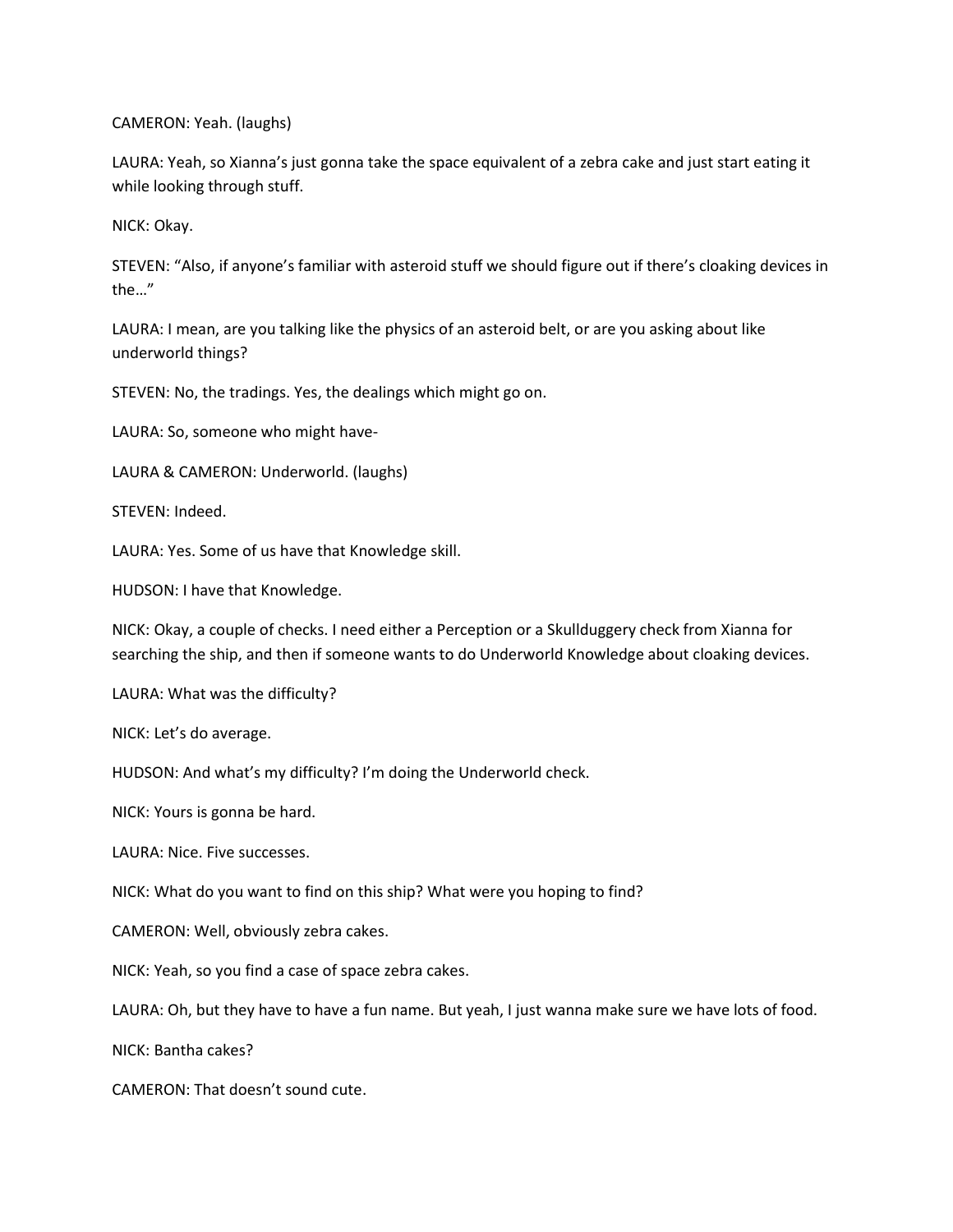CAMERON: Yeah. (laughs)

LAURA: Yeah, so Xianna's just gonna take the space equivalent of a zebra cake and just start eating it while looking through stuff.

NICK: Okay.

STEVEN: "Also, if anyone's familiar with asteroid stuff we should figure out if there's cloaking devices in the…"

LAURA: I mean, are you talking like the physics of an asteroid belt, or are you asking about like underworld things?

STEVEN: No, the tradings. Yes, the dealings which might go on.

LAURA: So, someone who might have-

LAURA & CAMERON: Underworld. (laughs)

STEVEN: Indeed.

LAURA: Yes. Some of us have that Knowledge skill.

HUDSON: I have that Knowledge.

NICK: Okay, a couple of checks. I need either a Perception or a Skullduggery check from Xianna for searching the ship, and then if someone wants to do Underworld Knowledge about cloaking devices.

LAURA: What was the difficulty?

NICK: Let's do average.

HUDSON: And what's my difficulty? I'm doing the Underworld check.

NICK: Yours is gonna be hard.

LAURA: Nice. Five successes.

NICK: What do you want to find on this ship? What were you hoping to find?

CAMERON: Well, obviously zebra cakes.

NICK: Yeah, so you find a case of space zebra cakes.

LAURA: Oh, but they have to have a fun name. But yeah, I just wanna make sure we have lots of food.

NICK: Bantha cakes?

CAMERON: That doesn't sound cute.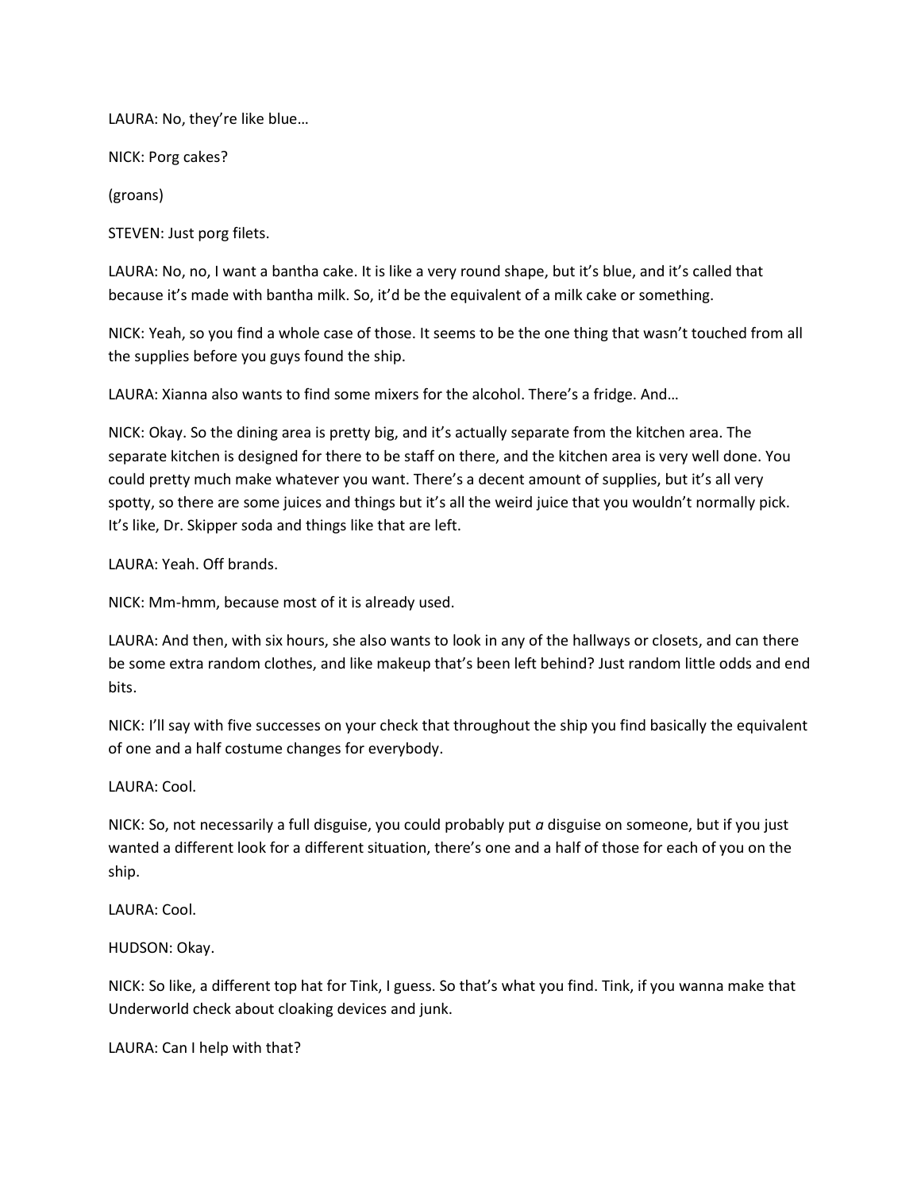LAURA: No, they're like blue…

NICK: Porg cakes?

(groans)

STEVEN: Just porg filets.

LAURA: No, no, I want a bantha cake. It is like a very round shape, but it's blue, and it's called that because it's made with bantha milk. So, it'd be the equivalent of a milk cake or something.

NICK: Yeah, so you find a whole case of those. It seems to be the one thing that wasn't touched from all the supplies before you guys found the ship.

LAURA: Xianna also wants to find some mixers for the alcohol. There's a fridge. And…

NICK: Okay. So the dining area is pretty big, and it's actually separate from the kitchen area. The separate kitchen is designed for there to be staff on there, and the kitchen area is very well done. You could pretty much make whatever you want. There's a decent amount of supplies, but it's all very spotty, so there are some juices and things but it's all the weird juice that you wouldn't normally pick. It's like, Dr. Skipper soda and things like that are left.

LAURA: Yeah. Off brands.

NICK: Mm-hmm, because most of it is already used.

LAURA: And then, with six hours, she also wants to look in any of the hallways or closets, and can there be some extra random clothes, and like makeup that's been left behind? Just random little odds and end bits.

NICK: I'll say with five successes on your check that throughout the ship you find basically the equivalent of one and a half costume changes for everybody.

LAURA: Cool.

NICK: So, not necessarily a full disguise, you could probably put *a* disguise on someone, but if you just wanted a different look for a different situation, there's one and a half of those for each of you on the ship.

LAURA: Cool.

HUDSON: Okay.

NICK: So like, a different top hat for Tink, I guess. So that's what you find. Tink, if you wanna make that Underworld check about cloaking devices and junk.

LAURA: Can I help with that?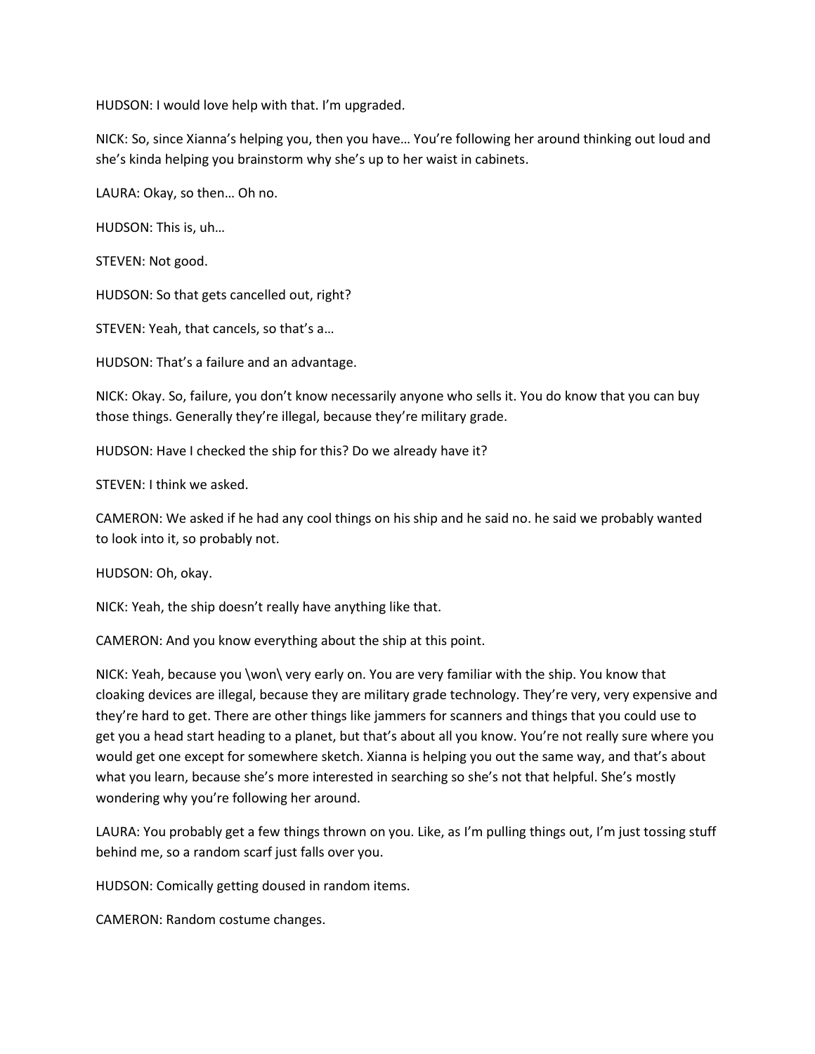HUDSON: I would love help with that. I'm upgraded.

NICK: So, since Xianna's helping you, then you have… You're following her around thinking out loud and she's kinda helping you brainstorm why she's up to her waist in cabinets.

LAURA: Okay, so then… Oh no.

HUDSON: This is, uh…

STEVEN: Not good.

HUDSON: So that gets cancelled out, right?

STEVEN: Yeah, that cancels, so that's a…

HUDSON: That's a failure and an advantage.

NICK: Okay. So, failure, you don't know necessarily anyone who sells it. You do know that you can buy those things. Generally they're illegal, because they're military grade.

HUDSON: Have I checked the ship for this? Do we already have it?

STEVEN: I think we asked.

CAMERON: We asked if he had any cool things on his ship and he said no. he said we probably wanted to look into it, so probably not.

HUDSON: Oh, okay.

NICK: Yeah, the ship doesn't really have anything like that.

CAMERON: And you know everything about the ship at this point.

NICK: Yeah, because you \won\ very early on. You are very familiar with the ship. You know that cloaking devices are illegal, because they are military grade technology. They're very, very expensive and they're hard to get. There are other things like jammers for scanners and things that you could use to get you a head start heading to a planet, but that's about all you know. You're not really sure where you would get one except for somewhere sketch. Xianna is helping you out the same way, and that's about what you learn, because she's more interested in searching so she's not that helpful. She's mostly wondering why you're following her around.

LAURA: You probably get a few things thrown on you. Like, as I'm pulling things out, I'm just tossing stuff behind me, so a random scarf just falls over you.

HUDSON: Comically getting doused in random items.

CAMERON: Random costume changes.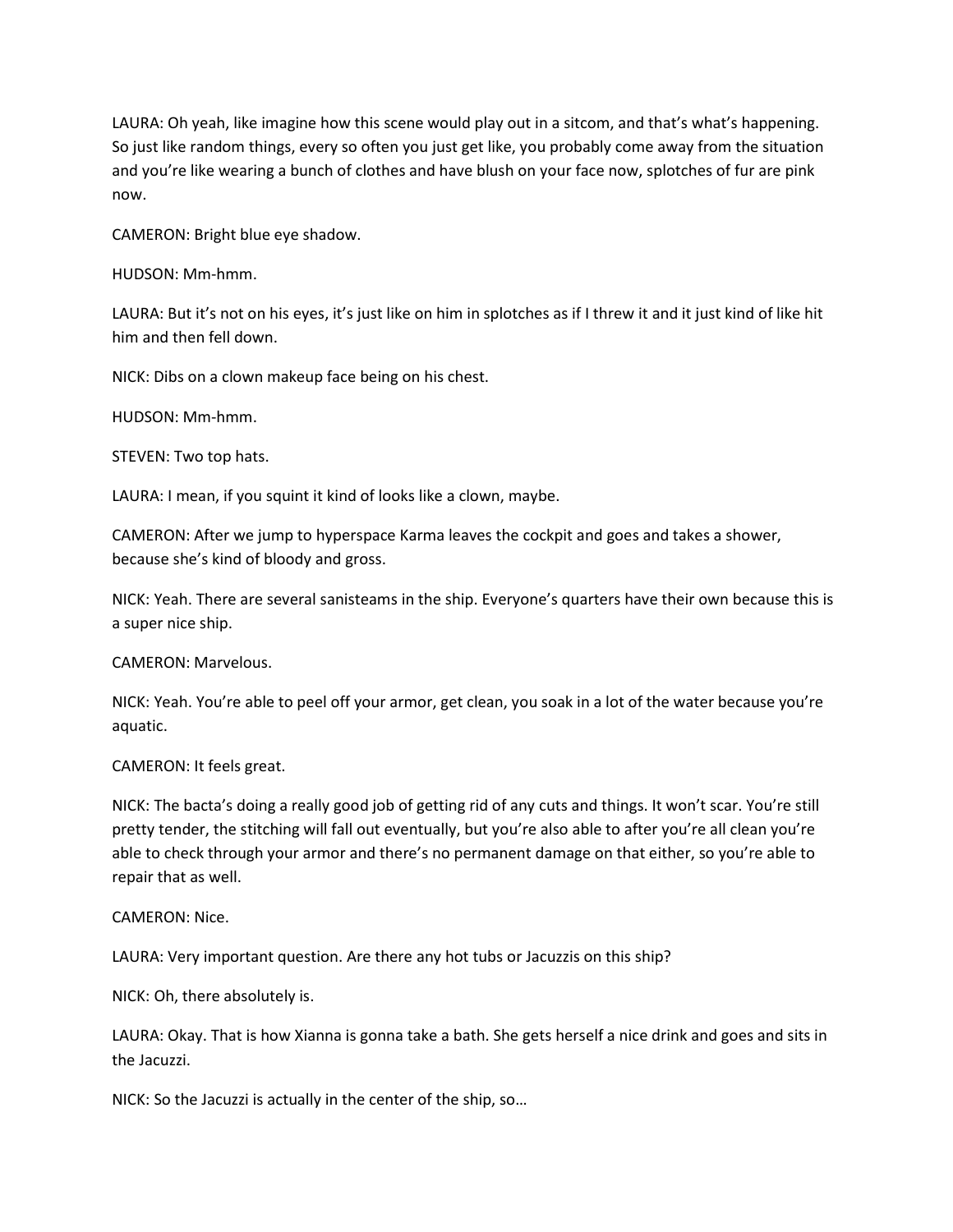LAURA: Oh yeah, like imagine how this scene would play out in a sitcom, and that's what's happening. So just like random things, every so often you just get like, you probably come away from the situation and you're like wearing a bunch of clothes and have blush on your face now, splotches of fur are pink now.

CAMERON: Bright blue eye shadow.

HUDSON: Mm-hmm.

LAURA: But it's not on his eyes, it's just like on him in splotches as if I threw it and it just kind of like hit him and then fell down.

NICK: Dibs on a clown makeup face being on his chest.

HUDSON: Mm-hmm.

STEVEN: Two top hats.

LAURA: I mean, if you squint it kind of looks like a clown, maybe.

CAMERON: After we jump to hyperspace Karma leaves the cockpit and goes and takes a shower, because she's kind of bloody and gross.

NICK: Yeah. There are several sanisteams in the ship. Everyone's quarters have their own because this is a super nice ship.

CAMERON: Marvelous.

NICK: Yeah. You're able to peel off your armor, get clean, you soak in a lot of the water because you're aquatic.

CAMERON: It feels great.

NICK: The bacta's doing a really good job of getting rid of any cuts and things. It won't scar. You're still pretty tender, the stitching will fall out eventually, but you're also able to after you're all clean you're able to check through your armor and there's no permanent damage on that either, so you're able to repair that as well.

CAMERON: Nice.

LAURA: Very important question. Are there any hot tubs or Jacuzzis on this ship?

NICK: Oh, there absolutely is.

LAURA: Okay. That is how Xianna is gonna take a bath. She gets herself a nice drink and goes and sits in the Jacuzzi.

NICK: So the Jacuzzi is actually in the center of the ship, so…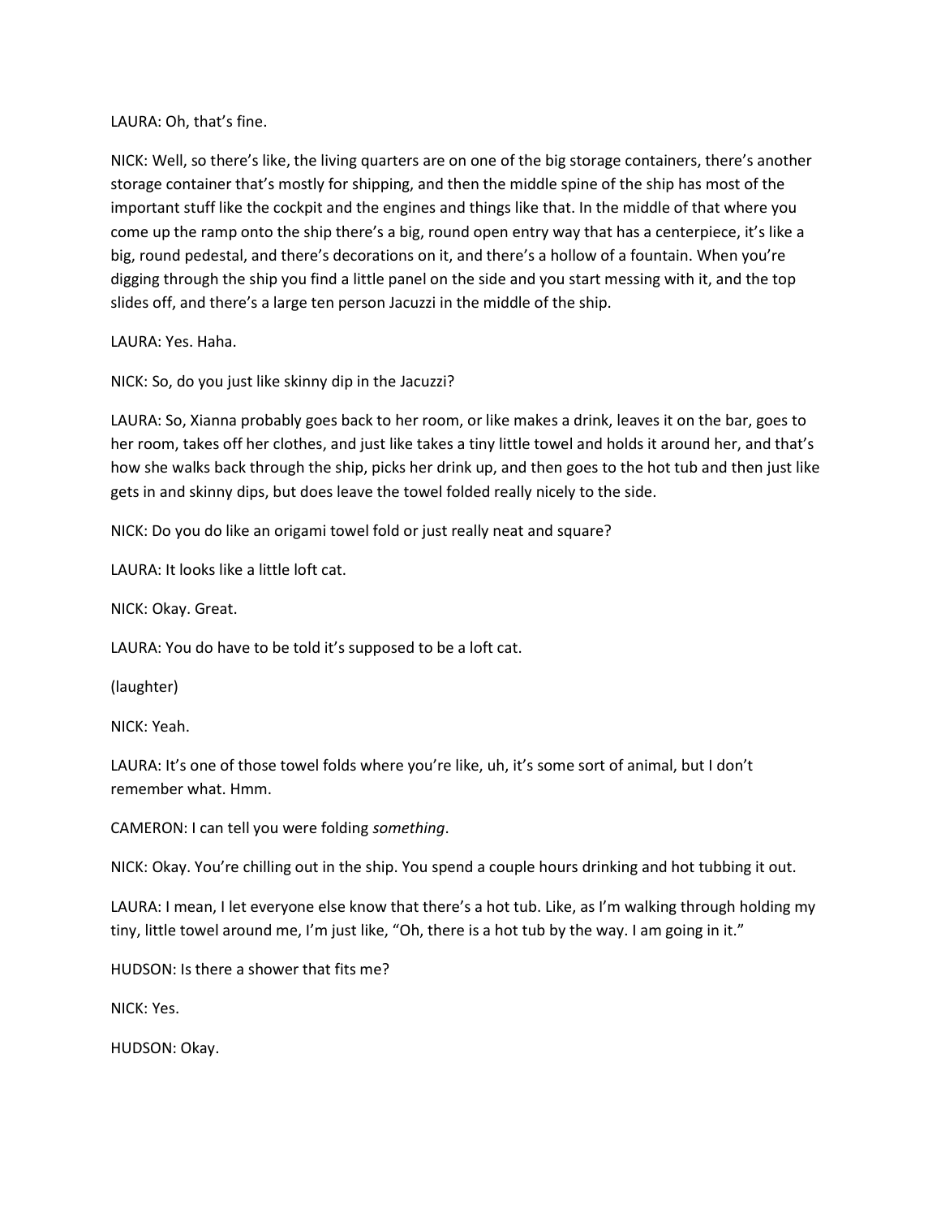LAURA: Oh, that's fine.

NICK: Well, so there's like, the living quarters are on one of the big storage containers, there's another storage container that's mostly for shipping, and then the middle spine of the ship has most of the important stuff like the cockpit and the engines and things like that. In the middle of that where you come up the ramp onto the ship there's a big, round open entry way that has a centerpiece, it's like a big, round pedestal, and there's decorations on it, and there's a hollow of a fountain. When you're digging through the ship you find a little panel on the side and you start messing with it, and the top slides off, and there's a large ten person Jacuzzi in the middle of the ship.

LAURA: Yes. Haha.

NICK: So, do you just like skinny dip in the Jacuzzi?

LAURA: So, Xianna probably goes back to her room, or like makes a drink, leaves it on the bar, goes to her room, takes off her clothes, and just like takes a tiny little towel and holds it around her, and that's how she walks back through the ship, picks her drink up, and then goes to the hot tub and then just like gets in and skinny dips, but does leave the towel folded really nicely to the side.

NICK: Do you do like an origami towel fold or just really neat and square?

LAURA: It looks like a little loft cat.

NICK: Okay. Great.

LAURA: You do have to be told it's supposed to be a loft cat.

(laughter)

NICK: Yeah.

LAURA: It's one of those towel folds where you're like, uh, it's some sort of animal, but I don't remember what. Hmm.

CAMERON: I can tell you were folding *something*.

NICK: Okay. You're chilling out in the ship. You spend a couple hours drinking and hot tubbing it out.

LAURA: I mean, I let everyone else know that there's a hot tub. Like, as I'm walking through holding my tiny, little towel around me, I'm just like, "Oh, there is a hot tub by the way. I am going in it."

HUDSON: Is there a shower that fits me?

NICK: Yes.

HUDSON: Okay.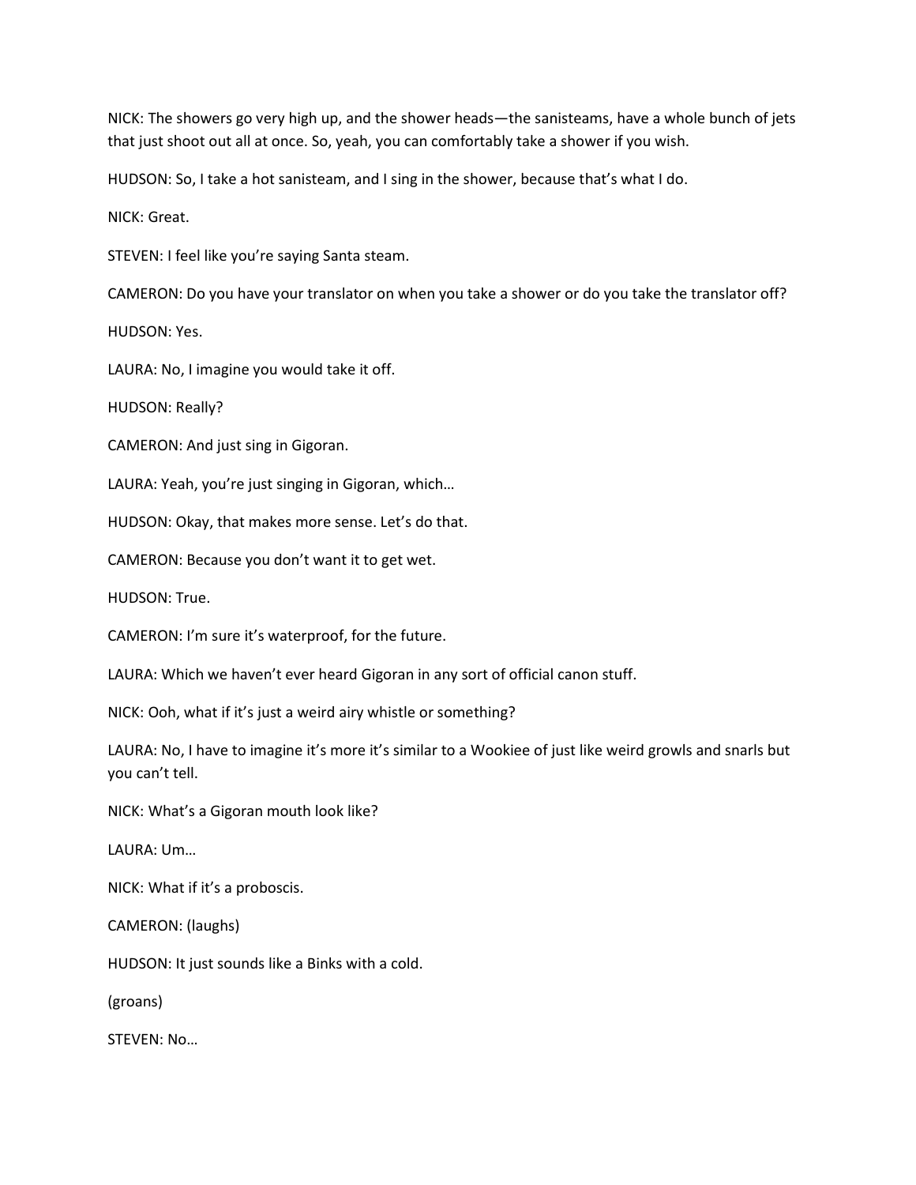NICK: The showers go very high up, and the shower heads—the sanisteams, have a whole bunch of jets that just shoot out all at once. So, yeah, you can comfortably take a shower if you wish.

HUDSON: So, I take a hot sanisteam, and I sing in the shower, because that's what I do.

NICK: Great.

STEVEN: I feel like you're saying Santa steam.

CAMERON: Do you have your translator on when you take a shower or do you take the translator off?

HUDSON: Yes.

LAURA: No, I imagine you would take it off.

HUDSON: Really?

CAMERON: And just sing in Gigoran.

LAURA: Yeah, you're just singing in Gigoran, which…

HUDSON: Okay, that makes more sense. Let's do that.

CAMERON: Because you don't want it to get wet.

HUDSON: True.

CAMERON: I'm sure it's waterproof, for the future.

LAURA: Which we haven't ever heard Gigoran in any sort of official canon stuff.

NICK: Ooh, what if it's just a weird airy whistle or something?

LAURA: No, I have to imagine it's more it's similar to a Wookiee of just like weird growls and snarls but you can't tell.

NICK: What's a Gigoran mouth look like?

LAURA: Um…

NICK: What if it's a proboscis.

CAMERON: (laughs)

HUDSON: It just sounds like a Binks with a cold.

(groans)

STEVEN: No…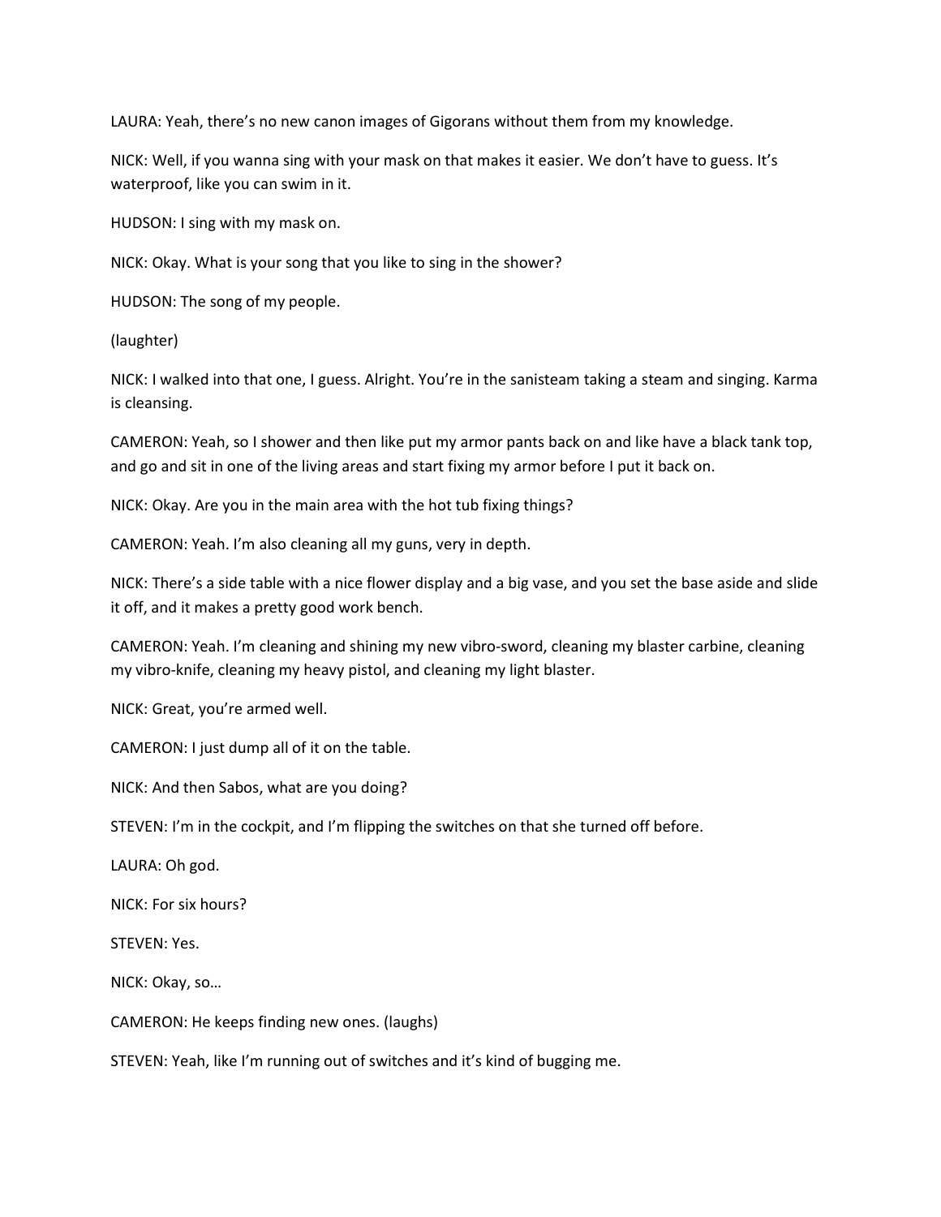LAURA: Yeah, there's no new canon images of Gigorans without them from my knowledge.

NICK: Well, if you wanna sing with your mask on that makes it easier. We don't have to guess. It's waterproof, like you can swim in it.

HUDSON: I sing with my mask on.

NICK: Okay. What is your song that you like to sing in the shower?

HUDSON: The song of my people.

(laughter)

NICK: I walked into that one, I guess. Alright. You're in the sanisteam taking a steam and singing. Karma is cleansing.

CAMERON: Yeah, so I shower and then like put my armor pants back on and like have a black tank top, and go and sit in one of the living areas and start fixing my armor before I put it back on.

NICK: Okay. Are you in the main area with the hot tub fixing things?

CAMERON: Yeah. I'm also cleaning all my guns, very in depth.

NICK: There's a side table with a nice flower display and a big vase, and you set the base aside and slide it off, and it makes a pretty good work bench.

CAMERON: Yeah. I'm cleaning and shining my new vibro-sword, cleaning my blaster carbine, cleaning my vibro-knife, cleaning my heavy pistol, and cleaning my light blaster.

NICK: Great, you're armed well.

CAMERON: I just dump all of it on the table.

NICK: And then Sabos, what are you doing?

STEVEN: I'm in the cockpit, and I'm flipping the switches on that she turned off before.

LAURA: Oh god.

NICK: For six hours?

STEVEN: Yes.

NICK: Okay, so…

CAMERON: He keeps finding new ones. (laughs)

STEVEN: Yeah, like I'm running out of switches and it's kind of bugging me.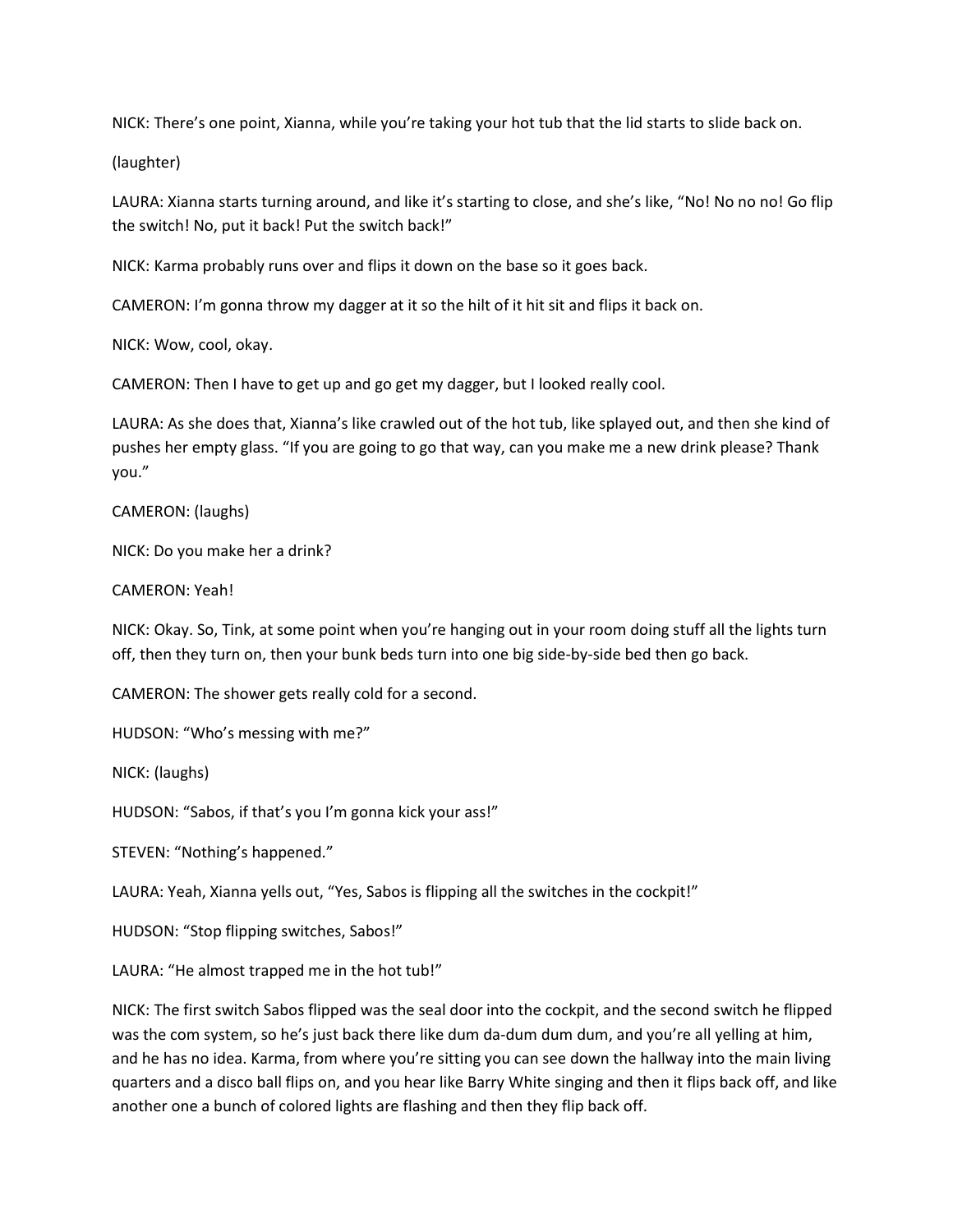NICK: There’s one point, Xianna, while you’re taking your hot tub that the lid starts to slide back on.

(laughter)

LAURA: Xianna starts turning around, and like it’s starting to close, and she’s like, “No! No no no! Go flip the switch! No, put it back! Put the switch back!”

NICK: Karma probably runs over and flips it down on the base so it goes back.

CAMERON: I’m gonna throw my dagger at it so the hilt of it hit sit and flips it back on.

NICK: Wow, cool, okay.

CAMERON: Then I have to get up and go get my dagger, but I looked really cool.

LAURA: As she does that, Xianna’s like crawled out of the hot tub, like splayed out, and then she kind of pushes her empty glass. “If you are going to go that way, can you make me a new drink please? Thank you.”

CAMERON: (laughs)

NICK: Do you make her a drink?

CAMERON: Yeah!

NICK: Okay. So, Tink, at some point when you’re hanging out in your room doing stuff all the lights turn off, then they turn on, then your bunk beds turn into one big side-by-side bed then go back.

CAMERON: The shower gets really cold for a second.

HUDSON: “Who’s messing with me?”

NICK: (laughs)

HUDSON: “Sabos, if that’s you I’m gonna kick your ass!”

STEVEN: “Nothing’s happened.”

LAURA: Yeah, Xianna yells out, “Yes, Sabos is flipping all the switches in the cockpit!”

HUDSON: “Stop flipping switches, Sabos!”

LAURA: “He almost trapped me in the hot tub!”

NICK: The first switch Sabos flipped was the seal door into the cockpit, and the second switch he flipped was the com system, so he’s just back there like dum da-dum dum dum, and you’re all yelling at him, and he has no idea. Karma, from where you’re sitting you can see down the hallway into the main living quarters and a disco ball flips on, and you hear like Barry White singing and then it flips back off, and like another one a bunch of colored lights are flashing and then they flip back off.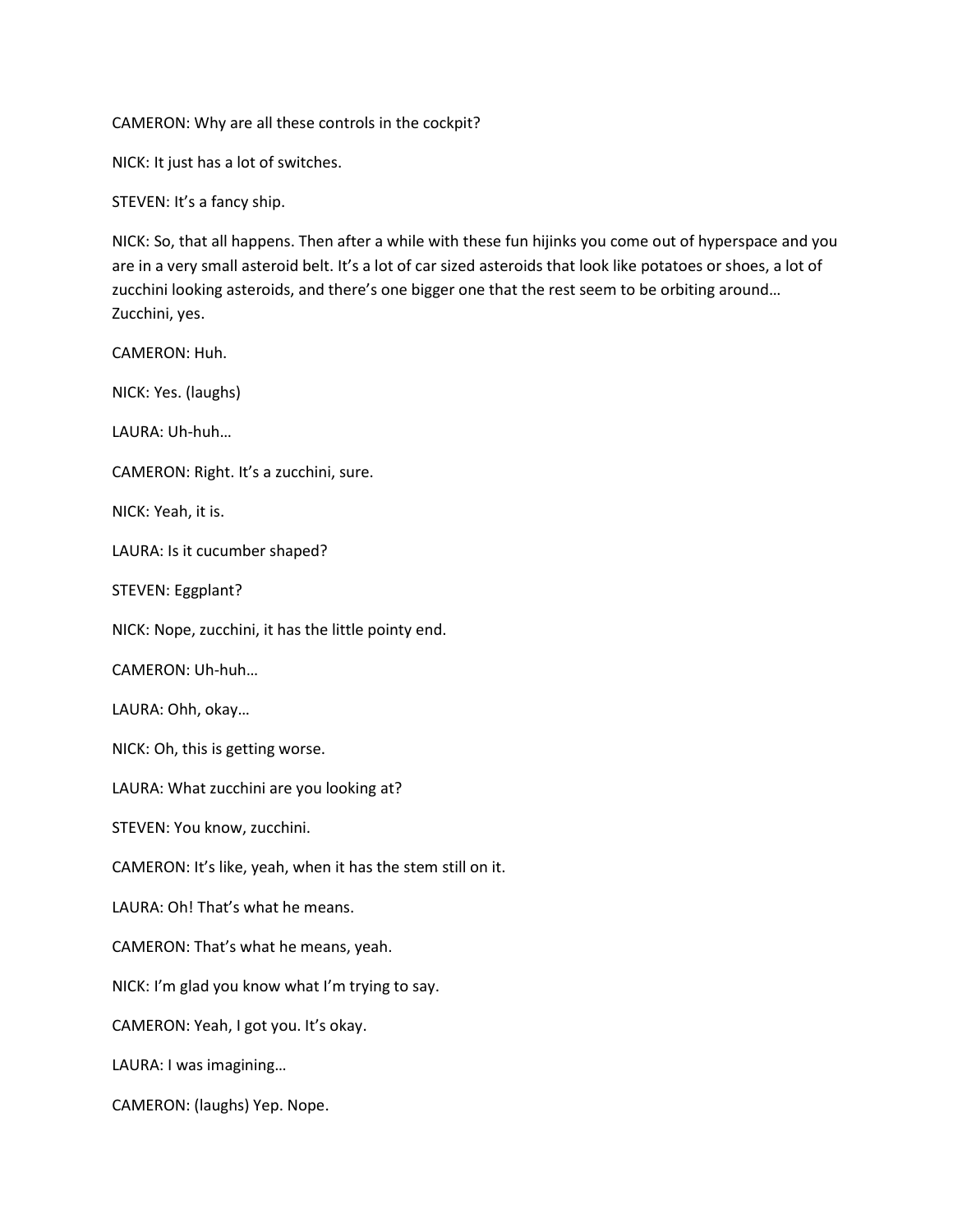CAMERON: Why are all these controls in the cockpit?

NICK: It just has a lot of switches.

STEVEN: It's a fancy ship.

NICK: So, that all happens. Then after a while with these fun hijinks you come out of hyperspace and you are in a very small asteroid belt. It's a lot of car sized asteroids that look like potatoes or shoes, a lot of zucchini looking asteroids, and there's one bigger one that the rest seem to be orbiting around… Zucchini, yes.

CAMERON: Huh.

NICK: Yes. (laughs)

LAURA: Uh-huh…

CAMERON: Right. It's a zucchini, sure.

NICK: Yeah, it is.

LAURA: Is it cucumber shaped?

STEVEN: Eggplant?

NICK: Nope, zucchini, it has the little pointy end.

CAMERON: Uh-huh…

LAURA: Ohh, okay…

NICK: Oh, this is getting worse.

LAURA: What zucchini are you looking at?

STEVEN: You know, zucchini.

CAMERON: It's like, yeah, when it has the stem still on it.

LAURA: Oh! That's what he means.

CAMERON: That's what he means, yeah.

NICK: I'm glad you know what I'm trying to say.

CAMERON: Yeah, I got you. It's okay.

LAURA: I was imagining…

CAMERON: (laughs) Yep. Nope.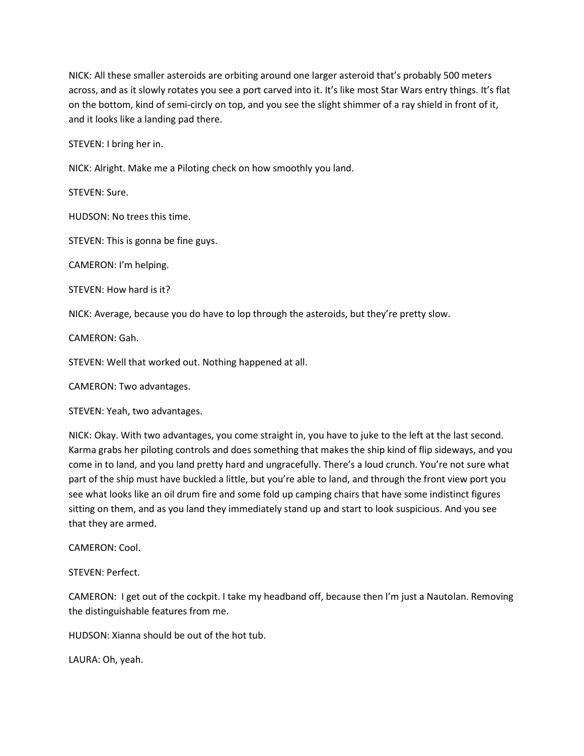NICK: All these smaller asteroids are orbiting around one larger asteroid that's probably 500 meters across, and as it slowly rotates you see a port carved into it. It's like most Star Wars entry things. It's flat on the bottom, kind of semi-circly on top, and you see the slight shimmer of a ray shield in front of it, and it looks like a landing pad there.

STEVEN: I bring her in.

NICK: Alright. Make me a Piloting check on how smoothly you land.

STEVEN: Sure.

HUDSON: No trees this time.

STEVEN: This is gonna be fine guys.

CAMERON: I'm helping.

STEVEN: How hard is it?

NICK: Average, because you do have to lop through the asteroids, but they're pretty slow.

CAMERON: Gah.

STEVEN: Well that worked out. Nothing happened at all.

CAMERON: Two advantages.

STEVEN: Yeah, two advantages.

NICK: Okay. With two advantages, you come straight in, you have to juke to the left at the last second. Karma grabs her piloting controls and does something that makes the ship kind of flip sideways, and you come in to land, and you land pretty hard and ungracefully. There's a loud crunch. You're not sure what part of the ship must have buckled a little, but you're able to land, and through the front view port you see what looks like an oil drum fire and some fold up camping chairs that have some indistinct figures sitting on them, and as you land they immediately stand up and start to look suspicious. And you see that they are armed.

CAMERON: Cool.

STEVEN: Perfect.

CAMERON: I get out of the cockpit. I take my headband off, because then I'm just a Nautolan. Removing the distinguishable features from me.

HUDSON: Xianna should be out of the hot tub.

LAURA: Oh, yeah.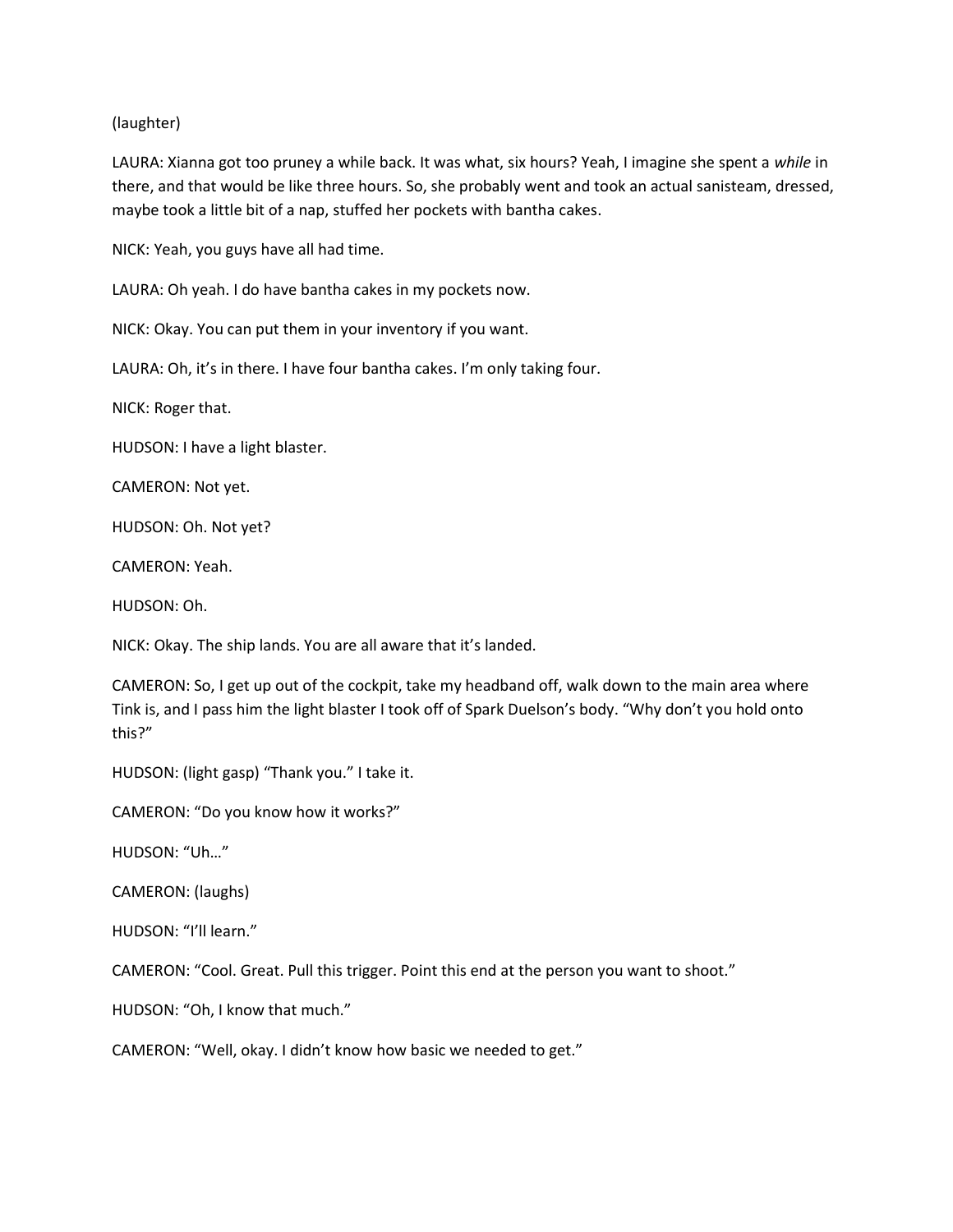(laughter)

LAURA: Xianna got too pruney a while back. It was what, six hours? Yeah, I imagine she spent a *while* in there, and that would be like three hours. So, she probably went and took an actual sanisteam, dressed, maybe took a little bit of a nap, stuffed her pockets with bantha cakes.

NICK: Yeah, you guys have all had time.

LAURA: Oh yeah. I do have bantha cakes in my pockets now.

NICK: Okay. You can put them in your inventory if you want.

LAURA: Oh, it's in there. I have four bantha cakes. I'm only taking four.

NICK: Roger that.

HUDSON: I have a light blaster.

CAMERON: Not yet.

HUDSON: Oh. Not yet?

CAMERON: Yeah.

HUDSON: Oh.

NICK: Okay. The ship lands. You are all aware that it's landed.

CAMERON: So, I get up out of the cockpit, take my headband off, walk down to the main area where Tink is, and I pass him the light blaster I took off of Spark Duelson's body. "Why don't you hold onto this?"

HUDSON: (light gasp) "Thank you." I take it.

CAMERON: "Do you know how it works?"

HUDSON: "Uh…"

CAMERON: (laughs)

HUDSON: "I'll learn."

CAMERON: "Cool. Great. Pull this trigger. Point this end at the person you want to shoot."

HUDSON: "Oh, I know that much."

CAMERON: "Well, okay. I didn't know how basic we needed to get."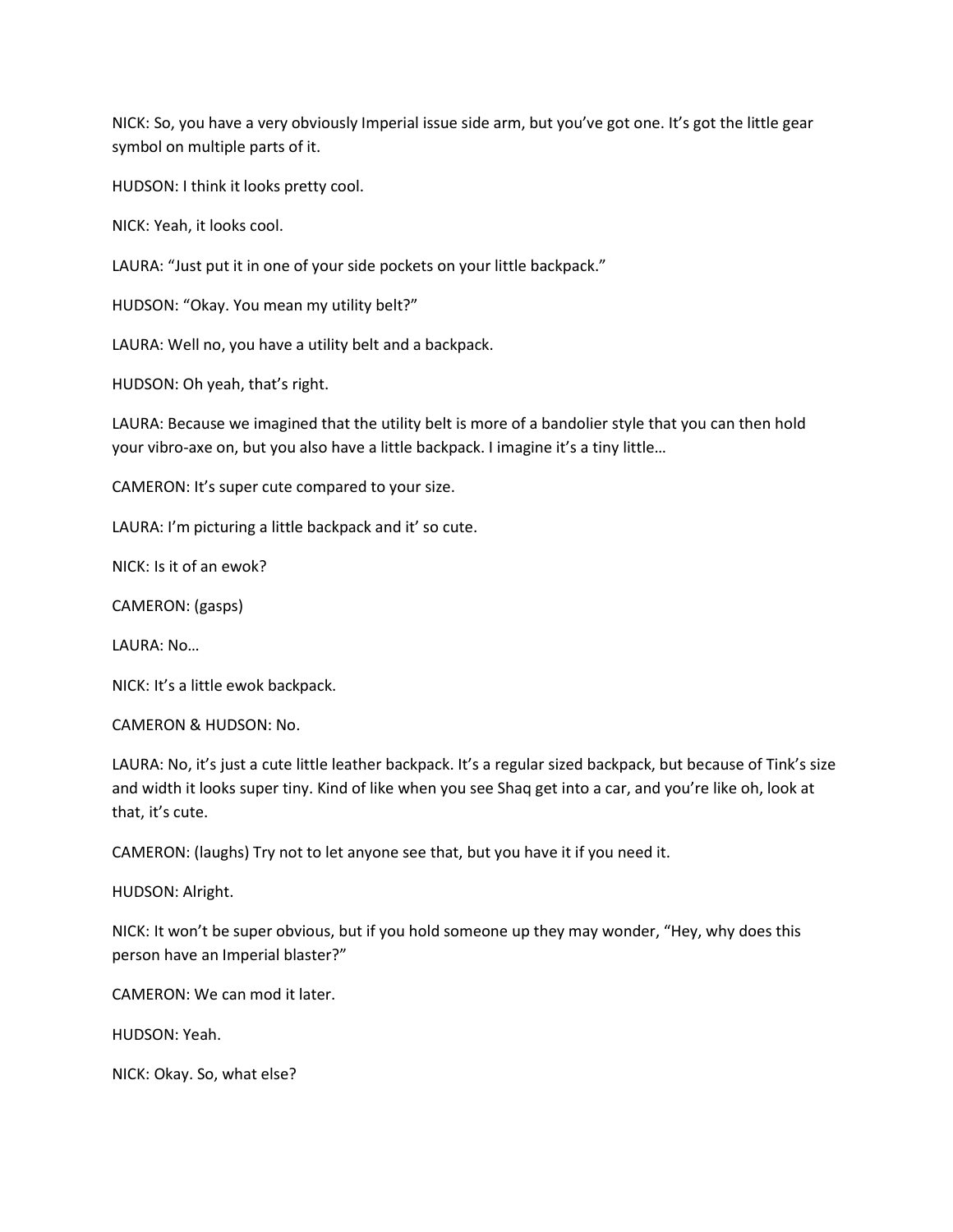NICK: So, you have a very obviously Imperial issue side arm, but you've got one. It's got the little gear symbol on multiple parts of it.

HUDSON: I think it looks pretty cool.

NICK: Yeah, it looks cool.

LAURA: "Just put it in one of your side pockets on your little backpack."

HUDSON: "Okay. You mean my utility belt?"

LAURA: Well no, you have a utility belt and a backpack.

HUDSON: Oh yeah, that's right.

LAURA: Because we imagined that the utility belt is more of a bandolier style that you can then hold your vibro-axe on, but you also have a little backpack. I imagine it's a tiny little…

CAMERON: It's super cute compared to your size.

LAURA: I'm picturing a little backpack and it' so cute.

NICK: Is it of an ewok?

CAMERON: (gasps)

LAURA: No…

NICK: It's a little ewok backpack.

CAMERON & HUDSON: No.

LAURA: No, it's just a cute little leather backpack. It's a regular sized backpack, but because of Tink's size and width it looks super tiny. Kind of like when you see Shaq get into a car, and you're like oh, look at that, it's cute.

CAMERON: (laughs) Try not to let anyone see that, but you have it if you need it.

HUDSON: Alright.

NICK: It won't be super obvious, but if you hold someone up they may wonder, "Hey, why does this person have an Imperial blaster?"

CAMERON: We can mod it later.

HUDSON: Yeah.

NICK: Okay. So, what else?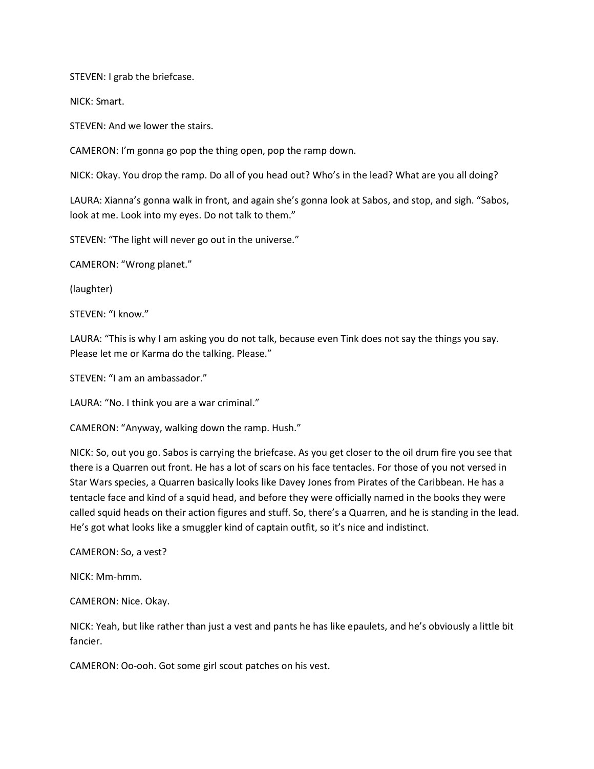STEVEN: I grab the briefcase.

NICK: Smart.

STEVEN: And we lower the stairs.

CAMERON: I'm gonna go pop the thing open, pop the ramp down.

NICK: Okay. You drop the ramp. Do all of you head out? Who's in the lead? What are you all doing?

LAURA: Xianna's gonna walk in front, and again she's gonna look at Sabos, and stop, and sigh. "Sabos, look at me. Look into my eyes. Do not talk to them."

STEVEN: "The light will never go out in the universe."

CAMERON: "Wrong planet."

(laughter)

STEVEN: "I know."

LAURA: "This is why I am asking you do not talk, because even Tink does not say the things you say. Please let me or Karma do the talking. Please."

STEVEN: "I am an ambassador."

LAURA: "No. I think you are a war criminal."

CAMERON: "Anyway, walking down the ramp. Hush."

NICK: So, out you go. Sabos is carrying the briefcase. As you get closer to the oil drum fire you see that there is a Quarren out front. He has a lot of scars on his face tentacles. For those of you not versed in Star Wars species, a Quarren basically looks like Davey Jones from Pirates of the Caribbean. He has a tentacle face and kind of a squid head, and before they were officially named in the books they were called squid heads on their action figures and stuff. So, there's a Quarren, and he is standing in the lead. He's got what looks like a smuggler kind of captain outfit, so it's nice and indistinct.

CAMERON: So, a vest?

NICK: Mm-hmm.

CAMERON: Nice. Okay.

NICK: Yeah, but like rather than just a vest and pants he has like epaulets, and he's obviously a little bit fancier.

CAMERON: Oo-ooh. Got some girl scout patches on his vest.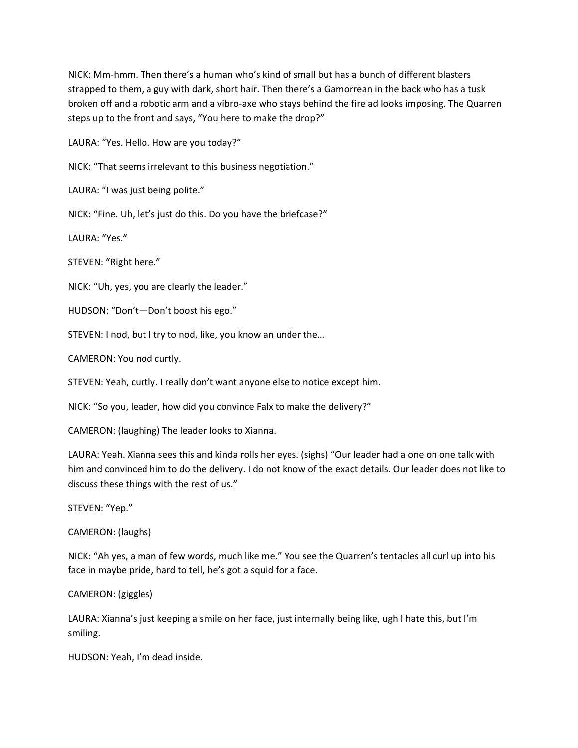NICK: Mm-hmm. Then there's a human who's kind of small but has a bunch of different blasters strapped to them, a guy with dark, short hair. Then there's a Gamorrean in the back who has a tusk broken off and a robotic arm and a vibro-axe who stays behind the fire ad looks imposing. The Quarren steps up to the front and says, "You here to make the drop?"

LAURA: "Yes. Hello. How are you today?"

NICK: "That seems irrelevant to this business negotiation."

LAURA: "I was just being polite."

NICK: "Fine. Uh, let's just do this. Do you have the briefcase?"

LAURA: "Yes."

STEVEN: "Right here."

NICK: "Uh, yes, you are clearly the leader."

HUDSON: "Don't—Don't boost his ego."

STEVEN: I nod, but I try to nod, like, you know an under the…

CAMERON: You nod curtly.

STEVEN: Yeah, curtly. I really don't want anyone else to notice except him.

NICK: "So you, leader, how did you convince Falx to make the delivery?"

CAMERON: (laughing) The leader looks to Xianna.

LAURA: Yeah. Xianna sees this and kinda rolls her eyes. (sighs) "Our leader had a one on one talk with him and convinced him to do the delivery. I do not know of the exact details. Our leader does not like to discuss these things with the rest of us."

STEVEN: "Yep."

CAMERON: (laughs)

NICK: "Ah yes, a man of few words, much like me." You see the Quarren's tentacles all curl up into his face in maybe pride, hard to tell, he's got a squid for a face.

CAMERON: (giggles)

LAURA: Xianna's just keeping a smile on her face, just internally being like, ugh I hate this, but I'm smiling.

HUDSON: Yeah, I'm dead inside.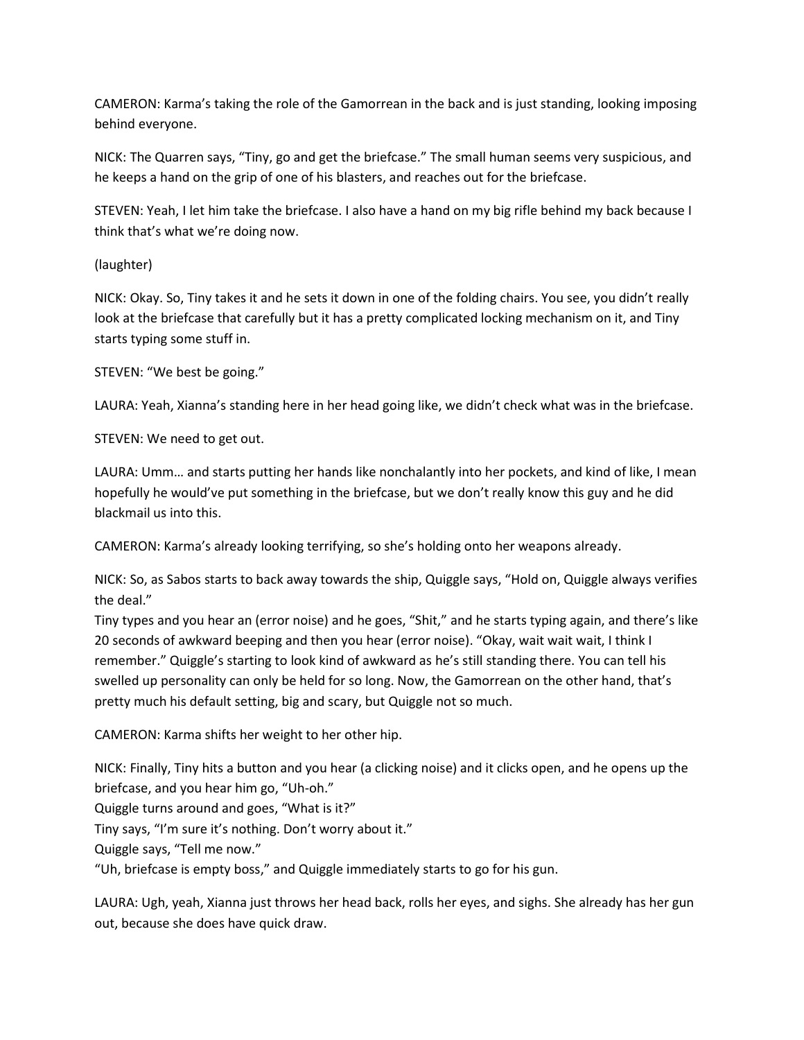CAMERON: Karma's taking the role of the Gamorrean in the back and is just standing, looking imposing behind everyone.

NICK: The Quarren says, "Tiny, go and get the briefcase." The small human seems very suspicious, and he keeps a hand on the grip of one of his blasters, and reaches out for the briefcase.

STEVEN: Yeah, I let him take the briefcase. I also have a hand on my big rifle behind my back because I think that's what we're doing now.

(laughter)

NICK: Okay. So, Tiny takes it and he sets it down in one of the folding chairs. You see, you didn't really look at the briefcase that carefully but it has a pretty complicated locking mechanism on it, and Tiny starts typing some stuff in.

STEVEN: "We best be going."

LAURA: Yeah, Xianna's standing here in her head going like, we didn't check what was in the briefcase.

STEVEN: We need to get out.

LAURA: Umm… and starts putting her hands like nonchalantly into her pockets, and kind of like, I mean hopefully he would've put something in the briefcase, but we don't really know this guy and he did blackmail us into this.

CAMERON: Karma's already looking terrifying, so she's holding onto her weapons already.

NICK: So, as Sabos starts to back away towards the ship, Quiggle says, "Hold on, Quiggle always verifies the deal."
Tiny types and you hear an (error noise) and he goes, "Shit," and he starts typing again, and there's like 20 seconds of awkward beeping and then you hear (error noise). "Okay, wait wait wait, I think I remember." Quiggle's starting to look kind of awkward as he's still standing there. You can tell his swelled up personality can only be held for so long. Now, the Gamorrean on the other hand, that's pretty much his default setting, big and scary, but Quiggle not so much.

CAMERON: Karma shifts her weight to her other hip.

NICK: Finally, Tiny hits a button and you hear (a clicking noise) and it clicks open, and he opens up the briefcase, and you hear him go, "Uh-oh."
Quiggle turns around and goes, "What is it?"
Tiny says, "I'm sure it's nothing. Don't worry about it."
Quiggle says, "Tell me now."
"Uh, briefcase is empty boss," and Quiggle immediately starts to go for his gun.

LAURA: Ugh, yeah, Xianna just throws her head back, rolls her eyes, and sighs. She already has her gun out, because she does have quick draw.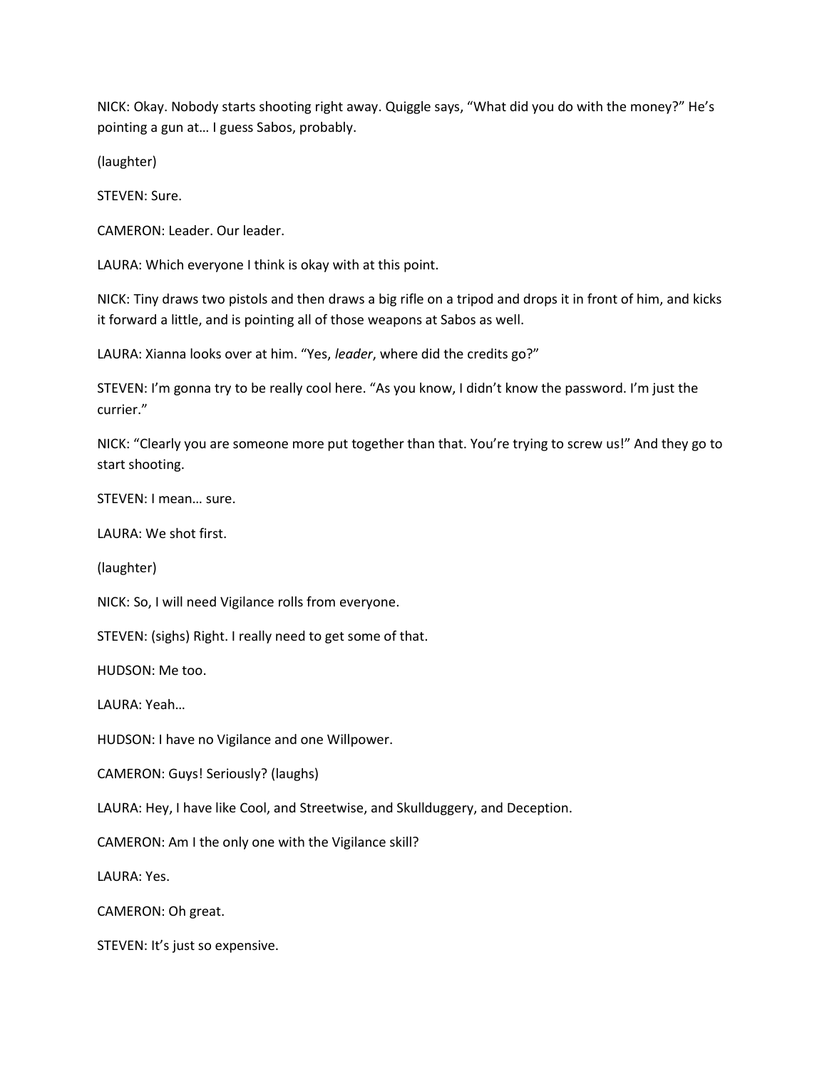NICK: Okay. Nobody starts shooting right away. Quiggle says, "What did you do with the money?" He's pointing a gun at… I guess Sabos, probably.

(laughter)

STEVEN: Sure.

CAMERON: Leader. Our leader.

LAURA: Which everyone I think is okay with at this point.

NICK: Tiny draws two pistols and then draws a big rifle on a tripod and drops it in front of him, and kicks it forward a little, and is pointing all of those weapons at Sabos as well.

LAURA: Xianna looks over at him. "Yes, *leader*, where did the credits go?"

STEVEN: I'm gonna try to be really cool here. "As you know, I didn't know the password. I'm just the currier."

NICK: "Clearly you are someone more put together than that. You're trying to screw us!" And they go to start shooting.

STEVEN: I mean… sure.

LAURA: We shot first.

(laughter)

NICK: So, I will need Vigilance rolls from everyone.

STEVEN: (sighs) Right. I really need to get some of that.

HUDSON: Me too.

LAURA: Yeah…

HUDSON: I have no Vigilance and one Willpower.

CAMERON: Guys! Seriously? (laughs)

LAURA: Hey, I have like Cool, and Streetwise, and Skullduggery, and Deception.

CAMERON: Am I the only one with the Vigilance skill?

LAURA: Yes.

CAMERON: Oh great.

STEVEN: It's just so expensive.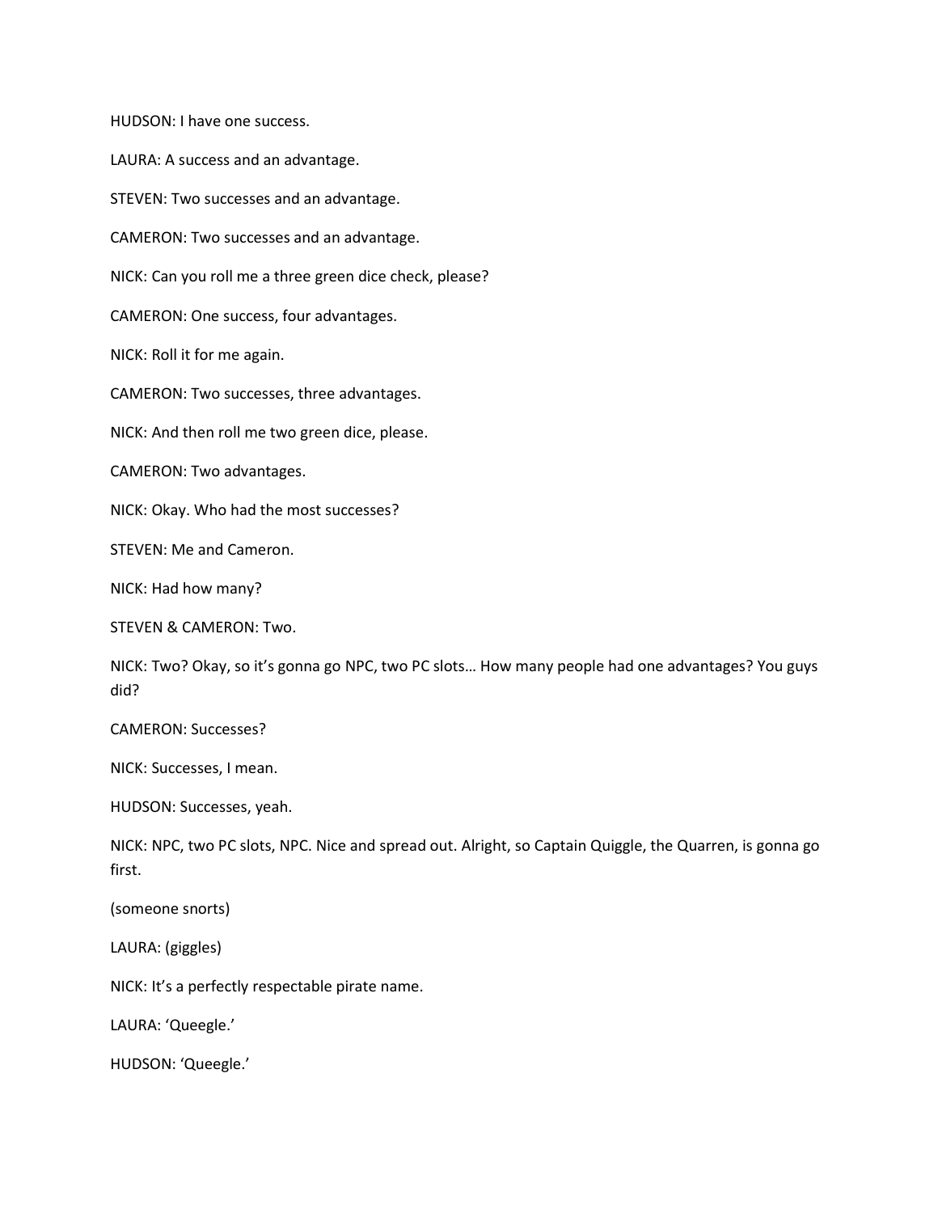HUDSON: I have one success.

LAURA: A success and an advantage.

STEVEN: Two successes and an advantage.

CAMERON: Two successes and an advantage.

NICK: Can you roll me a three green dice check, please?

CAMERON: One success, four advantages.

NICK: Roll it for me again.

CAMERON: Two successes, three advantages.

NICK: And then roll me two green dice, please.

CAMERON: Two advantages.

NICK: Okay. Who had the most successes?

STEVEN: Me and Cameron.

NICK: Had how many?

STEVEN & CAMERON: Two.

NICK: Two? Okay, so it's gonna go NPC, two PC slots… How many people had one advantages? You guys did?

CAMERON: Successes?

NICK: Successes, I mean.

HUDSON: Successes, yeah.

NICK: NPC, two PC slots, NPC. Nice and spread out. Alright, so Captain Quiggle, the Quarren, is gonna go first.

(someone snorts)

LAURA: (giggles)

NICK: It's a perfectly respectable pirate name.

LAURA: 'Queegle.'

HUDSON: 'Queegle.'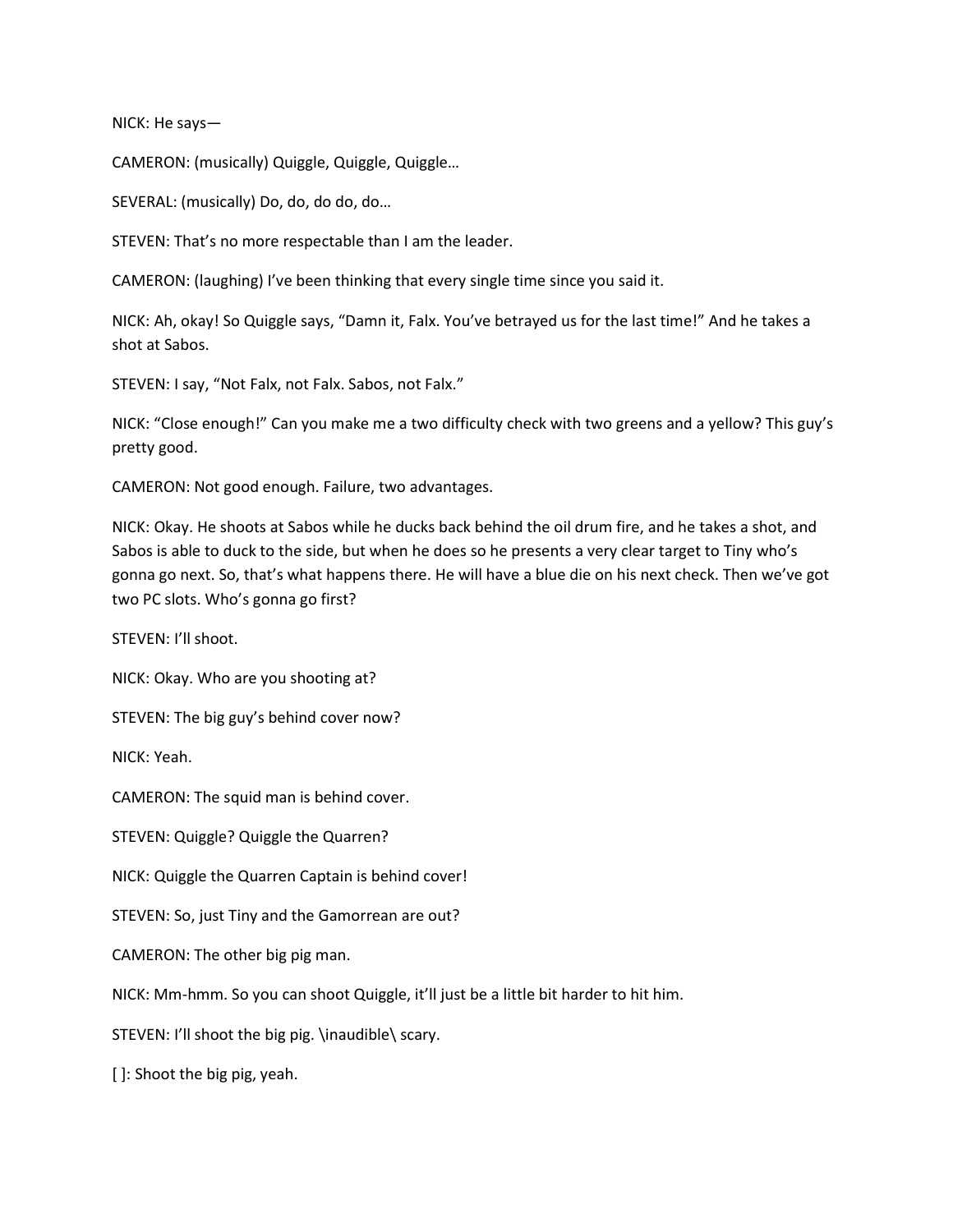NICK: He says—

CAMERON: (musically) Quiggle, Quiggle, Quiggle…

SEVERAL: (musically) Do, do, do do, do…

STEVEN: That's no more respectable than I am the leader.

CAMERON: (laughing) I've been thinking that every single time since you said it.

NICK: Ah, okay! So Quiggle says, "Damn it, Falx. You've betrayed us for the last time!" And he takes a shot at Sabos.

STEVEN: I say, "Not Falx, not Falx. Sabos, not Falx."

NICK: "Close enough!" Can you make me a two difficulty check with two greens and a yellow? This guy's pretty good.

CAMERON: Not good enough. Failure, two advantages.

NICK: Okay. He shoots at Sabos while he ducks back behind the oil drum fire, and he takes a shot, and Sabos is able to duck to the side, but when he does so he presents a very clear target to Tiny who's gonna go next. So, that's what happens there. He will have a blue die on his next check. Then we've got two PC slots. Who's gonna go first?

STEVEN: I'll shoot.

NICK: Okay. Who are you shooting at?

STEVEN: The big guy's behind cover now?

NICK: Yeah.

CAMERON: The squid man is behind cover.

STEVEN: Quiggle? Quiggle the Quarren?

NICK: Quiggle the Quarren Captain is behind cover!

STEVEN: So, just Tiny and the Gamorrean are out?

CAMERON: The other big pig man.

NICK: Mm-hmm. So you can shoot Quiggle, it'll just be a little bit harder to hit him.

STEVEN: I'll shoot the big pig. \inaudible\ scary.

[ ]: Shoot the big pig, yeah.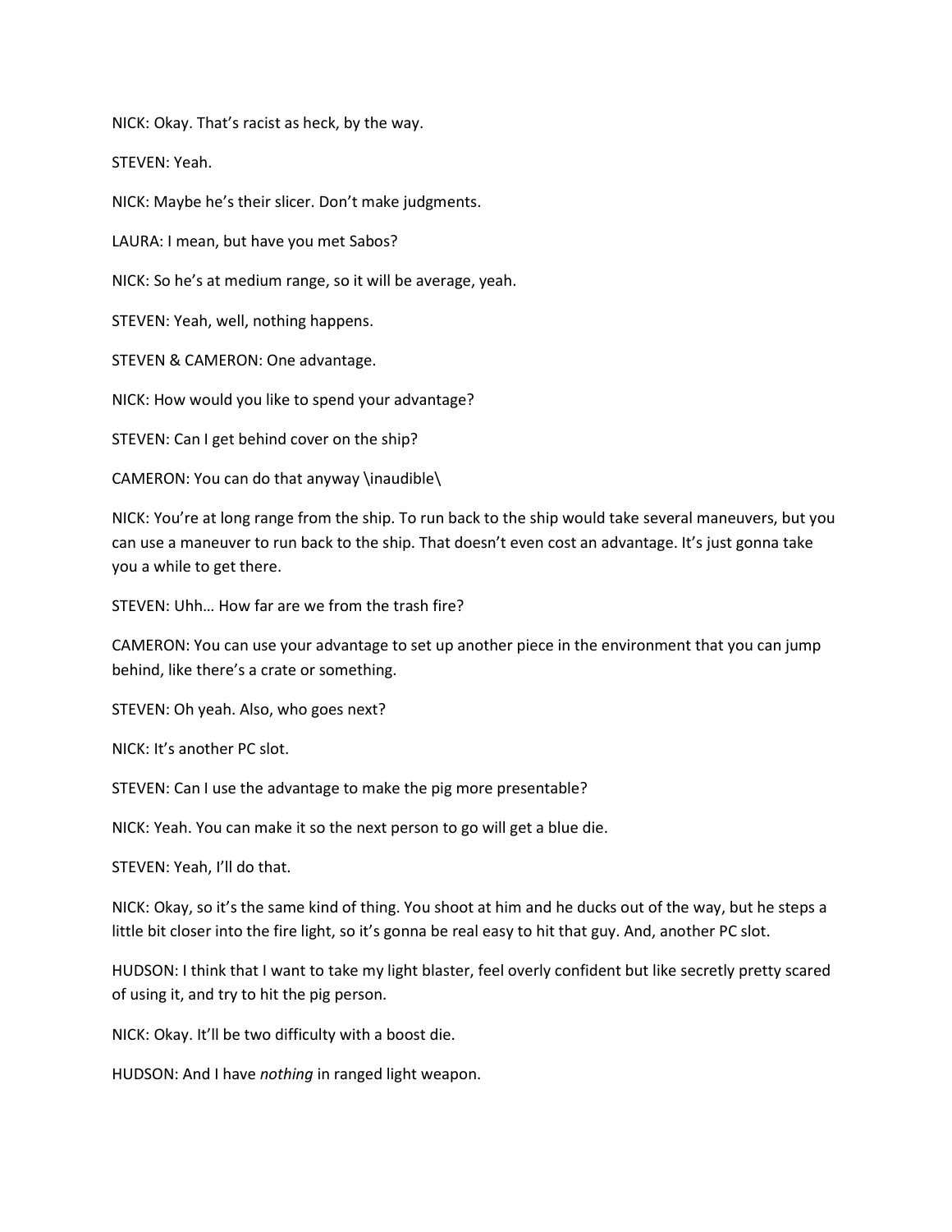NICK: Okay. That's racist as heck, by the way.

STEVEN: Yeah.

NICK: Maybe he's their slicer. Don't make judgments.

LAURA: I mean, but have you met Sabos?

NICK: So he's at medium range, so it will be average, yeah.

STEVEN: Yeah, well, nothing happens.

STEVEN & CAMERON: One advantage.

NICK: How would you like to spend your advantage?

STEVEN: Can I get behind cover on the ship?

CAMERON: You can do that anyway \inaudible\

NICK: You're at long range from the ship. To run back to the ship would take several maneuvers, but you can use a maneuver to run back to the ship. That doesn't even cost an advantage. It's just gonna take you a while to get there.

STEVEN: Uhh… How far are we from the trash fire?

CAMERON: You can use your advantage to set up another piece in the environment that you can jump behind, like there's a crate or something.

STEVEN: Oh yeah. Also, who goes next?

NICK: It's another PC slot.

STEVEN: Can I use the advantage to make the pig more presentable?

NICK: Yeah. You can make it so the next person to go will get a blue die.

STEVEN: Yeah, I'll do that.

NICK: Okay, so it's the same kind of thing. You shoot at him and he ducks out of the way, but he steps a little bit closer into the fire light, so it's gonna be real easy to hit that guy. And, another PC slot.

HUDSON: I think that I want to take my light blaster, feel overly confident but like secretly pretty scared of using it, and try to hit the pig person.

NICK: Okay. It'll be two difficulty with a boost die.

HUDSON: And I have *nothing* in ranged light weapon.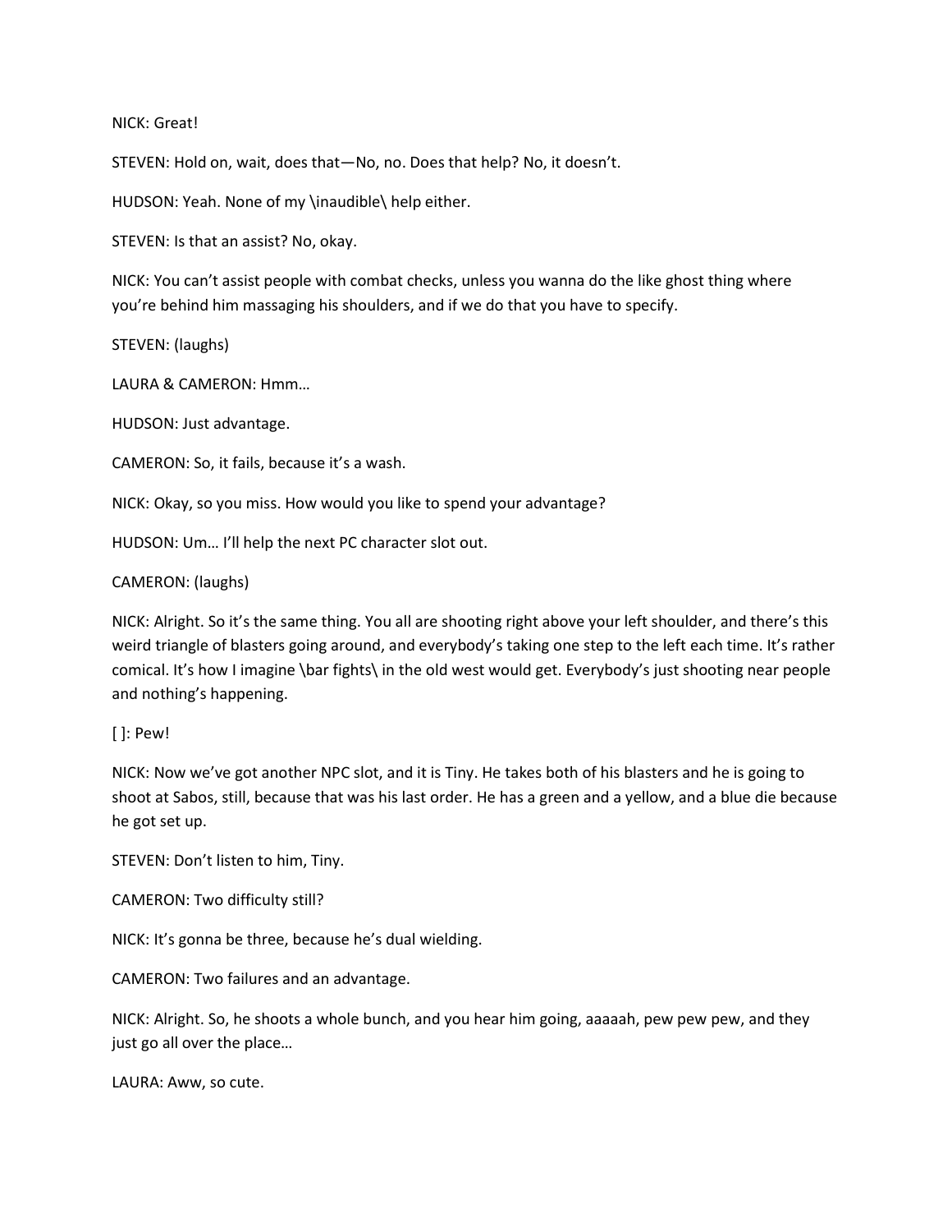NICK: Great!

STEVEN: Hold on, wait, does that—No, no. Does that help? No, it doesn't.

HUDSON: Yeah. None of my \inaudible\ help either.

STEVEN: Is that an assist? No, okay.

NICK: You can't assist people with combat checks, unless you wanna do the like ghost thing where you're behind him massaging his shoulders, and if we do that you have to specify.

STEVEN: (laughs)

LAURA & CAMERON: Hmm…

HUDSON: Just advantage.

CAMERON: So, it fails, because it's a wash.

NICK: Okay, so you miss. How would you like to spend your advantage?

HUDSON: Um… I'll help the next PC character slot out.

CAMERON: (laughs)

NICK: Alright. So it's the same thing. You all are shooting right above your left shoulder, and there's this weird triangle of blasters going around, and everybody's taking one step to the left each time. It's rather comical. It's how I imagine \bar fights\ in the old west would get. Everybody's just shooting near people and nothing's happening.

[ ]: Pew!

NICK: Now we've got another NPC slot, and it is Tiny. He takes both of his blasters and he is going to shoot at Sabos, still, because that was his last order. He has a green and a yellow, and a blue die because he got set up.

STEVEN: Don't listen to him, Tiny.

CAMERON: Two difficulty still?

NICK: It's gonna be three, because he's dual wielding.

CAMERON: Two failures and an advantage.

NICK: Alright. So, he shoots a whole bunch, and you hear him going, aaaaah, pew pew pew, and they just go all over the place…

LAURA: Aww, so cute.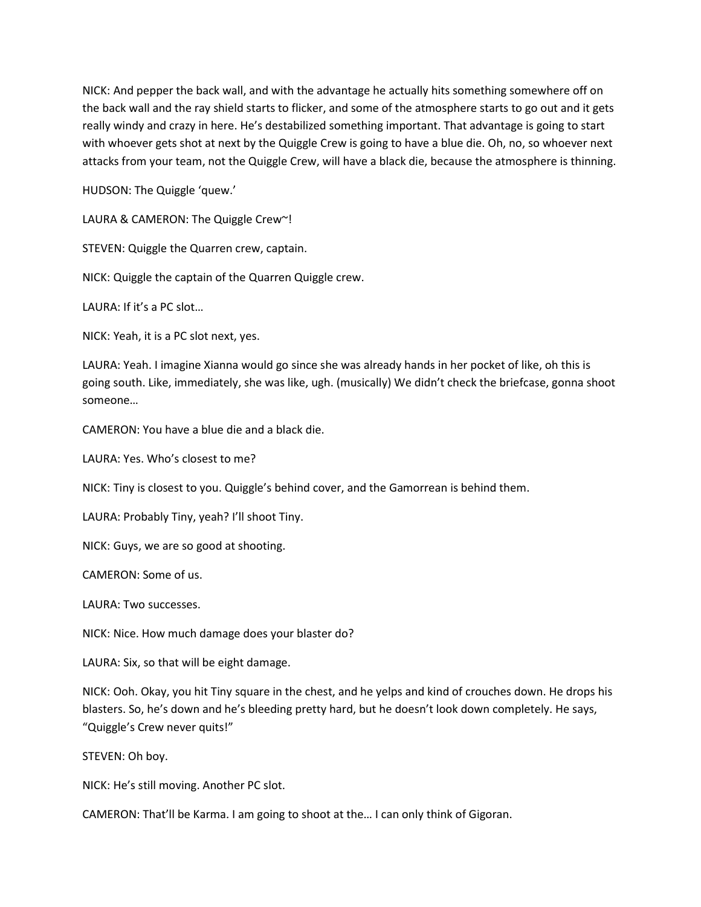NICK: And pepper the back wall, and with the advantage he actually hits something somewhere off on the back wall and the ray shield starts to flicker, and some of the atmosphere starts to go out and it gets really windy and crazy in here. He's destabilized something important. That advantage is going to start with whoever gets shot at next by the Quiggle Crew is going to have a blue die. Oh, no, so whoever next attacks from your team, not the Quiggle Crew, will have a black die, because the atmosphere is thinning.

HUDSON: The Quiggle 'quew.'

LAURA & CAMERON: The Quiggle Crew~!

STEVEN: Quiggle the Quarren crew, captain.

NICK: Quiggle the captain of the Quarren Quiggle crew.

LAURA: If it's a PC slot…

NICK: Yeah, it is a PC slot next, yes.

LAURA: Yeah. I imagine Xianna would go since she was already hands in her pocket of like, oh this is going south. Like, immediately, she was like, ugh. (musically) We didn't check the briefcase, gonna shoot someone…

CAMERON: You have a blue die and a black die.

LAURA: Yes. Who's closest to me?

NICK: Tiny is closest to you. Quiggle's behind cover, and the Gamorrean is behind them.

LAURA: Probably Tiny, yeah? I'll shoot Tiny.

NICK: Guys, we are so good at shooting.

CAMERON: Some of us.

LAURA: Two successes.

NICK: Nice. How much damage does your blaster do?

LAURA: Six, so that will be eight damage.

NICK: Ooh. Okay, you hit Tiny square in the chest, and he yelps and kind of crouches down. He drops his blasters. So, he's down and he's bleeding pretty hard, but he doesn't look down completely. He says, "Quiggle's Crew never quits!"

STEVEN: Oh boy.

NICK: He's still moving. Another PC slot.

CAMERON: That'll be Karma. I am going to shoot at the… I can only think of Gigoran.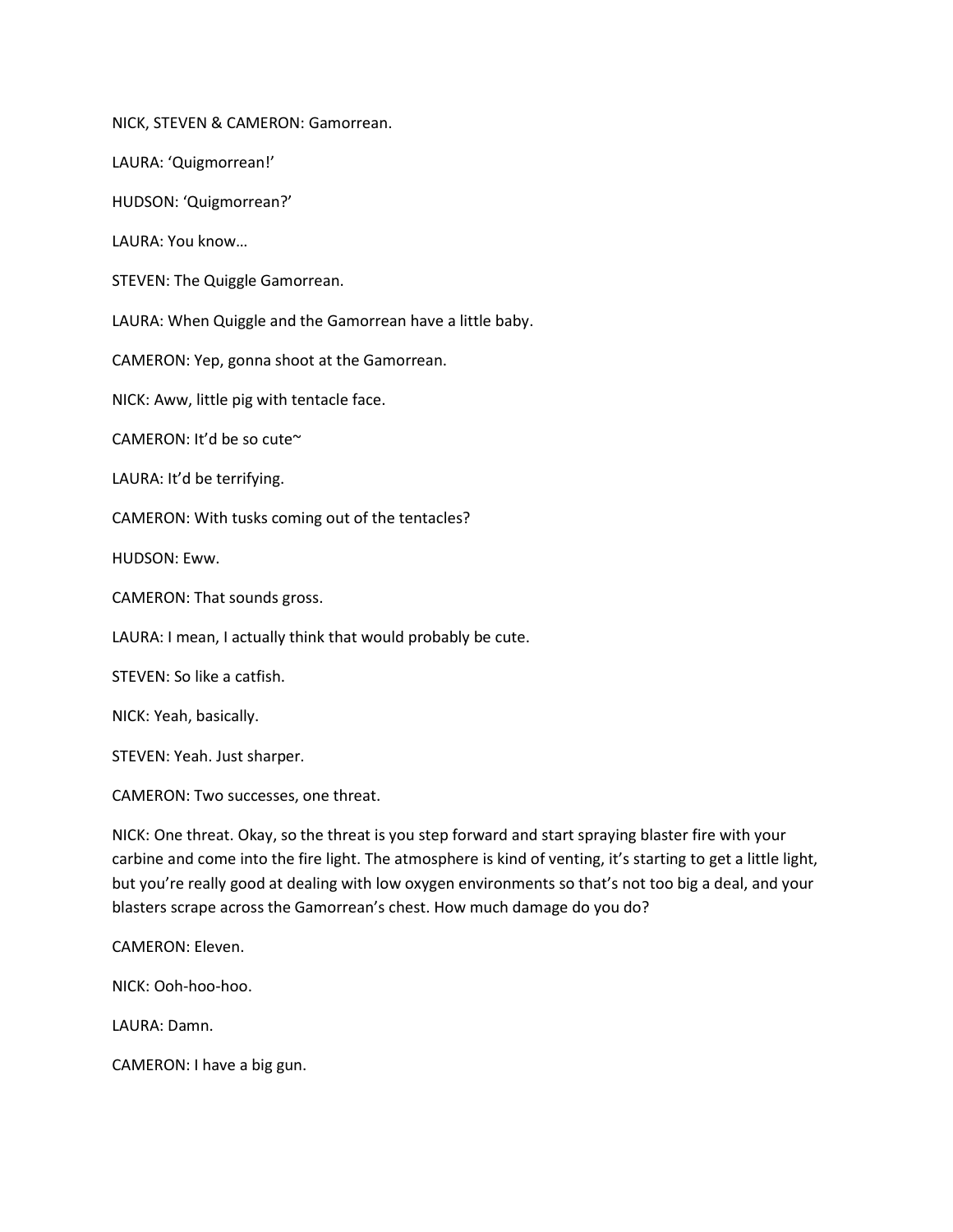NICK, STEVEN & CAMERON: Gamorrean.

LAURA: 'Quigmorrean!'

HUDSON: 'Quigmorrean?'

LAURA: You know…

STEVEN: The Quiggle Gamorrean.

LAURA: When Quiggle and the Gamorrean have a little baby.

CAMERON: Yep, gonna shoot at the Gamorrean.

NICK: Aww, little pig with tentacle face.

CAMERON: It'd be so cute~

LAURA: It'd be terrifying.

CAMERON: With tusks coming out of the tentacles?

HUDSON: Eww.

CAMERON: That sounds gross.

LAURA: I mean, I actually think that would probably be cute.

STEVEN: So like a catfish.

NICK: Yeah, basically.

STEVEN: Yeah. Just sharper.

CAMERON: Two successes, one threat.

NICK: One threat. Okay, so the threat is you step forward and start spraying blaster fire with your carbine and come into the fire light. The atmosphere is kind of venting, it's starting to get a little light, but you're really good at dealing with low oxygen environments so that's not too big a deal, and your blasters scrape across the Gamorrean's chest. How much damage do you do?

CAMERON: Eleven.

NICK: Ooh-hoo-hoo.

LAURA: Damn.

CAMERON: I have a big gun.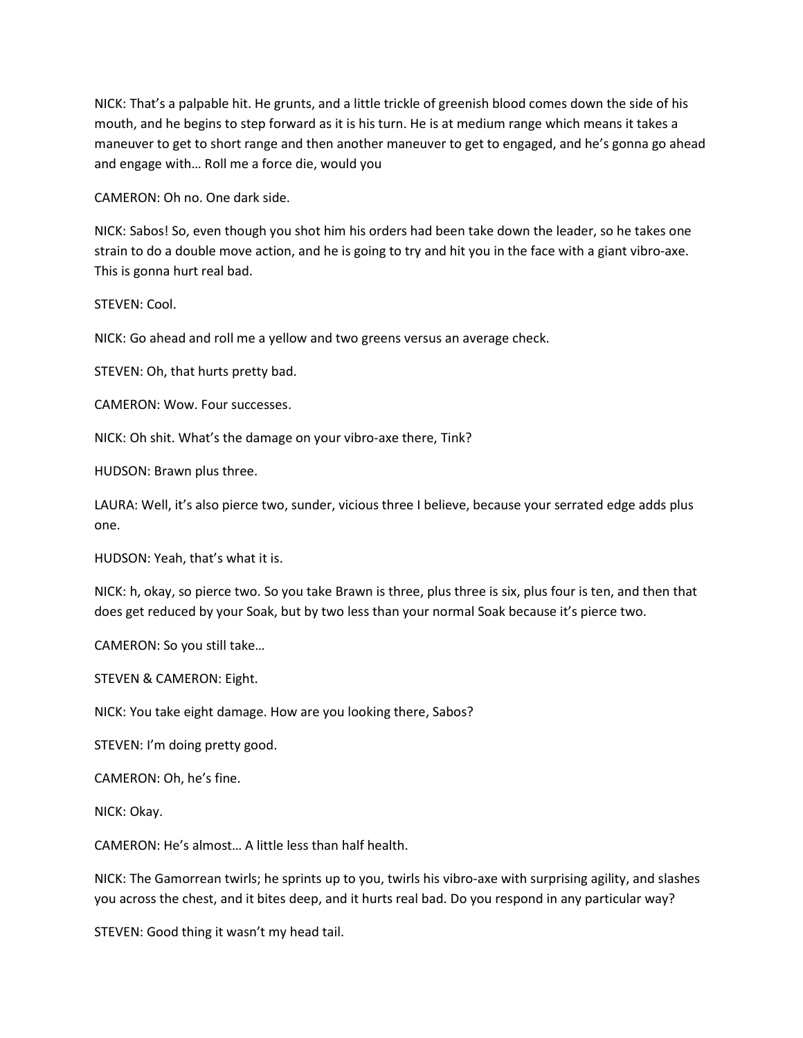NICK: That's a palpable hit. He grunts, and a little trickle of greenish blood comes down the side of his mouth, and he begins to step forward as it is his turn. He is at medium range which means it takes a maneuver to get to short range and then another maneuver to get to engaged, and he's gonna go ahead and engage with… Roll me a force die, would you

CAMERON: Oh no. One dark side.

NICK: Sabos! So, even though you shot him his orders had been take down the leader, so he takes one strain to do a double move action, and he is going to try and hit you in the face with a giant vibro-axe. This is gonna hurt real bad.

STEVEN: Cool.

NICK: Go ahead and roll me a yellow and two greens versus an average check.

STEVEN: Oh, that hurts pretty bad.

CAMERON: Wow. Four successes.

NICK: Oh shit. What's the damage on your vibro-axe there, Tink?

HUDSON: Brawn plus three.

LAURA: Well, it's also pierce two, sunder, vicious three I believe, because your serrated edge adds plus one.

HUDSON: Yeah, that's what it is.

NICK: h, okay, so pierce two. So you take Brawn is three, plus three is six, plus four is ten, and then that does get reduced by your Soak, but by two less than your normal Soak because it's pierce two.

CAMERON: So you still take…

STEVEN & CAMERON: Eight.

NICK: You take eight damage. How are you looking there, Sabos?

STEVEN: I'm doing pretty good.

CAMERON: Oh, he's fine.

NICK: Okay.

CAMERON: He's almost… A little less than half health.

NICK: The Gamorrean twirls; he sprints up to you, twirls his vibro-axe with surprising agility, and slashes you across the chest, and it bites deep, and it hurts real bad. Do you respond in any particular way?

STEVEN: Good thing it wasn't my head tail.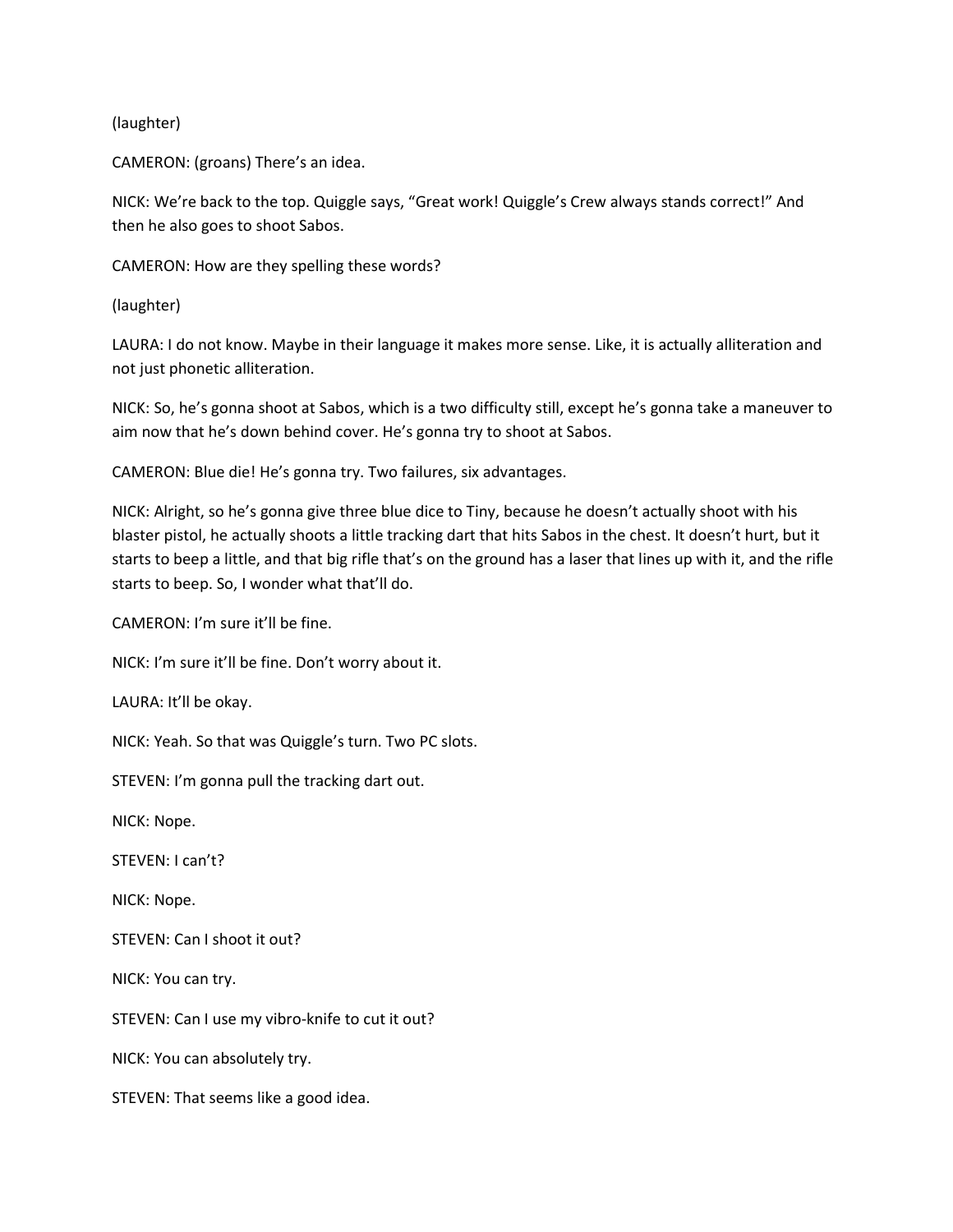(laughter)

CAMERON: (groans) There's an idea.

NICK: We're back to the top. Quiggle says, "Great work! Quiggle's Crew always stands correct!" And then he also goes to shoot Sabos.

CAMERON: How are they spelling these words?

(laughter)

LAURA: I do not know. Maybe in their language it makes more sense. Like, it is actually alliteration and not just phonetic alliteration.

NICK: So, he's gonna shoot at Sabos, which is a two difficulty still, except he's gonna take a maneuver to aim now that he's down behind cover. He's gonna try to shoot at Sabos.

CAMERON: Blue die! He's gonna try. Two failures, six advantages.

NICK: Alright, so he's gonna give three blue dice to Tiny, because he doesn't actually shoot with his blaster pistol, he actually shoots a little tracking dart that hits Sabos in the chest. It doesn't hurt, but it starts to beep a little, and that big rifle that's on the ground has a laser that lines up with it, and the rifle starts to beep. So, I wonder what that'll do.

CAMERON: I'm sure it'll be fine.

NICK: I'm sure it'll be fine. Don't worry about it.

LAURA: It'll be okay.

NICK: Yeah. So that was Quiggle's turn. Two PC slots.

STEVEN: I'm gonna pull the tracking dart out.

NICK: Nope.

STEVEN: I can't?

NICK: Nope.

STEVEN: Can I shoot it out?

NICK: You can try.

STEVEN: Can I use my vibro-knife to cut it out?

NICK: You can absolutely try.

STEVEN: That seems like a good idea.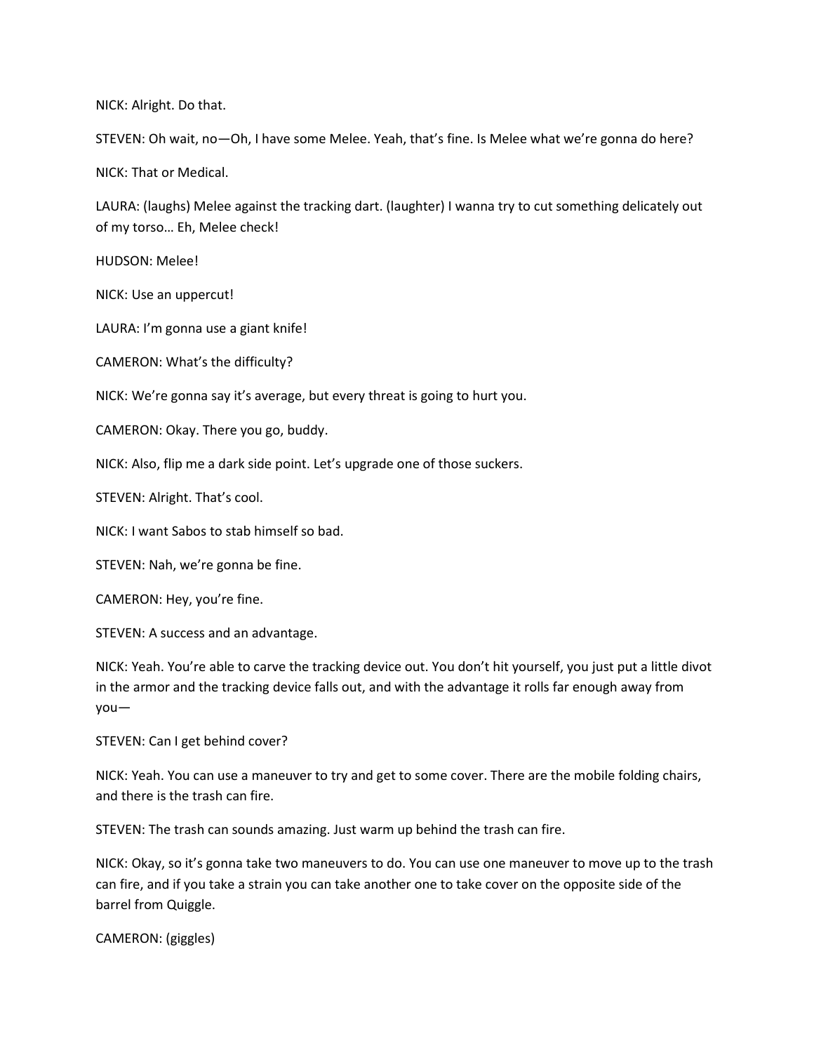NICK: Alright. Do that.

STEVEN: Oh wait, no—Oh, I have some Melee. Yeah, that's fine. Is Melee what we're gonna do here?

NICK: That or Medical.

LAURA: (laughs) Melee against the tracking dart. (laughter) I wanna try to cut something delicately out of my torso… Eh, Melee check!

HUDSON: Melee!

NICK: Use an uppercut!

LAURA: I'm gonna use a giant knife!

CAMERON: What's the difficulty?

NICK: We're gonna say it's average, but every threat is going to hurt you.

CAMERON: Okay. There you go, buddy.

NICK: Also, flip me a dark side point. Let's upgrade one of those suckers.

STEVEN: Alright. That's cool.

NICK: I want Sabos to stab himself so bad.

STEVEN: Nah, we're gonna be fine.

CAMERON: Hey, you're fine.

STEVEN: A success and an advantage.

NICK: Yeah. You're able to carve the tracking device out. You don't hit yourself, you just put a little divot in the armor and the tracking device falls out, and with the advantage it rolls far enough away from you—

STEVEN: Can I get behind cover?

NICK: Yeah. You can use a maneuver to try and get to some cover. There are the mobile folding chairs, and there is the trash can fire.

STEVEN: The trash can sounds amazing. Just warm up behind the trash can fire.

NICK: Okay, so it's gonna take two maneuvers to do. You can use one maneuver to move up to the trash can fire, and if you take a strain you can take another one to take cover on the opposite side of the barrel from Quiggle.

CAMERON: (giggles)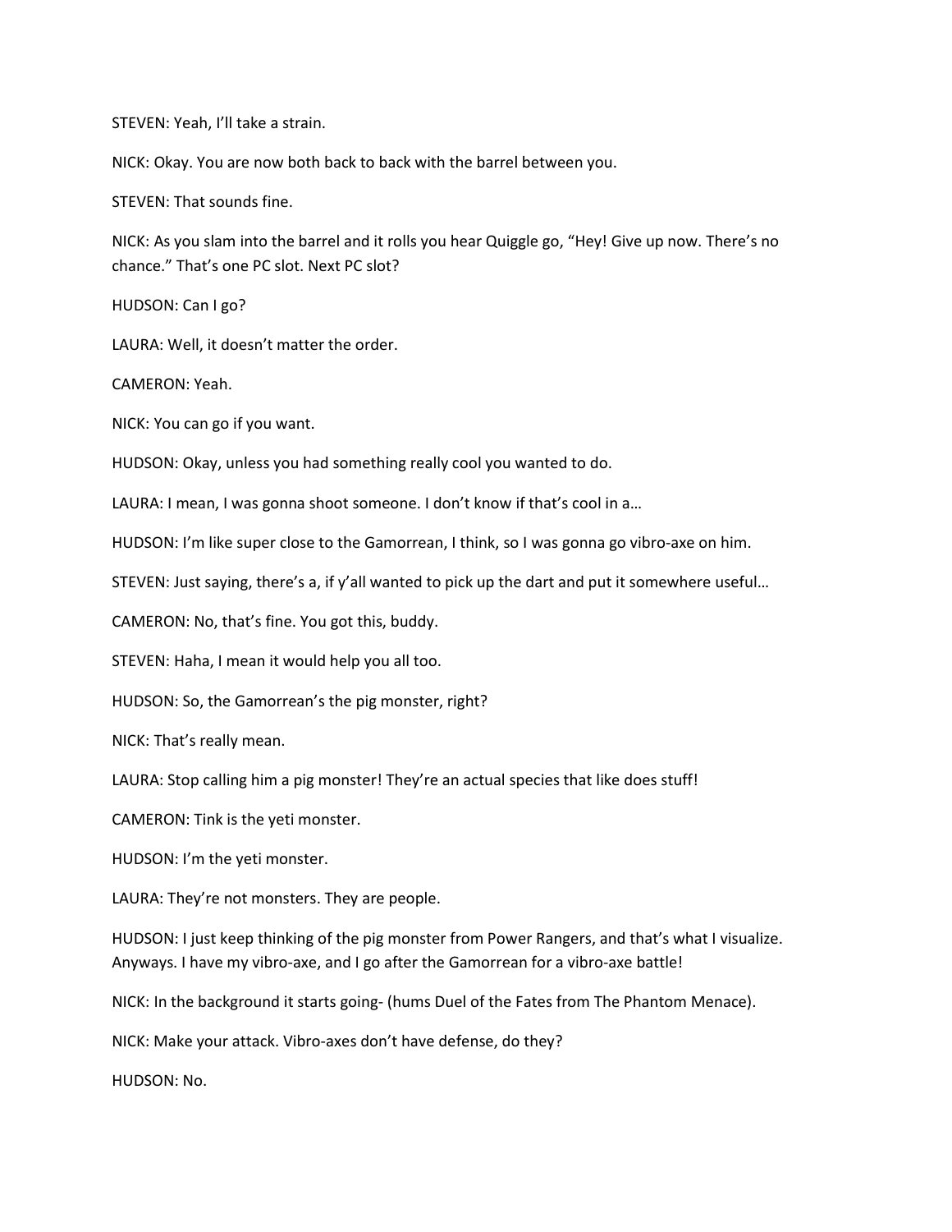STEVEN: Yeah, I'll take a strain.

NICK: Okay. You are now both back to back with the barrel between you.

STEVEN: That sounds fine.

NICK: As you slam into the barrel and it rolls you hear Quiggle go, "Hey! Give up now. There's no chance." That's one PC slot. Next PC slot?

HUDSON: Can I go?

LAURA: Well, it doesn't matter the order.

CAMERON: Yeah.

NICK: You can go if you want.

HUDSON: Okay, unless you had something really cool you wanted to do.

LAURA: I mean, I was gonna shoot someone. I don't know if that's cool in a…

HUDSON: I'm like super close to the Gamorrean, I think, so I was gonna go vibro-axe on him.

STEVEN: Just saying, there's a, if y'all wanted to pick up the dart and put it somewhere useful…

CAMERON: No, that's fine. You got this, buddy.

STEVEN: Haha, I mean it would help you all too.

HUDSON: So, the Gamorrean's the pig monster, right?

NICK: That's really mean.

LAURA: Stop calling him a pig monster! They're an actual species that like does stuff!

CAMERON: Tink is the yeti monster.

HUDSON: I'm the yeti monster.

LAURA: They're not monsters. They are people.

HUDSON: I just keep thinking of the pig monster from Power Rangers, and that's what I visualize. Anyways. I have my vibro-axe, and I go after the Gamorrean for a vibro-axe battle!

NICK: In the background it starts going- (hums Duel of the Fates from The Phantom Menace).

NICK: Make your attack. Vibro-axes don't have defense, do they?

HUDSON: No.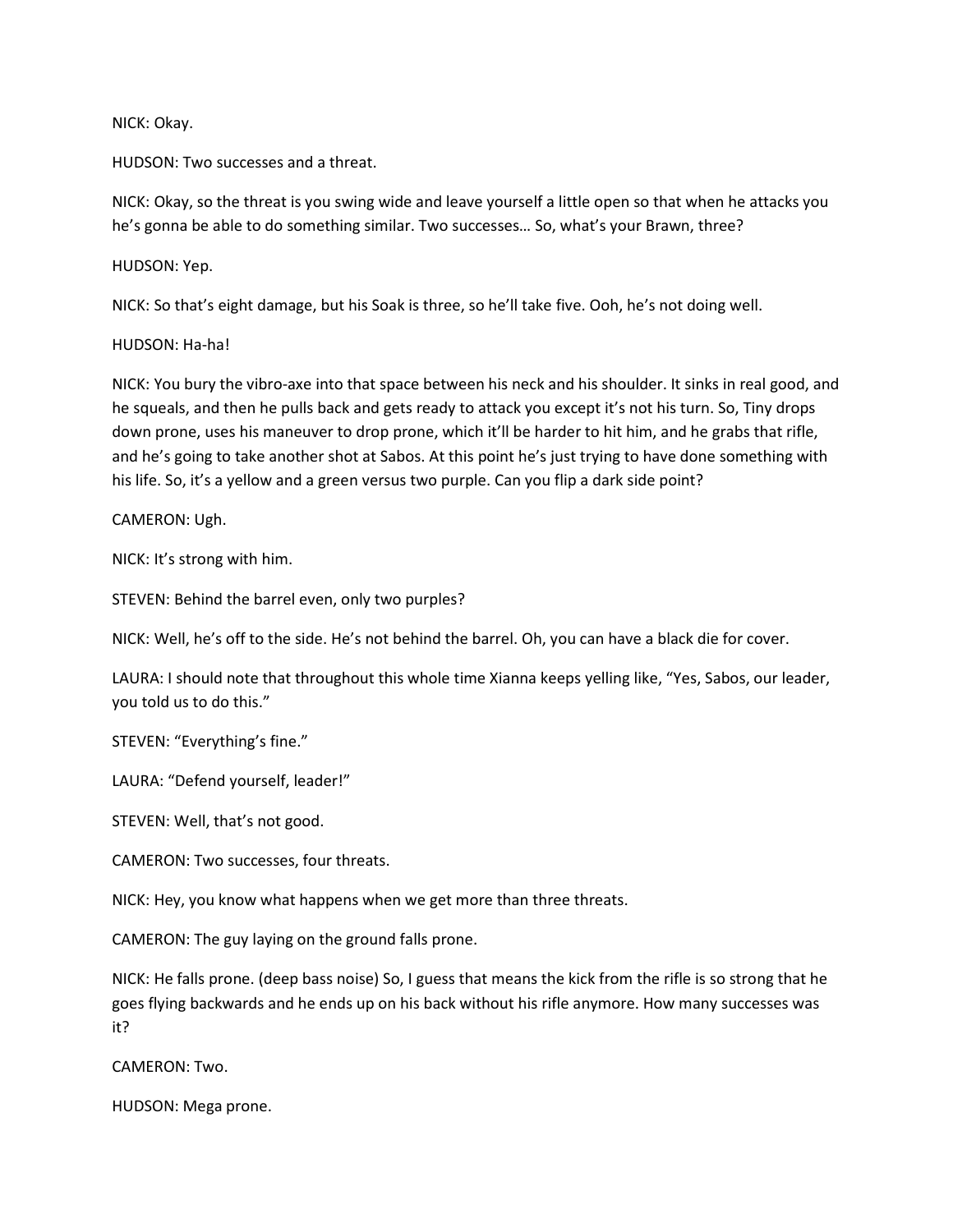NICK: Okay.

HUDSON: Two successes and a threat.

NICK: Okay, so the threat is you swing wide and leave yourself a little open so that when he attacks you he's gonna be able to do something similar. Two successes… So, what's your Brawn, three?

HUDSON: Yep.

NICK: So that's eight damage, but his Soak is three, so he'll take five. Ooh, he's not doing well.

HUDSON: Ha-ha!

NICK: You bury the vibro-axe into that space between his neck and his shoulder. It sinks in real good, and he squeals, and then he pulls back and gets ready to attack you except it's not his turn. So, Tiny drops down prone, uses his maneuver to drop prone, which it'll be harder to hit him, and he grabs that rifle, and he's going to take another shot at Sabos. At this point he's just trying to have done something with his life. So, it's a yellow and a green versus two purple. Can you flip a dark side point?

CAMERON: Ugh.

NICK: It's strong with him.

STEVEN: Behind the barrel even, only two purples?

NICK: Well, he's off to the side. He's not behind the barrel. Oh, you can have a black die for cover.

LAURA: I should note that throughout this whole time Xianna keeps yelling like, "Yes, Sabos, our leader, you told us to do this."

STEVEN: "Everything's fine."

LAURA: "Defend yourself, leader!"

STEVEN: Well, that's not good.

CAMERON: Two successes, four threats.

NICK: Hey, you know what happens when we get more than three threats.

CAMERON: The guy laying on the ground falls prone.

NICK: He falls prone. (deep bass noise) So, I guess that means the kick from the rifle is so strong that he goes flying backwards and he ends up on his back without his rifle anymore. How many successes was it?

CAMERON: Two.

HUDSON: Mega prone.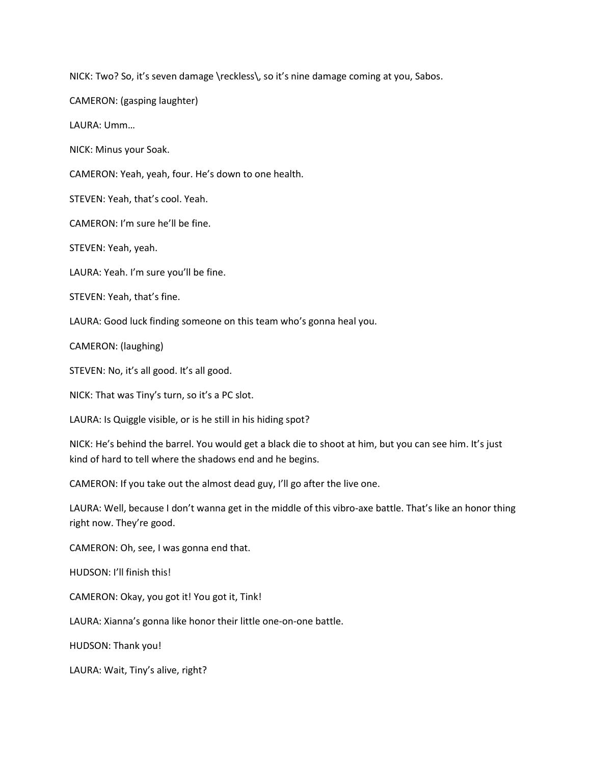NICK: Two? So, it's seven damage \reckless\, so it's nine damage coming at you, Sabos.

CAMERON: (gasping laughter)

LAURA: Umm…

NICK: Minus your Soak.

CAMERON: Yeah, yeah, four. He's down to one health.

STEVEN: Yeah, that's cool. Yeah.

CAMERON: I'm sure he'll be fine.

STEVEN: Yeah, yeah.

LAURA: Yeah. I'm sure you'll be fine.

STEVEN: Yeah, that's fine.

LAURA: Good luck finding someone on this team who's gonna heal you.

CAMERON: (laughing)

STEVEN: No, it's all good. It's all good.

NICK: That was Tiny's turn, so it's a PC slot.

LAURA: Is Quiggle visible, or is he still in his hiding spot?

NICK: He's behind the barrel. You would get a black die to shoot at him, but you can see him. It's just kind of hard to tell where the shadows end and he begins.

CAMERON: If you take out the almost dead guy, I'll go after the live one.

LAURA: Well, because I don't wanna get in the middle of this vibro-axe battle. That's like an honor thing right now. They're good.

CAMERON: Oh, see, I was gonna end that.

HUDSON: I'll finish this!

CAMERON: Okay, you got it! You got it, Tink!

LAURA: Xianna's gonna like honor their little one-on-one battle.

HUDSON: Thank you!

LAURA: Wait, Tiny's alive, right?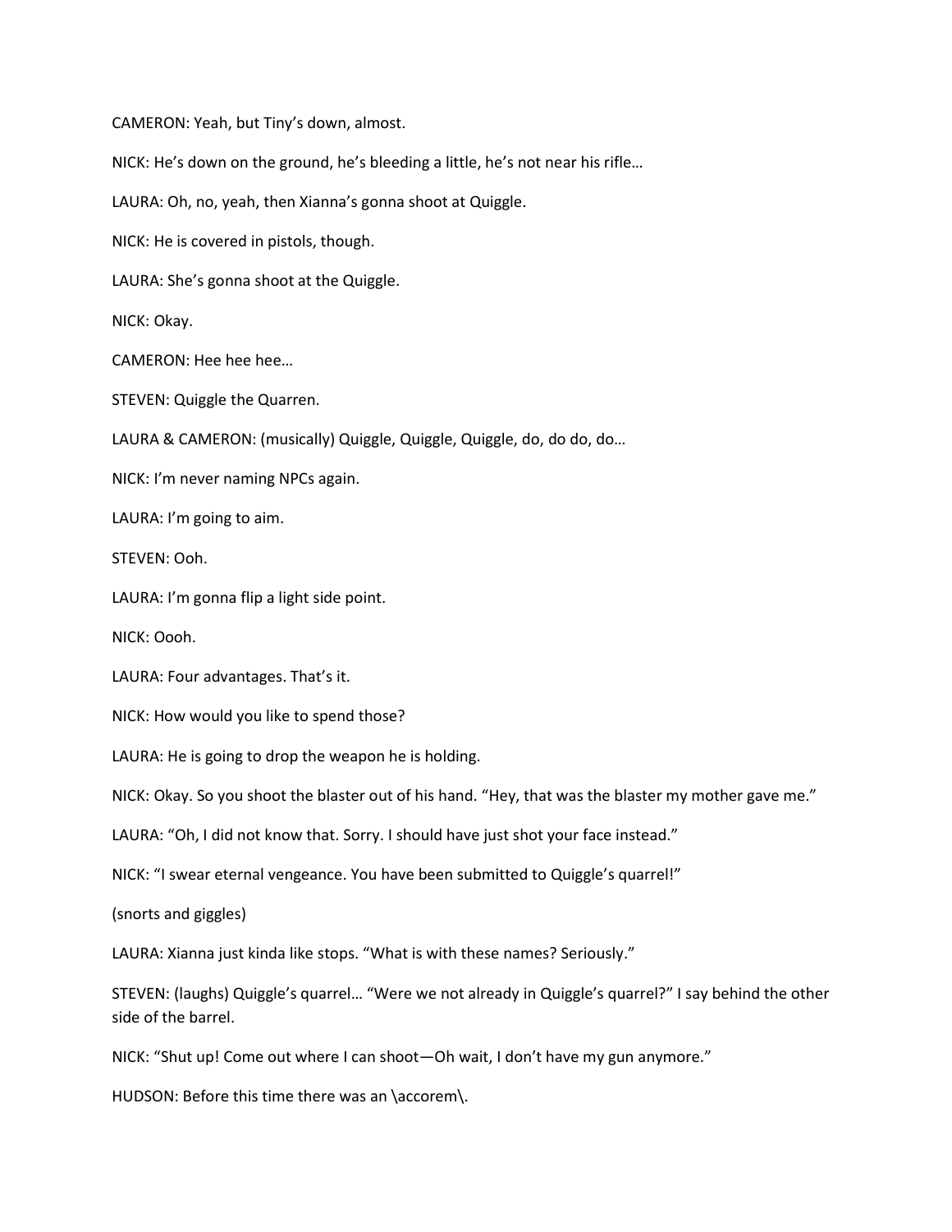CAMERON: Yeah, but Tiny's down, almost.

NICK: He's down on the ground, he's bleeding a little, he's not near his rifle…

LAURA: Oh, no, yeah, then Xianna's gonna shoot at Quiggle.

NICK: He is covered in pistols, though.

LAURA: She's gonna shoot at the Quiggle.

NICK: Okay.

CAMERON: Hee hee hee…

STEVEN: Quiggle the Quarren.

LAURA & CAMERON: (musically) Quiggle, Quiggle, Quiggle, do, do do, do…

NICK: I'm never naming NPCs again.

LAURA: I'm going to aim.

STEVEN: Ooh.

LAURA: I'm gonna flip a light side point.

NICK: Oooh.

LAURA: Four advantages. That's it.

NICK: How would you like to spend those?

LAURA: He is going to drop the weapon he is holding.

NICK: Okay. So you shoot the blaster out of his hand. "Hey, that was the blaster my mother gave me."

LAURA: "Oh, I did not know that. Sorry. I should have just shot your face instead."

NICK: "I swear eternal vengeance. You have been submitted to Quiggle's quarrel!"

(snorts and giggles)

LAURA: Xianna just kinda like stops. "What is with these names? Seriously."

STEVEN: (laughs) Quiggle's quarrel… "Were we not already in Quiggle's quarrel?" I say behind the other side of the barrel.

NICK: "Shut up! Come out where I can shoot—Oh wait, I don't have my gun anymore."

HUDSON: Before this time there was an \accorem\.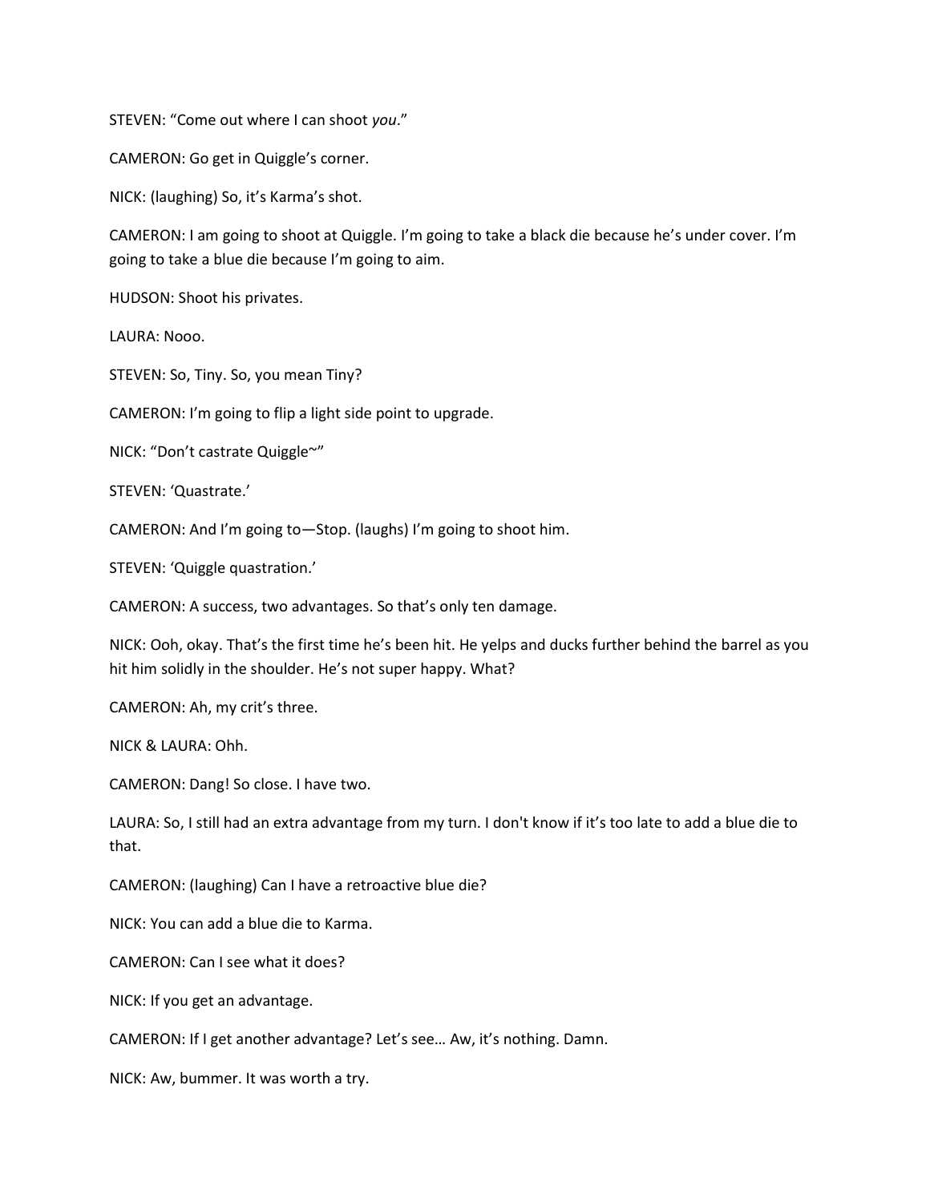STEVEN: "Come out where I can shoot *you*."

CAMERON: Go get in Quiggle's corner.

NICK: (laughing) So, it's Karma's shot.

CAMERON: I am going to shoot at Quiggle. I'm going to take a black die because he's under cover. I'm going to take a blue die because I'm going to aim.

HUDSON: Shoot his privates.

LAURA: Nooo.

STEVEN: So, Tiny. So, you mean Tiny?

CAMERON: I'm going to flip a light side point to upgrade.

NICK: "Don't castrate Quiggle~"

STEVEN: 'Quastrate.'

CAMERON: And I'm going to—Stop. (laughs) I'm going to shoot him.

STEVEN: 'Quiggle quastration.'

CAMERON: A success, two advantages. So that's only ten damage.

NICK: Ooh, okay. That's the first time he's been hit. He yelps and ducks further behind the barrel as you hit him solidly in the shoulder. He's not super happy. What?

CAMERON: Ah, my crit's three.

NICK & LAURA: Ohh.

CAMERON: Dang! So close. I have two.

LAURA: So, I still had an extra advantage from my turn. I don't know if it's too late to add a blue die to that.

CAMERON: (laughing) Can I have a retroactive blue die?

NICK: You can add a blue die to Karma.

CAMERON: Can I see what it does?

NICK: If you get an advantage.

CAMERON: If I get another advantage? Let's see… Aw, it's nothing. Damn.

NICK: Aw, bummer. It was worth a try.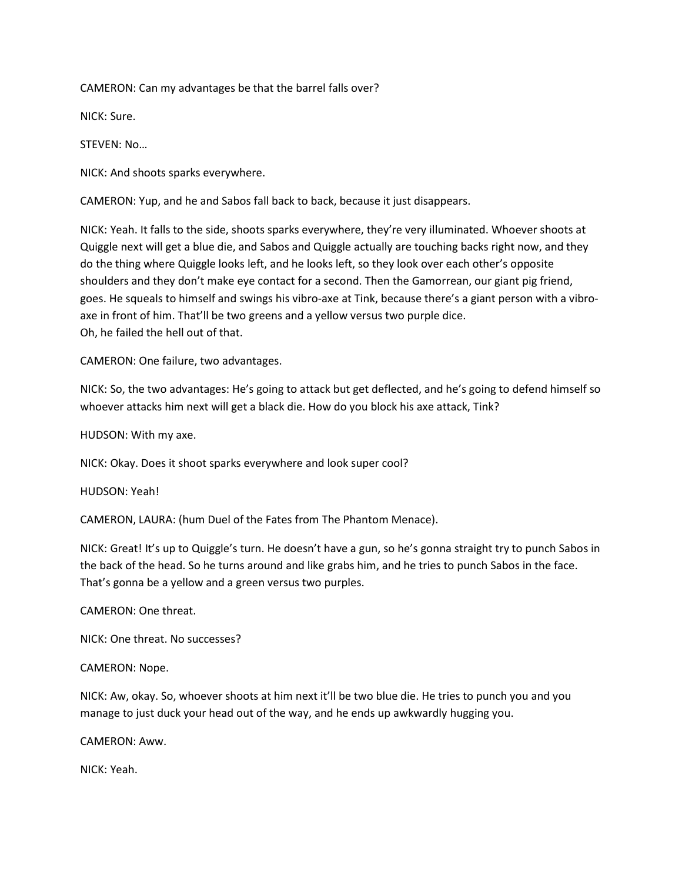CAMERON: Can my advantages be that the barrel falls over?

NICK: Sure.

STEVEN: No…

NICK: And shoots sparks everywhere.

CAMERON: Yup, and he and Sabos fall back to back, because it just disappears.

NICK: Yeah. It falls to the side, shoots sparks everywhere, they're very illuminated. Whoever shoots at Quiggle next will get a blue die, and Sabos and Quiggle actually are touching backs right now, and they do the thing where Quiggle looks left, and he looks left, so they look over each other's opposite shoulders and they don't make eye contact for a second. Then the Gamorrean, our giant pig friend, goes. He squeals to himself and swings his vibro-axe at Tink, because there's a giant person with a vibro-axe in front of him. That'll be two greens and a yellow versus two purple dice.
Oh, he failed the hell out of that.

CAMERON: One failure, two advantages.

NICK: So, the two advantages: He's going to attack but get deflected, and he's going to defend himself so whoever attacks him next will get a black die. How do you block his axe attack, Tink?

HUDSON: With my axe.

NICK: Okay. Does it shoot sparks everywhere and look super cool?

HUDSON: Yeah!

CAMERON, LAURA: (hum Duel of the Fates from The Phantom Menace).

NICK: Great! It's up to Quiggle's turn. He doesn't have a gun, so he's gonna straight try to punch Sabos in the back of the head. So he turns around and like grabs him, and he tries to punch Sabos in the face. That's gonna be a yellow and a green versus two purples.

CAMERON: One threat.

NICK: One threat. No successes?

CAMERON: Nope.

NICK: Aw, okay. So, whoever shoots at him next it'll be two blue die. He tries to punch you and you manage to just duck your head out of the way, and he ends up awkwardly hugging you.

CAMERON: Aww.

NICK: Yeah.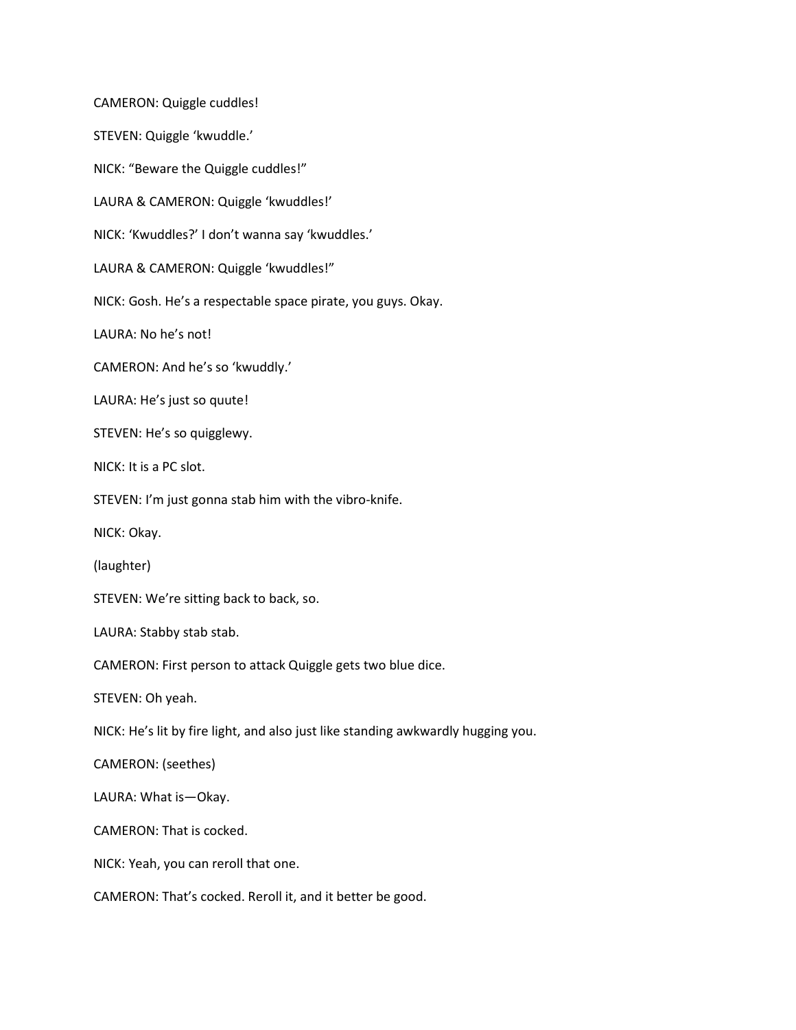CAMERON: Quiggle cuddles!

STEVEN: Quiggle 'kwuddle.'

NICK: "Beware the Quiggle cuddles!"

LAURA & CAMERON: Quiggle 'kwuddles!'

NICK: 'Kwuddles?' I don't wanna say 'kwuddles.'

LAURA & CAMERON: Quiggle 'kwuddles!"

NICK: Gosh. He's a respectable space pirate, you guys. Okay.

LAURA: No he's not!

CAMERON: And he's so 'kwuddly.'

LAURA: He's just so quute!

STEVEN: He's so quigglewy.

NICK: It is a PC slot.

STEVEN: I'm just gonna stab him with the vibro-knife.

NICK: Okay.

(laughter)

STEVEN: We're sitting back to back, so.

LAURA: Stabby stab stab.

CAMERON: First person to attack Quiggle gets two blue dice.

STEVEN: Oh yeah.

NICK: He's lit by fire light, and also just like standing awkwardly hugging you.

CAMERON: (seethes)

LAURA: What is—Okay.

CAMERON: That is cocked.

NICK: Yeah, you can reroll that one.

CAMERON: That's cocked. Reroll it, and it better be good.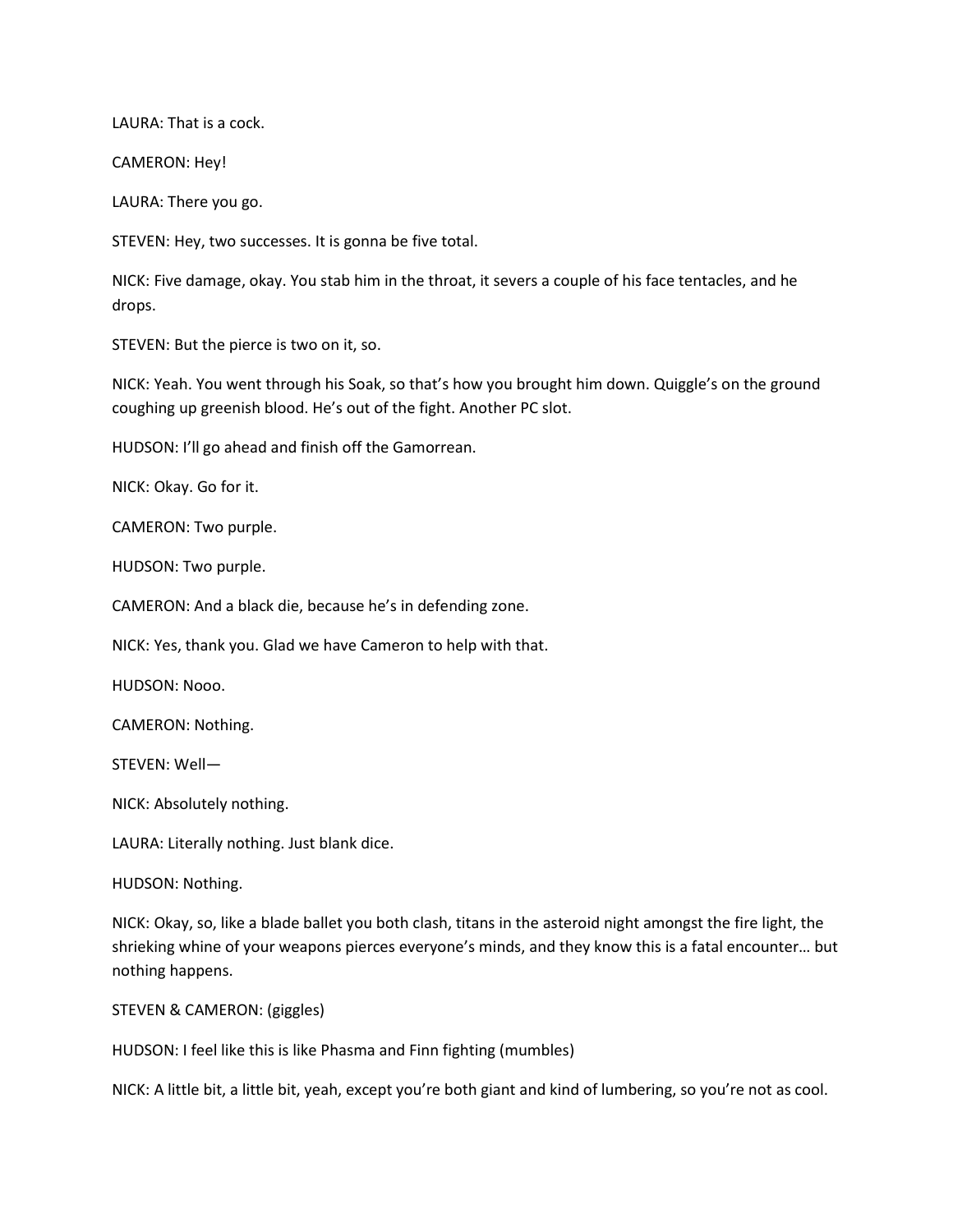LAURA: That is a cock.

CAMERON: Hey!

LAURA: There you go.

STEVEN: Hey, two successes. It is gonna be five total.

NICK: Five damage, okay. You stab him in the throat, it severs a couple of his face tentacles, and he drops.

STEVEN: But the pierce is two on it, so.

NICK: Yeah. You went through his Soak, so that's how you brought him down. Quiggle's on the ground coughing up greenish blood. He's out of the fight. Another PC slot.

HUDSON: I'll go ahead and finish off the Gamorrean.

NICK: Okay. Go for it.

CAMERON: Two purple.

HUDSON: Two purple.

CAMERON: And a black die, because he's in defending zone.

NICK: Yes, thank you. Glad we have Cameron to help with that.

HUDSON: Nooo.

CAMERON: Nothing.

STEVEN: Well—

NICK: Absolutely nothing.

LAURA: Literally nothing. Just blank dice.

HUDSON: Nothing.

NICK: Okay, so, like a blade ballet you both clash, titans in the asteroid night amongst the fire light, the shrieking whine of your weapons pierces everyone's minds, and they know this is a fatal encounter… but nothing happens.

STEVEN & CAMERON: (giggles)

HUDSON: I feel like this is like Phasma and Finn fighting (mumbles)

NICK: A little bit, a little bit, yeah, except you're both giant and kind of lumbering, so you're not as cool.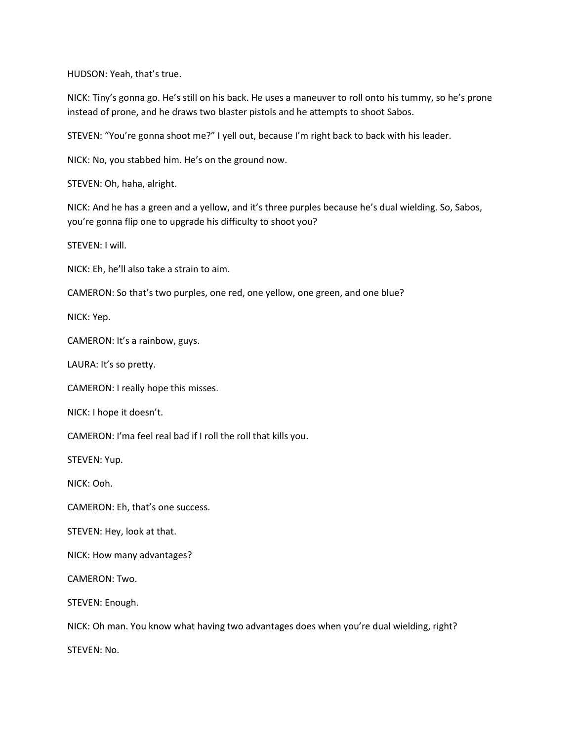HUDSON: Yeah, that's true.

NICK: Tiny's gonna go. He's still on his back. He uses a maneuver to roll onto his tummy, so he's prone instead of prone, and he draws two blaster pistols and he attempts to shoot Sabos.

STEVEN: "You're gonna shoot me?" I yell out, because I'm right back to back with his leader.

NICK: No, you stabbed him. He's on the ground now.

STEVEN: Oh, haha, alright.

NICK: And he has a green and a yellow, and it's three purples because he's dual wielding. So, Sabos, you're gonna flip one to upgrade his difficulty to shoot you?

STEVEN: I will.

NICK: Eh, he'll also take a strain to aim.

CAMERON: So that's two purples, one red, one yellow, one green, and one blue?

NICK: Yep.

CAMERON: It's a rainbow, guys.

LAURA: It's so pretty.

CAMERON: I really hope this misses.

NICK: I hope it doesn't.

CAMERON: I'ma feel real bad if I roll the roll that kills you.

STEVEN: Yup.

NICK: Ooh.

CAMERON: Eh, that's one success.

STEVEN: Hey, look at that.

NICK: How many advantages?

CAMERON: Two.

STEVEN: Enough.

NICK: Oh man. You know what having two advantages does when you're dual wielding, right?

STEVEN: No.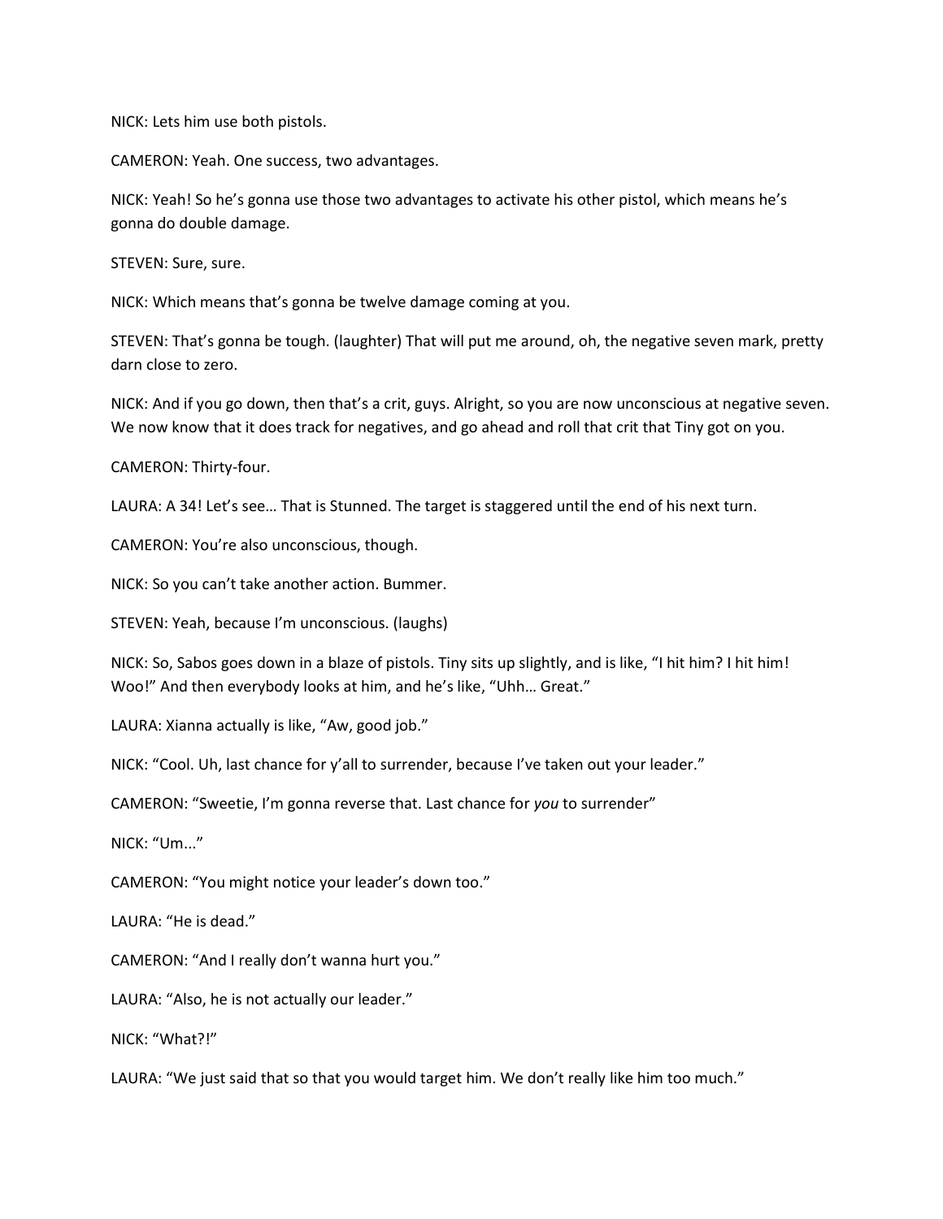NICK: Lets him use both pistols.

CAMERON: Yeah. One success, two advantages.

NICK: Yeah! So he's gonna use those two advantages to activate his other pistol, which means he's gonna do double damage.

STEVEN: Sure, sure.

NICK: Which means that's gonna be twelve damage coming at you.

STEVEN: That's gonna be tough. (laughter) That will put me around, oh, the negative seven mark, pretty darn close to zero.

NICK: And if you go down, then that's a crit, guys. Alright, so you are now unconscious at negative seven. We now know that it does track for negatives, and go ahead and roll that crit that Tiny got on you.

CAMERON: Thirty-four.

LAURA: A 34! Let's see… That is Stunned. The target is staggered until the end of his next turn.

CAMERON: You're also unconscious, though.

NICK: So you can't take another action. Bummer.

STEVEN: Yeah, because I'm unconscious. (laughs)

NICK: So, Sabos goes down in a blaze of pistols. Tiny sits up slightly, and is like, "I hit him? I hit him! Woo!" And then everybody looks at him, and he's like, "Uhh… Great."

LAURA: Xianna actually is like, "Aw, good job."

NICK: "Cool. Uh, last chance for y'all to surrender, because I've taken out your leader."

CAMERON: "Sweetie, I'm gonna reverse that. Last chance for *you* to surrender"

NICK: "Um..."

CAMERON: "You might notice your leader's down too."

LAURA: "He is dead."

CAMERON: "And I really don't wanna hurt you."

LAURA: "Also, he is not actually our leader."

NICK: "What?!"

LAURA: "We just said that so that you would target him. We don't really like him too much."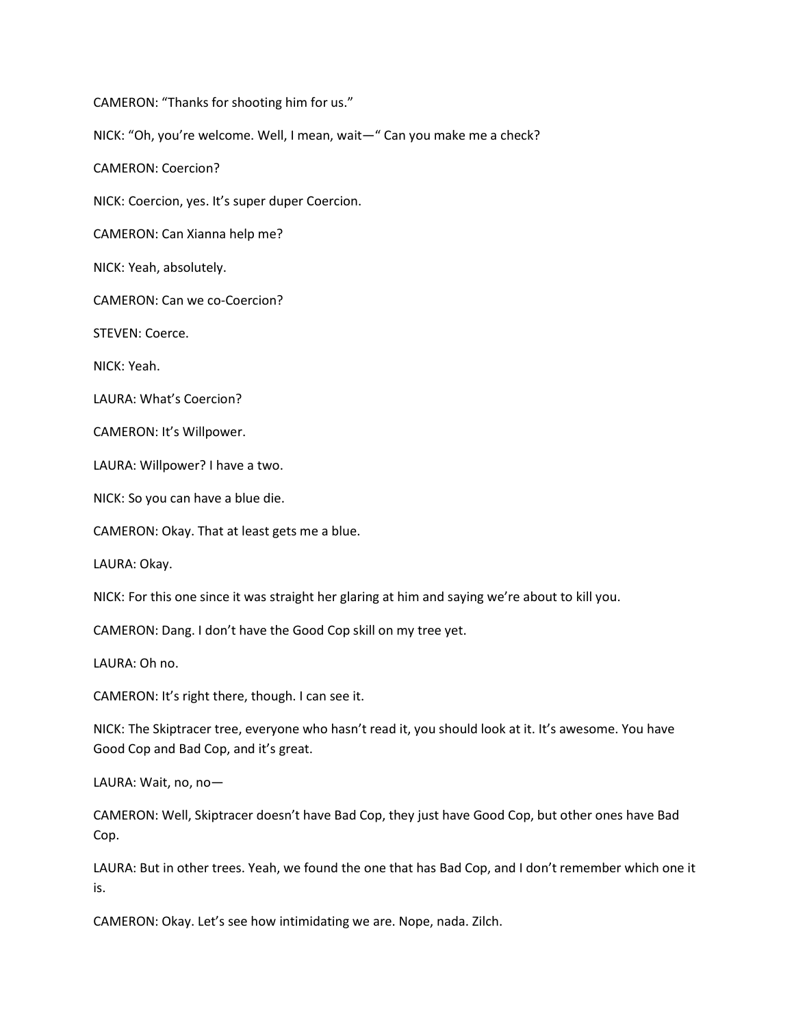CAMERON: "Thanks for shooting him for us."

NICK: "Oh, you're welcome. Well, I mean, wait—" Can you make me a check?

CAMERON: Coercion?

NICK: Coercion, yes. It's super duper Coercion.

CAMERON: Can Xianna help me?

NICK: Yeah, absolutely.

CAMERON: Can we co-Coercion?

STEVEN: Coerce.

NICK: Yeah.

LAURA: What's Coercion?

CAMERON: It's Willpower.

LAURA: Willpower? I have a two.

NICK: So you can have a blue die.

CAMERON: Okay. That at least gets me a blue.

LAURA: Okay.

NICK: For this one since it was straight her glaring at him and saying we're about to kill you.

CAMERON: Dang. I don't have the Good Cop skill on my tree yet.

LAURA: Oh no.

CAMERON: It's right there, though. I can see it.

NICK: The Skiptracer tree, everyone who hasn't read it, you should look at it. It's awesome. You have Good Cop and Bad Cop, and it's great.

LAURA: Wait, no, no—

CAMERON: Well, Skiptracer doesn't have Bad Cop, they just have Good Cop, but other ones have Bad Cop.

LAURA: But in other trees. Yeah, we found the one that has Bad Cop, and I don't remember which one it is.

CAMERON: Okay. Let's see how intimidating we are. Nope, nada. Zilch.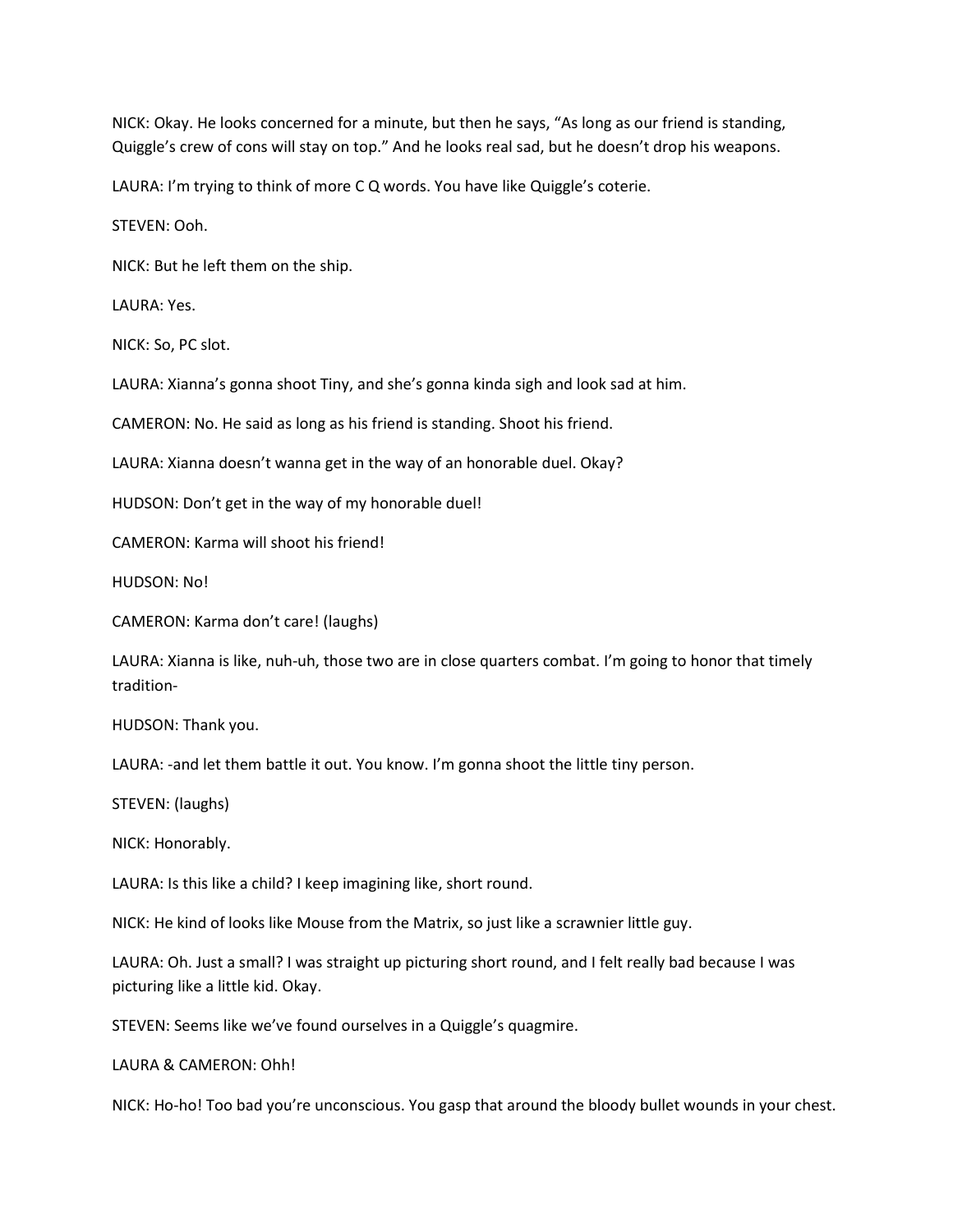NICK: Okay. He looks concerned for a minute, but then he says, "As long as our friend is standing, Quiggle's crew of cons will stay on top." And he looks real sad, but he doesn't drop his weapons.

LAURA: I'm trying to think of more C Q words. You have like Quiggle's coterie.

STEVEN: Ooh.

NICK: But he left them on the ship.

LAURA: Yes.

NICK: So, PC slot.

LAURA: Xianna's gonna shoot Tiny, and she's gonna kinda sigh and look sad at him.

CAMERON: No. He said as long as his friend is standing. Shoot his friend.

LAURA: Xianna doesn't wanna get in the way of an honorable duel. Okay?

HUDSON: Don't get in the way of my honorable duel!

CAMERON: Karma will shoot his friend!

HUDSON: No!

CAMERON: Karma don't care! (laughs)

LAURA: Xianna is like, nuh-uh, those two are in close quarters combat. I'm going to honor that timely tradition-

HUDSON: Thank you.

LAURA: -and let them battle it out. You know. I'm gonna shoot the little tiny person.

STEVEN: (laughs)

NICK: Honorably.

LAURA: Is this like a child? I keep imagining like, short round.

NICK: He kind of looks like Mouse from the Matrix, so just like a scrawnier little guy.

LAURA: Oh. Just a small? I was straight up picturing short round, and I felt really bad because I was picturing like a little kid. Okay.

STEVEN: Seems like we've found ourselves in a Quiggle's quagmire.

LAURA & CAMERON: Ohh!

NICK: Ho-ho! Too bad you're unconscious. You gasp that around the bloody bullet wounds in your chest.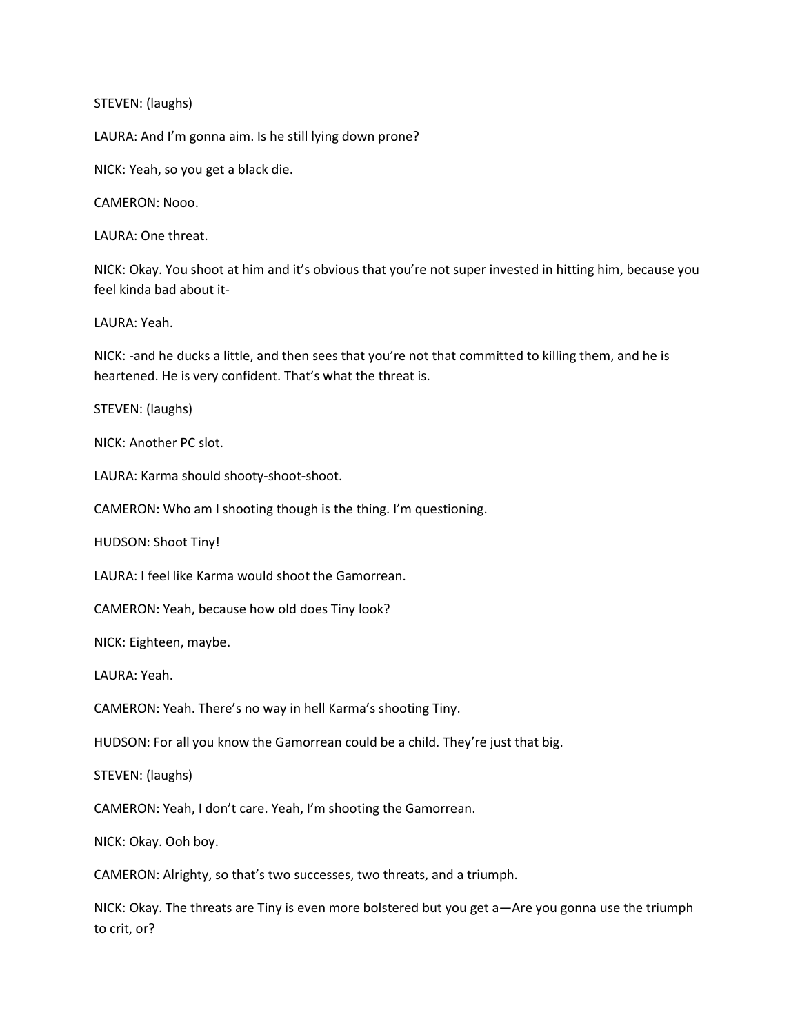STEVEN: (laughs)

LAURA: And I'm gonna aim. Is he still lying down prone?

NICK: Yeah, so you get a black die.

CAMERON: Nooo.

LAURA: One threat.

NICK: Okay. You shoot at him and it's obvious that you're not super invested in hitting him, because you feel kinda bad about it-

LAURA: Yeah.

NICK: -and he ducks a little, and then sees that you're not that committed to killing them, and he is heartened. He is very confident. That's what the threat is.

STEVEN: (laughs)

NICK: Another PC slot.

LAURA: Karma should shooty-shoot-shoot.

CAMERON: Who am I shooting though is the thing. I'm questioning.

HUDSON: Shoot Tiny!

LAURA: I feel like Karma would shoot the Gamorrean.

CAMERON: Yeah, because how old does Tiny look?

NICK: Eighteen, maybe.

LAURA: Yeah.

CAMERON: Yeah. There's no way in hell Karma's shooting Tiny.

HUDSON: For all you know the Gamorrean could be a child. They're just that big.

STEVEN: (laughs)

CAMERON: Yeah, I don't care. Yeah, I'm shooting the Gamorrean.

NICK: Okay. Ooh boy.

CAMERON: Alrighty, so that's two successes, two threats, and a triumph.

NICK: Okay. The threats are Tiny is even more bolstered but you get a—Are you gonna use the triumph to crit, or?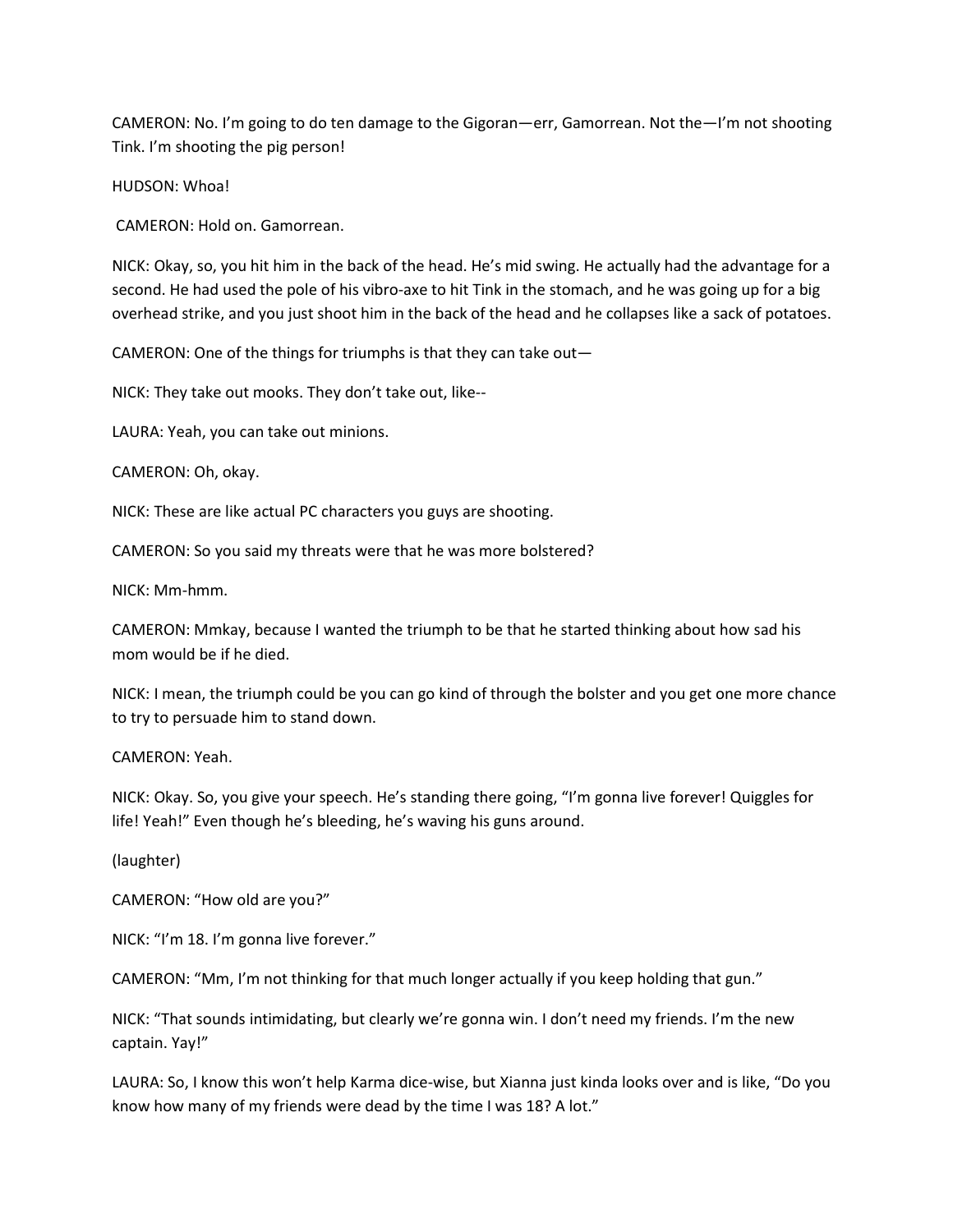CAMERON: No. I'm going to do ten damage to the Gigoran—err, Gamorrean. Not the—I'm not shooting Tink. I'm shooting the pig person!

HUDSON: Whoa!

CAMERON: Hold on. Gamorrean.

NICK: Okay, so, you hit him in the back of the head. He's mid swing. He actually had the advantage for a second. He had used the pole of his vibro-axe to hit Tink in the stomach, and he was going up for a big overhead strike, and you just shoot him in the back of the head and he collapses like a sack of potatoes.

CAMERON: One of the things for triumphs is that they can take out—

NICK: They take out mooks. They don't take out, like--

LAURA: Yeah, you can take out minions.

CAMERON: Oh, okay.

NICK: These are like actual PC characters you guys are shooting.

CAMERON: So you said my threats were that he was more bolstered?

NICK: Mm-hmm.

CAMERON: Mmkay, because I wanted the triumph to be that he started thinking about how sad his mom would be if he died.

NICK: I mean, the triumph could be you can go kind of through the bolster and you get one more chance to try to persuade him to stand down.

CAMERON: Yeah.

NICK: Okay. So, you give your speech. He's standing there going, "I'm gonna live forever! Quiggles for life! Yeah!" Even though he's bleeding, he's waving his guns around.

(laughter)

CAMERON: "How old are you?"

NICK: "I'm 18. I'm gonna live forever."

CAMERON: "Mm, I'm not thinking for that much longer actually if you keep holding that gun."

NICK: "That sounds intimidating, but clearly we're gonna win. I don't need my friends. I'm the new captain. Yay!"

LAURA: So, I know this won't help Karma dice-wise, but Xianna just kinda looks over and is like, "Do you know how many of my friends were dead by the time I was 18? A lot."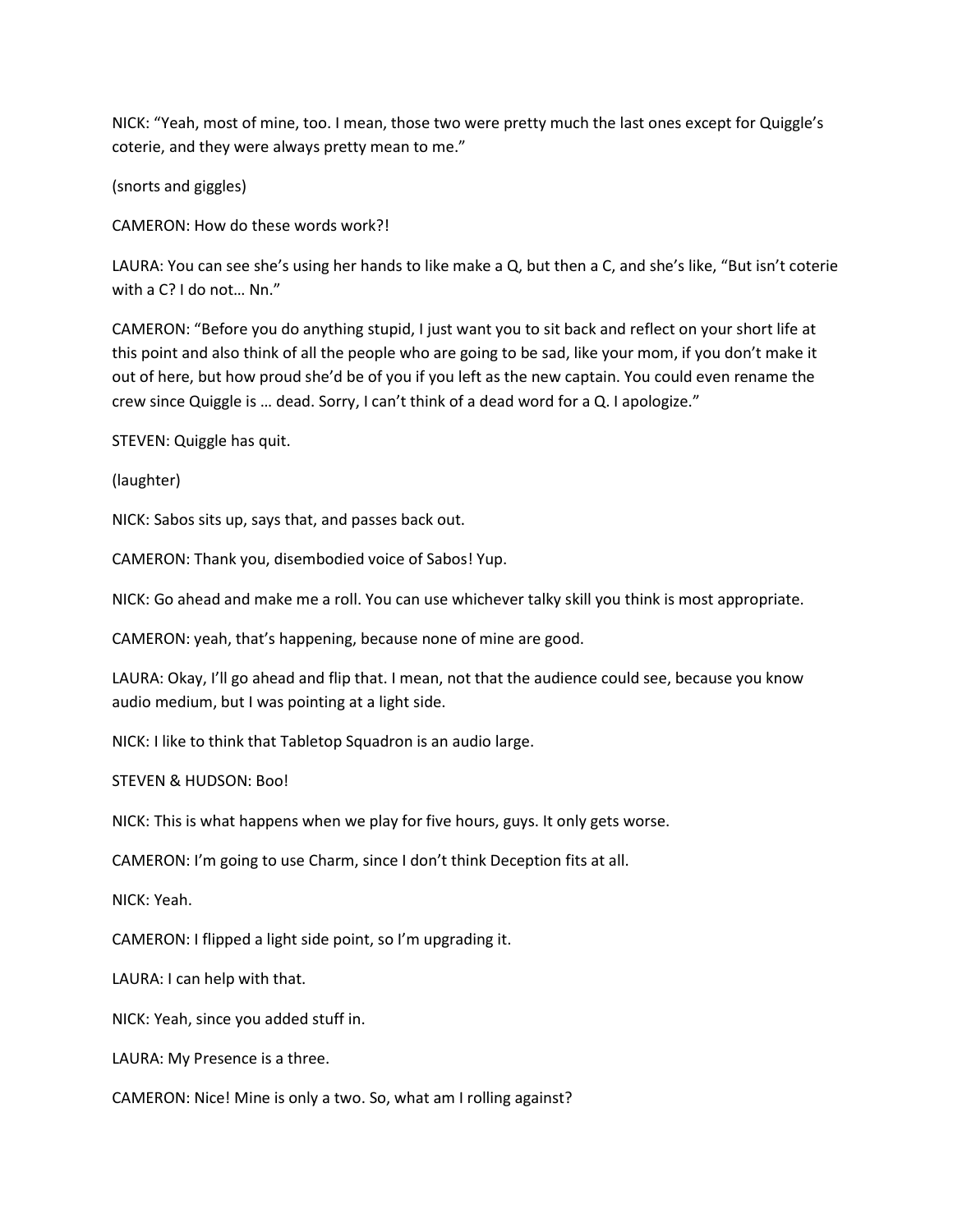NICK: "Yeah, most of mine, too. I mean, those two were pretty much the last ones except for Quiggle's coterie, and they were always pretty mean to me."

(snorts and giggles)

CAMERON: How do these words work?!

LAURA: You can see she's using her hands to like make a Q, but then a C, and she's like, "But isn't coterie with a C? I do not… Nn."

CAMERON: "Before you do anything stupid, I just want you to sit back and reflect on your short life at this point and also think of all the people who are going to be sad, like your mom, if you don't make it out of here, but how proud she'd be of you if you left as the new captain. You could even rename the crew since Quiggle is … dead. Sorry, I can't think of a dead word for a Q. I apologize."

STEVEN: Quiggle has quit.

(laughter)

NICK: Sabos sits up, says that, and passes back out.

CAMERON: Thank you, disembodied voice of Sabos! Yup.

NICK: Go ahead and make me a roll. You can use whichever talky skill you think is most appropriate.

CAMERON: yeah, that's happening, because none of mine are good.

LAURA: Okay, I'll go ahead and flip that. I mean, not that the audience could see, because you know audio medium, but I was pointing at a light side.

NICK: I like to think that Tabletop Squadron is an audio large.

STEVEN & HUDSON: Boo!

NICK: This is what happens when we play for five hours, guys. It only gets worse.

CAMERON: I'm going to use Charm, since I don't think Deception fits at all.

NICK: Yeah.

CAMERON: I flipped a light side point, so I'm upgrading it.

LAURA: I can help with that.

NICK: Yeah, since you added stuff in.

LAURA: My Presence is a three.

CAMERON: Nice! Mine is only a two. So, what am I rolling against?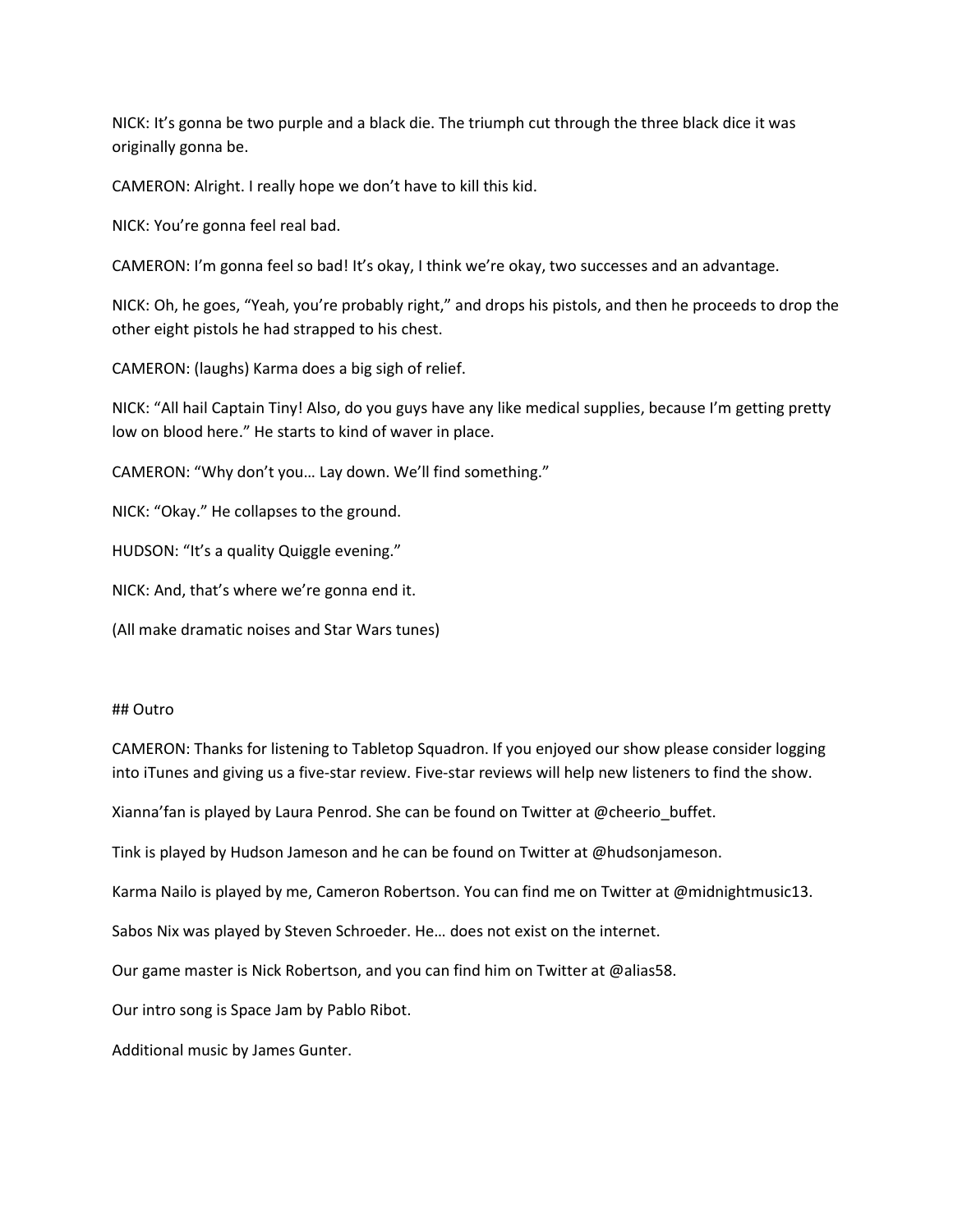NICK: It's gonna be two purple and a black die. The triumph cut through the three black dice it was originally gonna be.

CAMERON: Alright. I really hope we don't have to kill this kid.

NICK: You're gonna feel real bad.

CAMERON: I'm gonna feel so bad! It's okay, I think we're okay, two successes and an advantage.

NICK: Oh, he goes, "Yeah, you're probably right," and drops his pistols, and then he proceeds to drop the other eight pistols he had strapped to his chest.

CAMERON: (laughs) Karma does a big sigh of relief.

NICK: "All hail Captain Tiny! Also, do you guys have any like medical supplies, because I'm getting pretty low on blood here." He starts to kind of waver in place.

CAMERON: "Why don't you… Lay down. We'll find something."

NICK: "Okay." He collapses to the ground.

HUDSON: "It's a quality Quiggle evening."

NICK: And, that's where we're gonna end it.

(All make dramatic noises and Star Wars tunes)

## Outro

CAMERON: Thanks for listening to Tabletop Squadron. If you enjoyed our show please consider logging into iTunes and giving us a five-star review. Five-star reviews will help new listeners to find the show.

Xianna'fan is played by Laura Penrod. She can be found on Twitter at @cheerio_buffet.

Tink is played by Hudson Jameson and he can be found on Twitter at @hudsonjameson.

Karma Nailo is played by me, Cameron Robertson. You can find me on Twitter at @midnightmusic13.

Sabos Nix was played by Steven Schroeder. He… does not exist on the internet.

Our game master is Nick Robertson, and you can find him on Twitter at @alias58.

Our intro song is Space Jam by Pablo Ribot.

Additional music by James Gunter.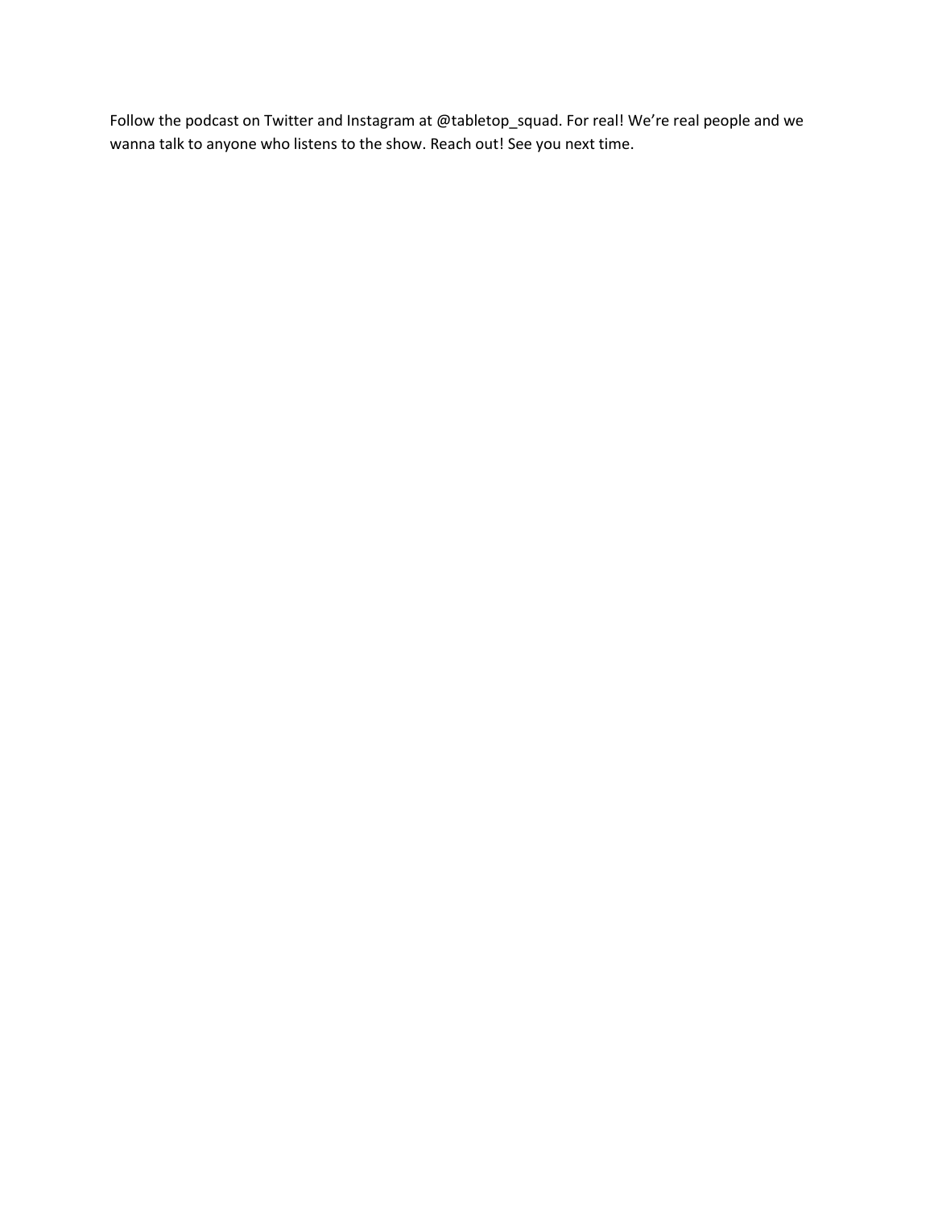Follow the podcast on Twitter and Instagram at @tabletop_squad. For real! We're real people and we wanna talk to anyone who listens to the show. Reach out! See you next time.